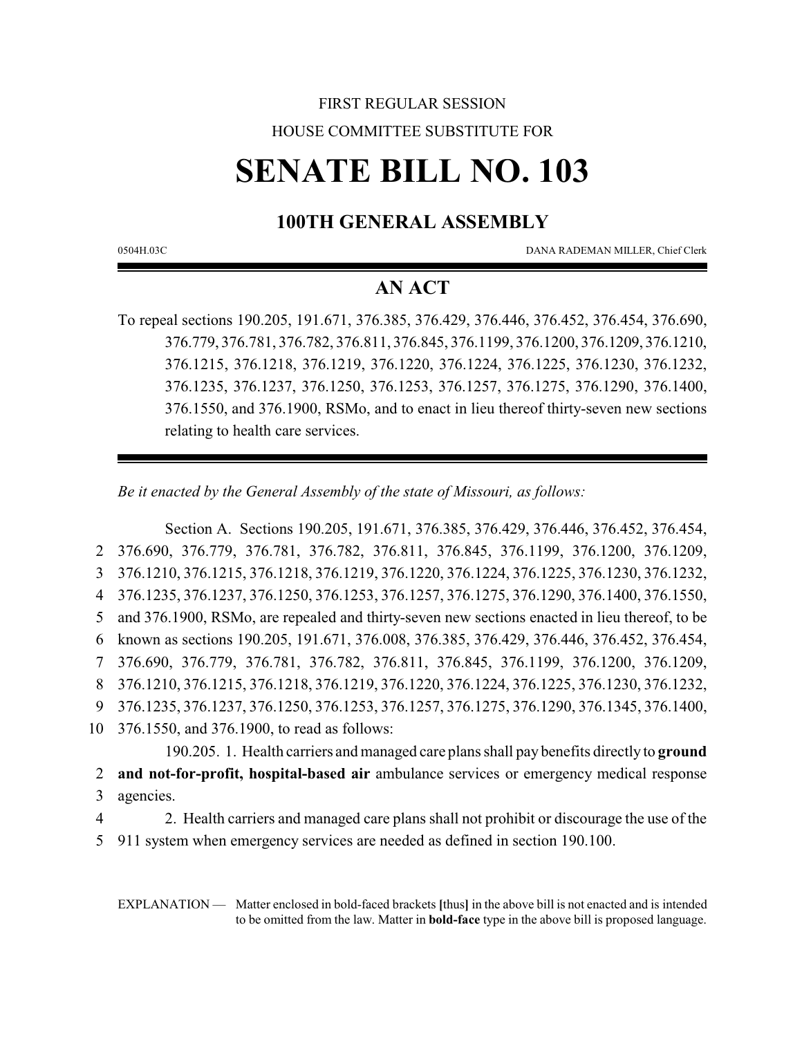FIRST REGULAR SESSION

HOUSE COMMITTEE SUBSTITUTE FOR

# SENATE BILL NO. 103

## 100TH GENERAL ASSEMBLY

0504H.03C DANA RADEMAN MILLER, Chief Clerk

## AN ACT

To repeal sections 190.205, 191.671, 376.385, 376.429, 376.446, 376.452, 376.454, 376.690, 376.779, 376.781, 376.782, 376.811, 376.845, 376.1199, 376.1200, 376.1209, 376.1210, 376.1215, 376.1218, 376.1219, 376.1220, 376.1224, 376.1225, 376.1230, 376.1232, 376.1235, 376.1237, 376.1250, 376.1253, 376.1257, 376.1275, 376.1290, 376.1400, 376.1550, and 376.1900, RSMo, and to enact in lieu thereof thirty-seven new sections relating to health care services.

*Be it enacted by the General Assembly of the state of Missouri, as follows:*

Section A. Sections 190.205, 191.671, 376.385, 376.429, 376.446, 376.452, 376.454, 376.690, 376.779, 376.781, 376.782, 376.811, 376.845, 376.1199, 376.1200, 376.1209, 376.1210, 376.1215, 376.1218, 376.1219, 376.1220, 376.1224, 376.1225, 376.1230, 376.1232, 376.1235, 376.1237, 376.1250, 376.1253, 376.1257, 376.1275, 376.1290, 376.1400, 376.1550, and 376.1900, RSMo, are repealed and thirty-seven new sections enacted in lieu thereof, to be known as sections 190.205, 191.671, 376.008, 376.385, 376.429, 376.446, 376.452, 376.454, 376.690, 376.779, 376.781, 376.782, 376.811, 376.845, 376.1199, 376.1200, 376.1209, 376.1210, 376.1215, 376.1218, 376.1219, 376.1220, 376.1224, 376.1225, 376.1230, 376.1232, 376.1235, 376.1237, 376.1250, 376.1253, 376.1257, 376.1275, 376.1290, 376.1345, 376.1400, 376.1550, and 376.1900, to read as follows:

190.205. 1. Health carriers and managed care plans shall pay benefits directly to **ground and not-for-profit, hospital-based air** ambulance services or emergency medical response agencies.

2. Health carriers and managed care plans shall not prohibit or discourage the use of the 911 system when emergency services are needed as defined in section 190.100.

EXPLANATION — Matter enclosed in bold-faced brackets **[**thus**]** in the above bill is not enacted and is intended to be omitted from the law. Matter in **bold-face** type in the above bill is proposed language.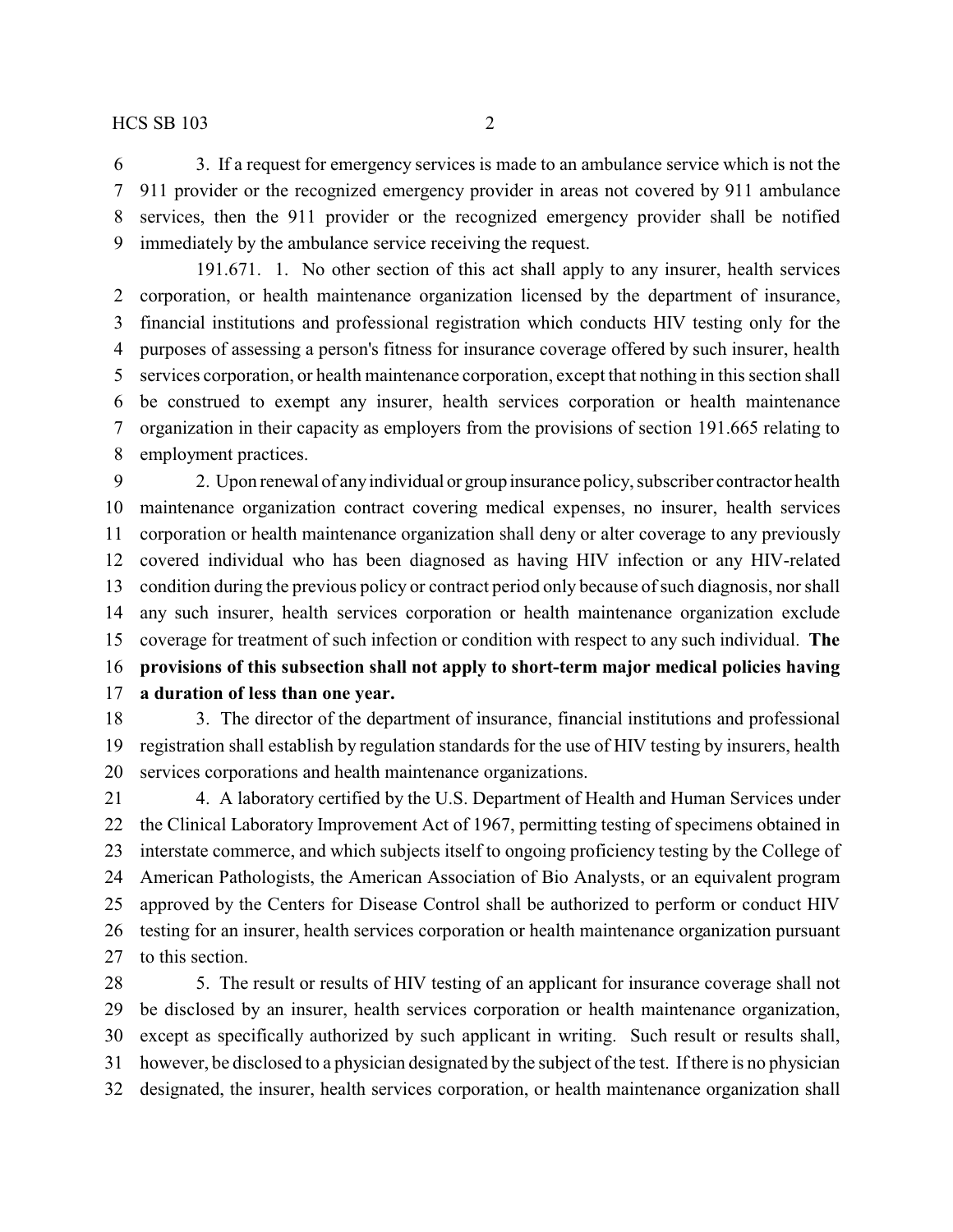3. If a request for emergency services is made to an ambulance service which is not the 911 provider or the recognized emergency provider in areas not covered by 911 ambulance services, then the 911 provider or the recognized emergency provider shall be notified immediately by the ambulance service receiving the request.

191.671. 1. No other section of this act shall apply to any insurer, health services corporation, or health maintenance organization licensed by the department of insurance, financial institutions and professional registration which conducts HIV testing only for the purposes of assessing a person's fitness for insurance coverage offered by such insurer, health services corporation, or health maintenance corporation, except that nothing in this section shall be construed to exempt any insurer, health services corporation or health maintenance organization in their capacity as employers from the provisions of section 191.665 relating to employment practices.

2. Upon renewal of any individual or group insurance policy, subscriber contract or health maintenance organization contract covering medical expenses, no insurer, health services corporation or health maintenance organization shall deny or alter coverage to any previously covered individual who has been diagnosed as having HIV infection or any HIV-related condition during the previous policy or contract period only because of such diagnosis, nor shall any such insurer, health services corporation or health maintenance organization exclude coverage for treatment of such infection or condition with respect to any such individual. **The provisions of this subsection shall not apply to short-term major medical policies having a duration of less than one year.**

3. The director of the department of insurance, financial institutions and professional registration shall establish by regulation standards for the use of HIV testing by insurers, health services corporations and health maintenance organizations.

4. A laboratory certified by the U.S. Department of Health and Human Services under the Clinical Laboratory Improvement Act of 1967, permitting testing of specimens obtained in interstate commerce, and which subjects itself to ongoing proficiency testing by the College of American Pathologists, the American Association of Bio Analysts, or an equivalent program approved by the Centers for Disease Control shall be authorized to perform or conduct HIV testing for an insurer, health services corporation or health maintenance organization pursuant to this section.

5. The result or results of HIV testing of an applicant for insurance coverage shall not be disclosed by an insurer, health services corporation or health maintenance organization, except as specifically authorized by such applicant in writing. Such result or results shall, however, be disclosed to a physician designated by the subject of the test. If there is no physician designated, the insurer, health services corporation, or health maintenance organization shall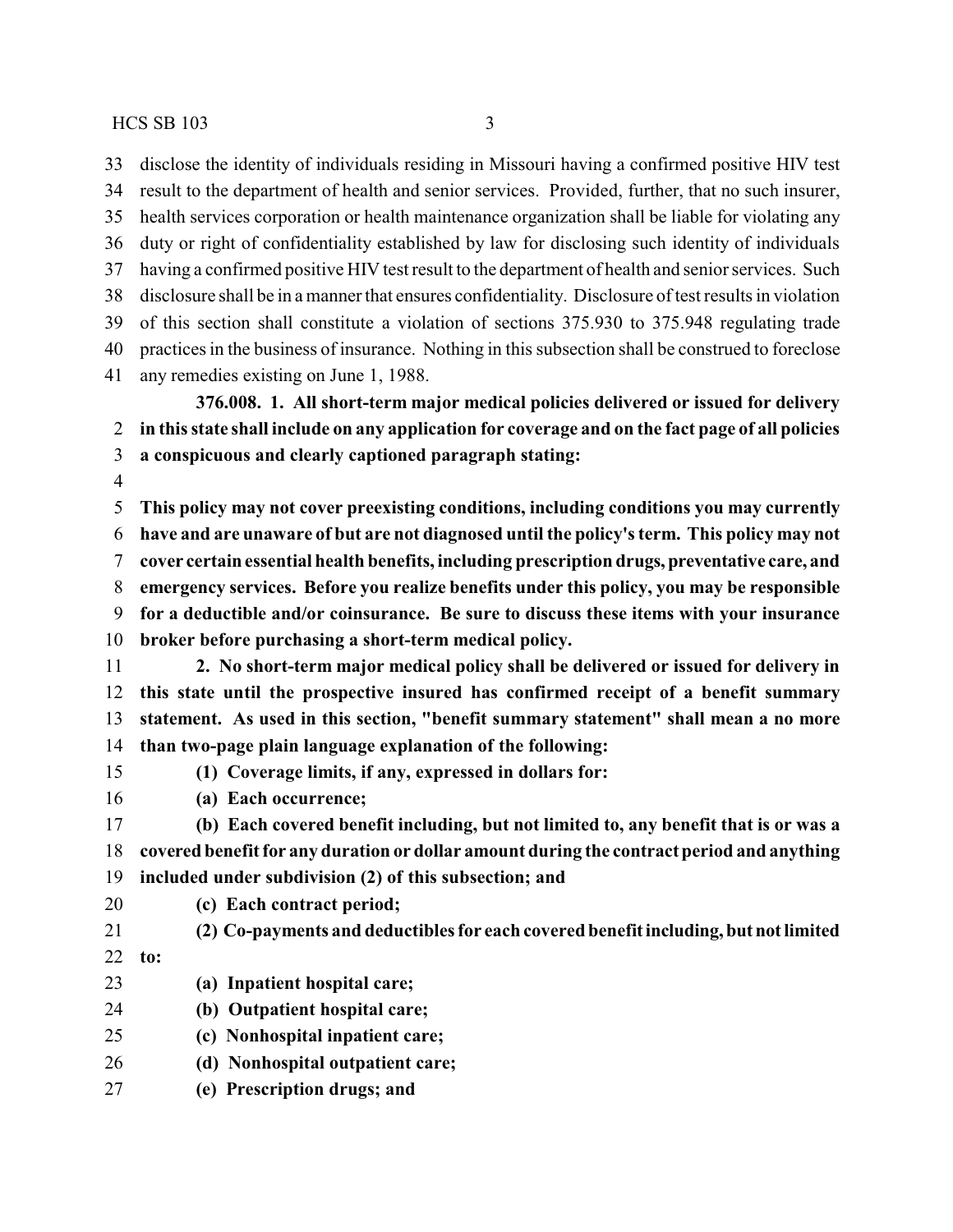disclose the identity of individuals residing in Missouri having a confirmed positive HIV test result to the department of health and senior services. Provided, further, that no such insurer, health services corporation or health maintenance organization shall be liable for violating any duty or right of confidentiality established by law for disclosing such identity of individuals having a confirmed positive HIV test result to the department of health and senior services. Such disclosure shall be in a manner that ensures confidentiality. Disclosure of test results in violation of this section shall constitute a violation of sections 375.930 to 375.948 regulating trade practices in the business of insurance. Nothing in this subsection shall be construed to foreclose any remedies existing on June 1, 1988.

**376.008. 1. All short-term major medical policies delivered or issued for delivery in this state shall include on any application for coverage and on the fact page of all policies a conspicuous and clearly captioned paragraph stating:**

**This policy may not cover preexisting conditions, including conditions you may currently have and are unaware of but are not diagnosed until the policy's term. This policy may not cover certain essential health benefits, including prescription drugs, preventative care, and emergency services. Before you realize benefits under this policy, you may be responsible for a deductible and/or coinsurance. Be sure to discuss these items with your insurance broker before purchasing a short-term medical policy.**

**2. No short-term major medical policy shall be delivered or issued for delivery in this state until the prospective insured has confirmed receipt of a benefit summary statement. As used in this section, "benefit summary statement" shall mean a no more than two-page plain language explanation of the following:**

**(1) Coverage limits, if any, expressed in dollars for:**

**(a) Each occurrence;**

**(b) Each covered benefit including, but not limited to, any benefit that is or was a covered benefit for any duration or dollar amount during the contract period and anything included under subdivision (2) of this subsection; and**

**(c) Each contract period;**

**(2) Co-payments and deductibles for each covered benefit including, but not limited to:**

**(a) Inpatient hospital care;**

**(b) Outpatient hospital care;**

**(c) Nonhospital inpatient care;**

**(d) Nonhospital outpatient care;**

**(e) Prescription drugs; and**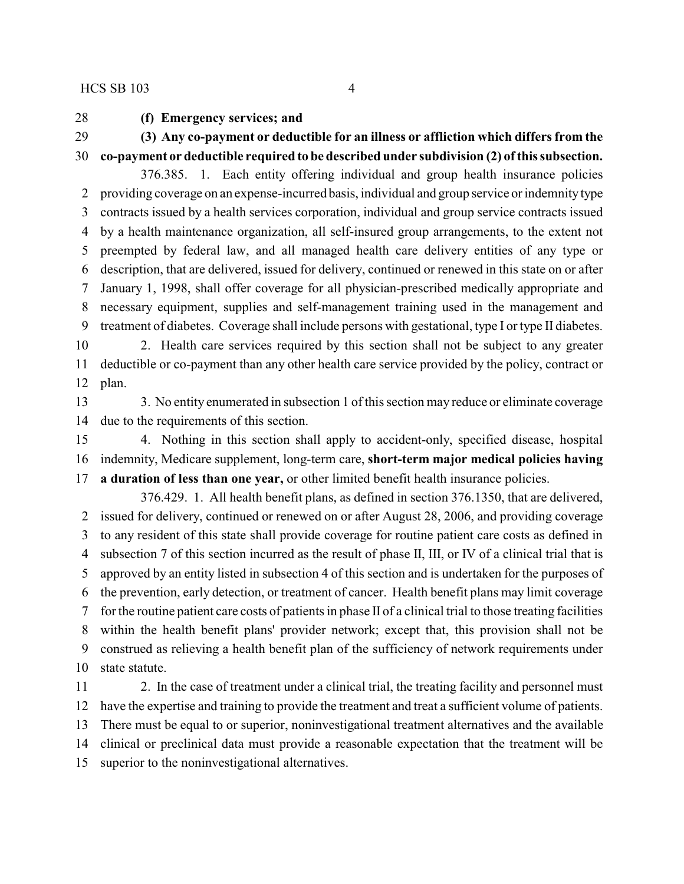**(f) Emergency services; and**

**(3) Any co-payment or deductible for an illness or affliction which differs from the co-payment or deductible required to be described under subdivision (2) of this subsection.**

376.385. 1. Each entity offering individual and group health insurance policies providing coverage on an expense-incurred basis, individual and group service or indemnity type contracts issued by a health services corporation, individual and group service contracts issued by a health maintenance organization, all self-insured group arrangements, to the extent not preempted by federal law, and all managed health care delivery entities of any type or description, that are delivered, issued for delivery, continued or renewed in this state on or after January 1, 1998, shall offer coverage for all physician-prescribed medically appropriate and necessary equipment, supplies and self-management training used in the management and treatment of diabetes. Coverage shall include persons with gestational, type I or type II diabetes.

2. Health care services required by this section shall not be subject to any greater deductible or co-payment than any other health care service provided by the policy, contract or plan.

3. No entity enumerated in subsection 1 of this section may reduce or eliminate coverage due to the requirements of this section.

4. Nothing in this section shall apply to accident-only, specified disease, hospital indemnity, Medicare supplement, long-term care, **short-term major medical policies having a duration of less than one year,** or other limited benefit health insurance policies.

376.429. 1. All health benefit plans, as defined in section 376.1350, that are delivered, issued for delivery, continued or renewed on or after August 28, 2006, and providing coverage to any resident of this state shall provide coverage for routine patient care costs as defined in subsection 7 of this section incurred as the result of phase II, III, or IV of a clinical trial that is approved by an entity listed in subsection 4 of this section and is undertaken for the purposes of the prevention, early detection, or treatment of cancer. Health benefit plans may limit coverage for the routine patient care costs of patients in phase II of a clinical trial to those treating facilities within the health benefit plans' provider network; except that, this provision shall not be construed as relieving a health benefit plan of the sufficiency of network requirements under state statute.

2. In the case of treatment under a clinical trial, the treating facility and personnel must have the expertise and training to provide the treatment and treat a sufficient volume of patients. There must be equal to or superior, noninvestigational treatment alternatives and the available clinical or preclinical data must provide a reasonable expectation that the treatment will be superior to the noninvestigational alternatives.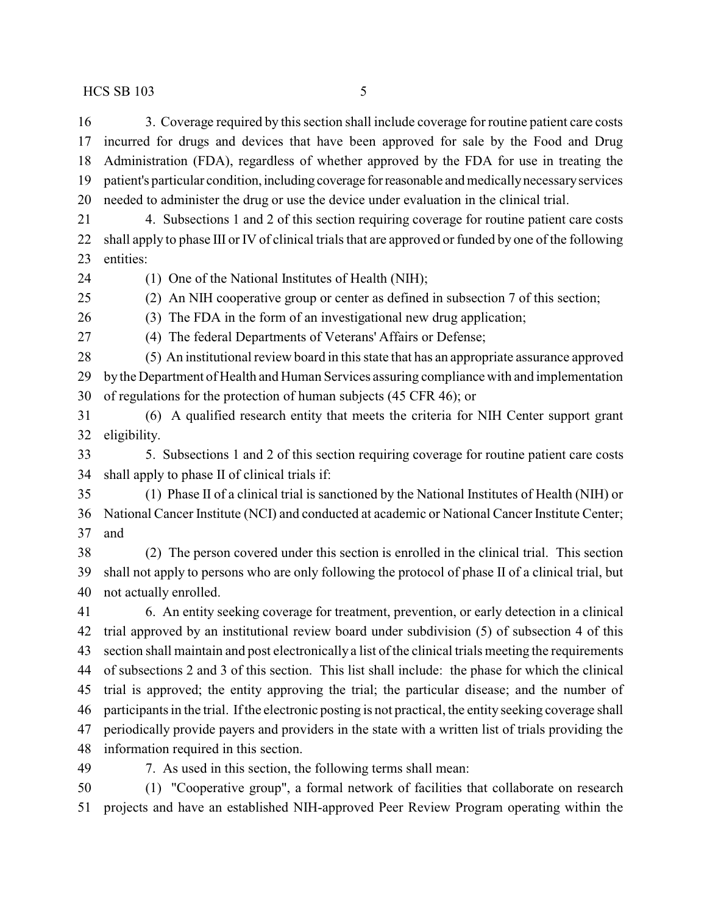3. Coverage required by this section shall include coverage for routine patient care costs incurred for drugs and devices that have been approved for sale by the Food and Drug Administration (FDA), regardless of whether approved by the FDA for use in treating the patient's particular condition, including coverage for reasonable and medically necessary services needed to administer the drug or use the device under evaluation in the clinical trial.

4. Subsections 1 and 2 of this section requiring coverage for routine patient care costs shall apply to phase III or IV of clinical trials that are approved or funded by one of the following entities:

(1) One of the National Institutes of Health (NIH);

(2) An NIH cooperative group or center as defined in subsection 7 of this section;

(3) The FDA in the form of an investigational new drug application;

(4) The federal Departments of Veterans' Affairs or Defense;

(5) An institutional review board in this state that has an appropriate assurance approved by the Department of Health and Human Services assuring compliance with and implementation of regulations for the protection of human subjects (45 CFR 46); or

(6) A qualified research entity that meets the criteria for NIH Center support grant eligibility.

5. Subsections 1 and 2 of this section requiring coverage for routine patient care costs shall apply to phase II of clinical trials if:

(1) Phase II of a clinical trial is sanctioned by the National Institutes of Health (NIH) or National Cancer Institute (NCI) and conducted at academic or National Cancer Institute Center; and

(2) The person covered under this section is enrolled in the clinical trial. This section shall not apply to persons who are only following the protocol of phase II of a clinical trial, but not actually enrolled.

6. An entity seeking coverage for treatment, prevention, or early detection in a clinical trial approved by an institutional review board under subdivision (5) of subsection 4 of this section shall maintain and post electronically a list of the clinical trials meeting the requirements of subsections 2 and 3 of this section. This list shall include: the phase for which the clinical trial is approved; the entity approving the trial; the particular disease; and the number of participants in the trial. If the electronic posting is not practical, the entity seeking coverage shall periodically provide payers and providers in the state with a written list of trials providing the information required in this section.

7. As used in this section, the following terms shall mean:

(1) "Cooperative group", a formal network of facilities that collaborate on research projects and have an established NIH-approved Peer Review Program operating within the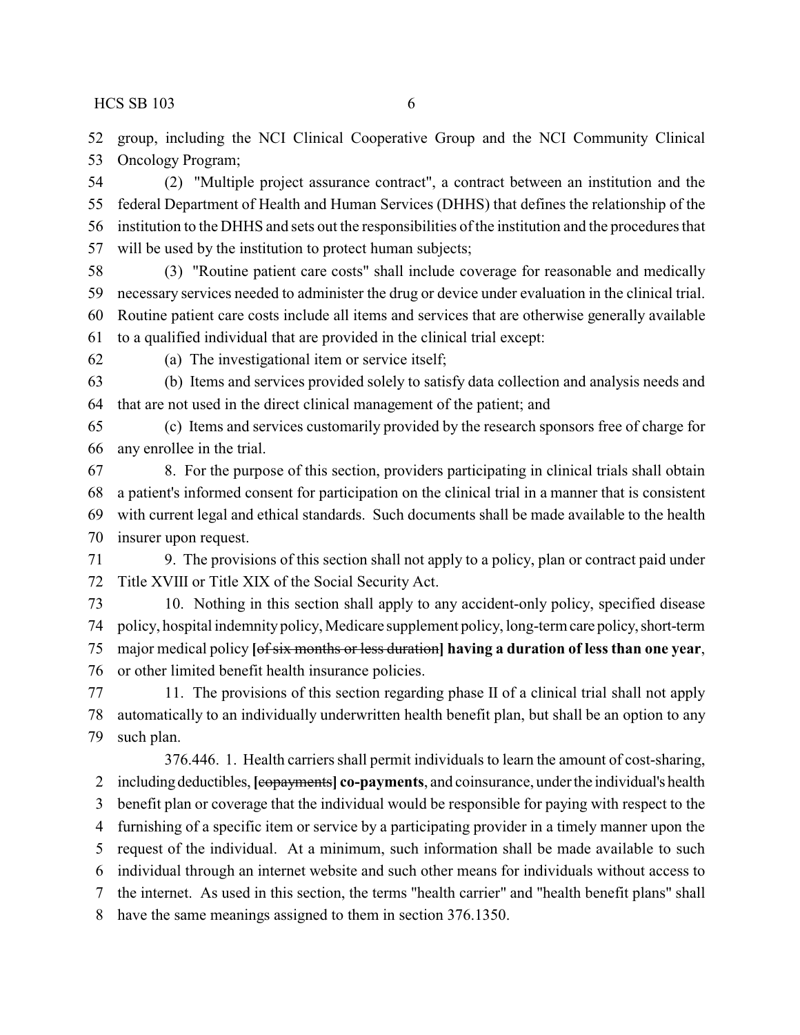52 group, including the NCI Clinical Cooperative Group and the NCI Community Clinical
53 Oncology Program;

54 (2) "Multiple project assurance contract", a contract between an institution and the
55 federal Department of Health and Human Services (DHHS) that defines the relationship of the
56 institution to the DHHS and sets out the responsibilities of the institution and the procedures that
57 will be used by the institution to protect human subjects;

58 (3) "Routine patient care costs" shall include coverage for reasonable and medically
59 necessary services needed to administer the drug or device under evaluation in the clinical trial.
60 Routine patient care costs include all items and services that are otherwise generally available
61 to a qualified individual that are provided in the clinical trial except:

62 (a) The investigational item or service itself;

63 (b) Items and services provided solely to satisfy data collection and analysis needs and
64 that are not used in the direct clinical management of the patient; and

65 (c) Items and services customarily provided by the research sponsors free of charge for
66 any enrollee in the trial.

67 8. For the purpose of this section, providers participating in clinical trials shall obtain
68 a patient's informed consent for participation on the clinical trial in a manner that is consistent
69 with current legal and ethical standards. Such documents shall be made available to the health
70 insurer upon request.

71 9. The provisions of this section shall not apply to a policy, plan or contract paid under
72 Title XVIII or Title XIX of the Social Security Act.

73 10. Nothing in this section shall apply to any accident-only policy, specified disease
74 policy, hospital indemnity policy, Medicare supplement policy, long-term care policy, short-term
75 major medical policy **[**~~of six months or less duration~~**] having a duration of less than one year**,
76 or other limited benefit health insurance policies.

77 11. The provisions of this section regarding phase II of a clinical trial shall not apply
78 automatically to an individually underwritten health benefit plan, but shall be an option to any
79 such plan.

376.446. 1. Health carriers shall permit individuals to learn the amount of cost-sharing,
2 including deductibles, **[**~~copayments~~**] co-payments**, and coinsurance, under the individual's health
3 benefit plan or coverage that the individual would be responsible for paying with respect to the
4 furnishing of a specific item or service by a participating provider in a timely manner upon the
5 request of the individual. At a minimum, such information shall be made available to such
6 individual through an internet website and such other means for individuals without access to
7 the internet. As used in this section, the terms "health carrier" and "health benefit plans" shall
8 have the same meanings assigned to them in section 376.1350.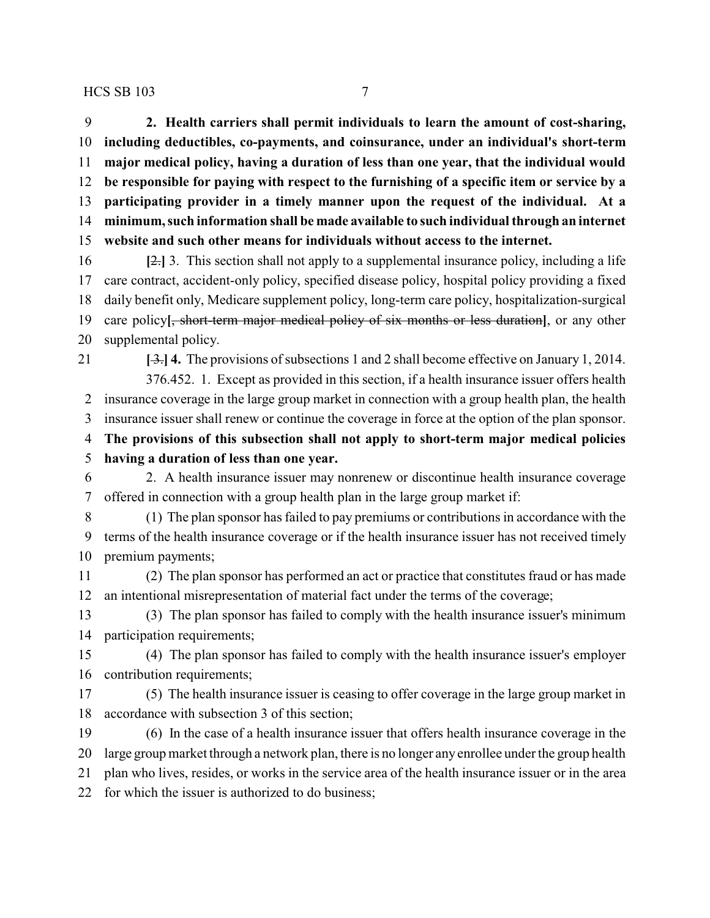**2. Health carriers shall permit individuals to learn the amount of cost-sharing, including deductibles, co-payments, and coinsurance, under an individual's short-term major medical policy, having a duration of less than one year, that the individual would be responsible for paying with respect to the furnishing of a specific item or service by a participating provider in a timely manner upon the request of the individual. At a minimum, such information shall be made available to such individual through an internet website and such other means for individuals without access to the internet.**

[~~2.~~] 3. This section shall not apply to a supplemental insurance policy, including a life care contract, accident-only policy, specified disease policy, hospital policy providing a fixed daily benefit only, Medicare supplement policy, long-term care policy, hospitalization-surgical care policy[~~, short-term major medical policy of six months or less duration~~], or any other supplemental policy.

[~~3.~~] **4.** The provisions of subsections 1 and 2 shall become effective on January 1, 2014.

376.452. 1. Except as provided in this section, if a health insurance issuer offers health insurance coverage in the large group market in connection with a group health plan, the health insurance issuer shall renew or continue the coverage in force at the option of the plan sponsor. **The provisions of this subsection shall not apply to short-term major medical policies having a duration of less than one year.**

2. A health insurance issuer may nonrenew or discontinue health insurance coverage offered in connection with a group health plan in the large group market if:

(1) The plan sponsor has failed to pay premiums or contributions in accordance with the terms of the health insurance coverage or if the health insurance issuer has not received timely premium payments;

(2) The plan sponsor has performed an act or practice that constitutes fraud or has made an intentional misrepresentation of material fact under the terms of the coverage;

(3) The plan sponsor has failed to comply with the health insurance issuer's minimum participation requirements;

(4) The plan sponsor has failed to comply with the health insurance issuer's employer contribution requirements;

(5) The health insurance issuer is ceasing to offer coverage in the large group market in accordance with subsection 3 of this section;

(6) In the case of a health insurance issuer that offers health insurance coverage in the large group market through a network plan, there is no longer any enrollee under the group health plan who lives, resides, or works in the service area of the health insurance issuer or in the area for which the issuer is authorized to do business;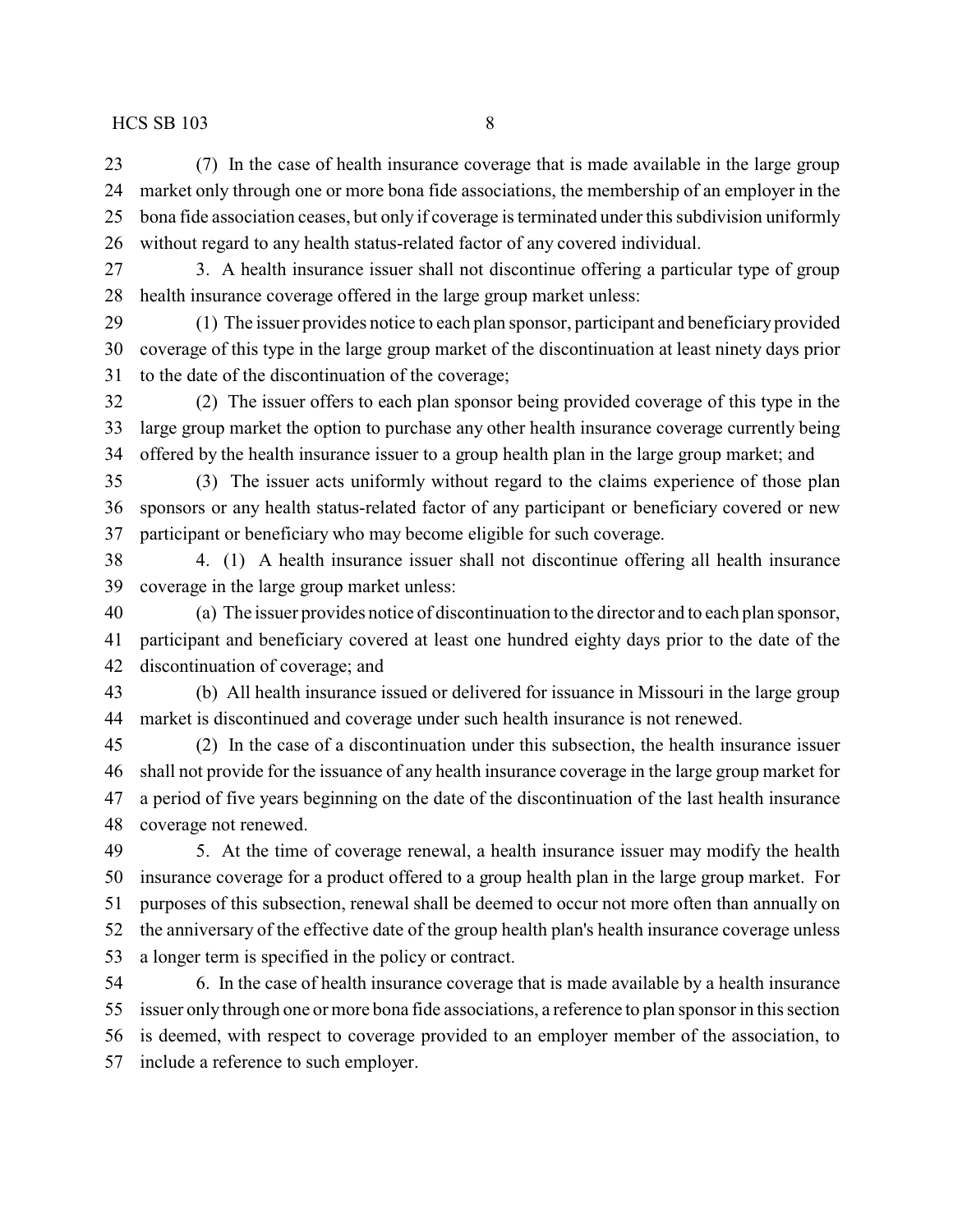(7) In the case of health insurance coverage that is made available in the large group market only through one or more bona fide associations, the membership of an employer in the bona fide association ceases, but only if coverage is terminated under this subdivision uniformly without regard to any health status-related factor of any covered individual.

3. A health insurance issuer shall not discontinue offering a particular type of group health insurance coverage offered in the large group market unless:

(1) The issuer provides notice to each plan sponsor, participant and beneficiary provided coverage of this type in the large group market of the discontinuation at least ninety days prior to the date of the discontinuation of the coverage;

(2) The issuer offers to each plan sponsor being provided coverage of this type in the large group market the option to purchase any other health insurance coverage currently being offered by the health insurance issuer to a group health plan in the large group market; and

(3) The issuer acts uniformly without regard to the claims experience of those plan sponsors or any health status-related factor of any participant or beneficiary covered or new participant or beneficiary who may become eligible for such coverage.

4. (1) A health insurance issuer shall not discontinue offering all health insurance coverage in the large group market unless:

(a) The issuer provides notice of discontinuation to the director and to each plan sponsor, participant and beneficiary covered at least one hundred eighty days prior to the date of the discontinuation of coverage; and

(b) All health insurance issued or delivered for issuance in Missouri in the large group market is discontinued and coverage under such health insurance is not renewed.

(2) In the case of a discontinuation under this subsection, the health insurance issuer shall not provide for the issuance of any health insurance coverage in the large group market for a period of five years beginning on the date of the discontinuation of the last health insurance coverage not renewed.

5. At the time of coverage renewal, a health insurance issuer may modify the health insurance coverage for a product offered to a group health plan in the large group market. For purposes of this subsection, renewal shall be deemed to occur not more often than annually on the anniversary of the effective date of the group health plan's health insurance coverage unless a longer term is specified in the policy or contract.

6. In the case of health insurance coverage that is made available by a health insurance issuer only through one or more bona fide associations, a reference to plan sponsor in this section is deemed, with respect to coverage provided to an employer member of the association, to include a reference to such employer.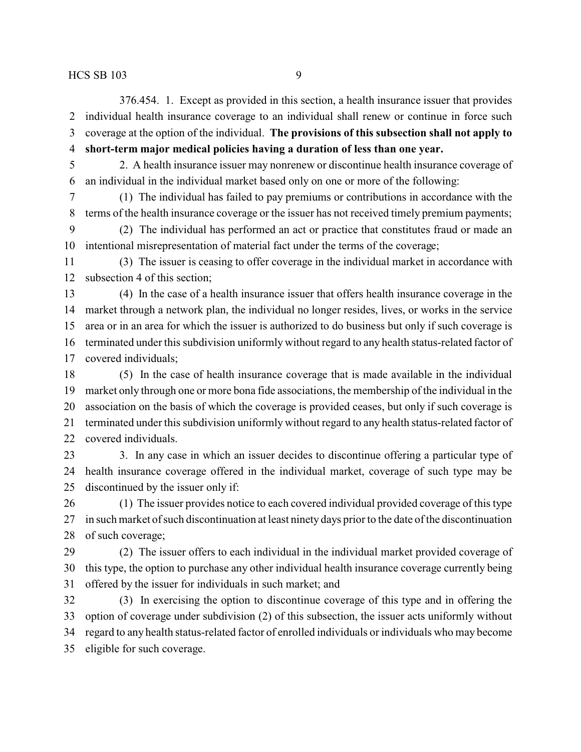376.454. 1. Except as provided in this section, a health insurance issuer that provides individual health insurance coverage to an individual shall renew or continue in force such coverage at the option of the individual. **The provisions of this subsection shall not apply to short-term major medical policies having a duration of less than one year.**

2. A health insurance issuer may nonrenew or discontinue health insurance coverage of an individual in the individual market based only on one or more of the following:

(1) The individual has failed to pay premiums or contributions in accordance with the terms of the health insurance coverage or the issuer has not received timely premium payments;

(2) The individual has performed an act or practice that constitutes fraud or made an intentional misrepresentation of material fact under the terms of the coverage;

(3) The issuer is ceasing to offer coverage in the individual market in accordance with subsection 4 of this section;

(4) In the case of a health insurance issuer that offers health insurance coverage in the market through a network plan, the individual no longer resides, lives, or works in the service area or in an area for which the issuer is authorized to do business but only if such coverage is terminated under this subdivision uniformly without regard to any health status-related factor of covered individuals;

(5) In the case of health insurance coverage that is made available in the individual market only through one or more bona fide associations, the membership of the individual in the association on the basis of which the coverage is provided ceases, but only if such coverage is terminated under this subdivision uniformly without regard to any health status-related factor of covered individuals.

3. In any case in which an issuer decides to discontinue offering a particular type of health insurance coverage offered in the individual market, coverage of such type may be discontinued by the issuer only if:

(1) The issuer provides notice to each covered individual provided coverage of this type in such market of such discontinuation at least ninety days prior to the date of the discontinuation of such coverage;

(2) The issuer offers to each individual in the individual market provided coverage of this type, the option to purchase any other individual health insurance coverage currently being offered by the issuer for individuals in such market; and

(3) In exercising the option to discontinue coverage of this type and in offering the option of coverage under subdivision (2) of this subsection, the issuer acts uniformly without regard to any health status-related factor of enrolled individuals or individuals who may become eligible for such coverage.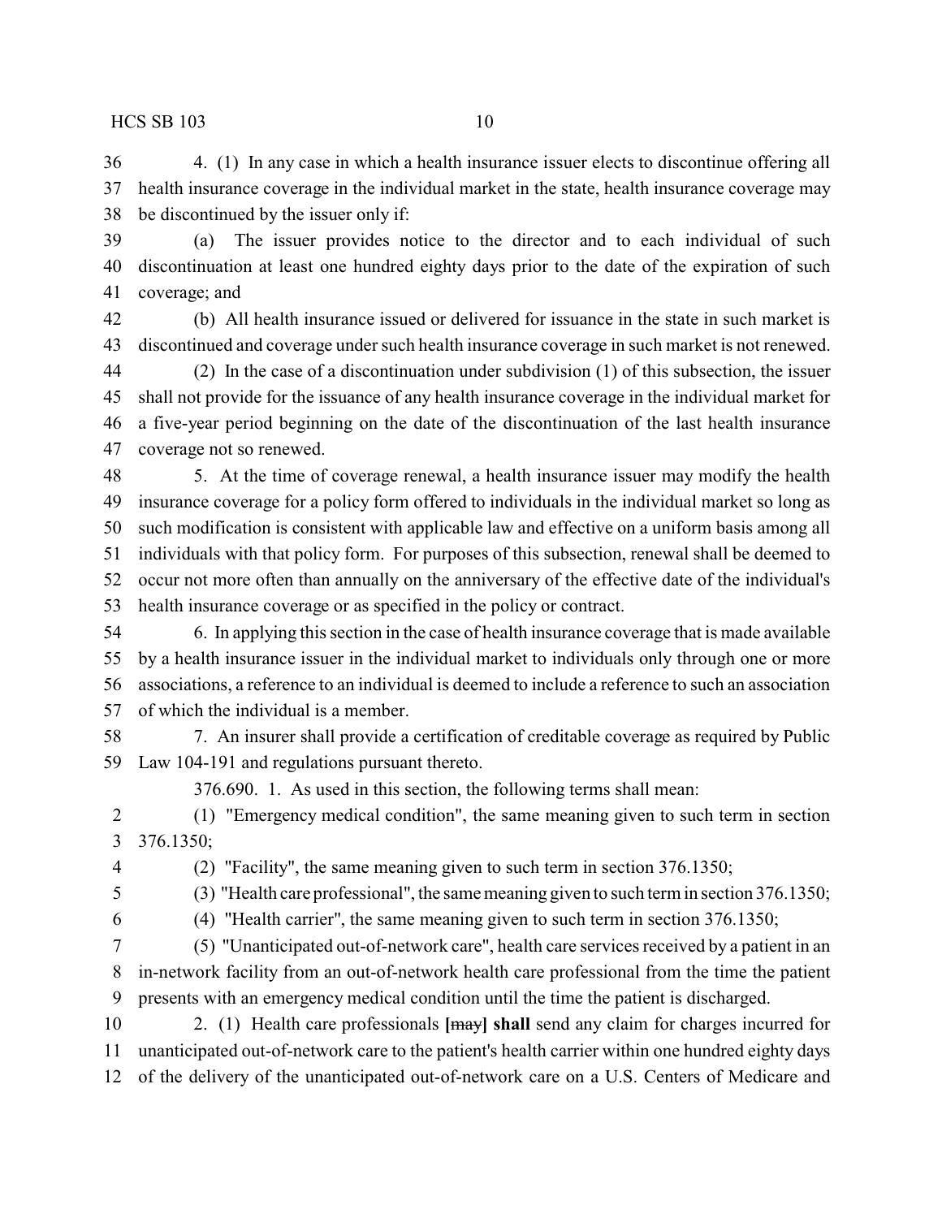4. (1) In any case in which a health insurance issuer elects to discontinue offering all health insurance coverage in the individual market in the state, health insurance coverage may be discontinued by the issuer only if:

(a) The issuer provides notice to the director and to each individual of such discontinuation at least one hundred eighty days prior to the date of the expiration of such coverage; and

(b) All health insurance issued or delivered for issuance in the state in such market is discontinued and coverage under such health insurance coverage in such market is not renewed.

(2) In the case of a discontinuation under subdivision (1) of this subsection, the issuer shall not provide for the issuance of any health insurance coverage in the individual market for a five-year period beginning on the date of the discontinuation of the last health insurance coverage not so renewed.

5. At the time of coverage renewal, a health insurance issuer may modify the health insurance coverage for a policy form offered to individuals in the individual market so long as such modification is consistent with applicable law and effective on a uniform basis among all individuals with that policy form. For purposes of this subsection, renewal shall be deemed to occur not more often than annually on the anniversary of the effective date of the individual's health insurance coverage or as specified in the policy or contract.

6. In applying this section in the case of health insurance coverage that is made available by a health insurance issuer in the individual market to individuals only through one or more associations, a reference to an individual is deemed to include a reference to such an association of which the individual is a member.

7. An insurer shall provide a certification of creditable coverage as required by Public Law 104-191 and regulations pursuant thereto.

376.690. 1. As used in this section, the following terms shall mean:

(1) "Emergency medical condition", the same meaning given to such term in section 376.1350;

(2) "Facility", the same meaning given to such term in section 376.1350;

(3) "Health care professional", the same meaning given to such term in section 376.1350;

(4) "Health carrier", the same meaning given to such term in section 376.1350;

(5) "Unanticipated out-of-network care", health care services received by a patient in an in-network facility from an out-of-network health care professional from the time the patient presents with an emergency medical condition until the time the patient is discharged.

2. (1) Health care professionals [~~may~~] **shall** send any claim for charges incurred for unanticipated out-of-network care to the patient's health carrier within one hundred eighty days of the delivery of the unanticipated out-of-network care on a U.S. Centers of Medicare and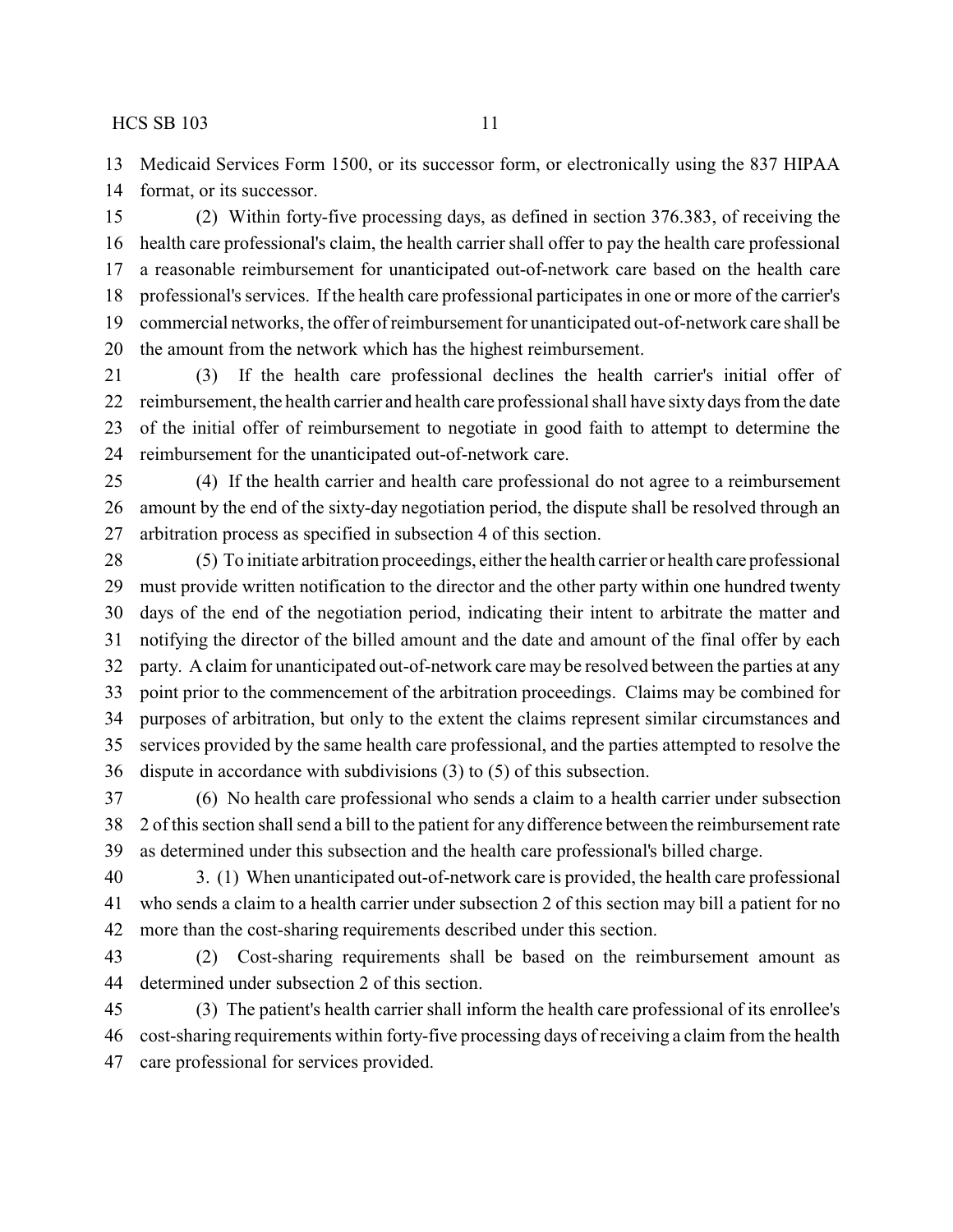Medicaid Services Form 1500, or its successor form, or electronically using the 837 HIPAA format, or its successor.

(2) Within forty-five processing days, as defined in section 376.383, of receiving the health care professional's claim, the health carrier shall offer to pay the health care professional a reasonable reimbursement for unanticipated out-of-network care based on the health care professional's services. If the health care professional participates in one or more of the carrier's commercial networks, the offer of reimbursement for unanticipated out-of-network care shall be the amount from the network which has the highest reimbursement.

(3) If the health care professional declines the health carrier's initial offer of reimbursement, the health carrier and health care professional shall have sixty days from the date of the initial offer of reimbursement to negotiate in good faith to attempt to determine the reimbursement for the unanticipated out-of-network care.

(4) If the health carrier and health care professional do not agree to a reimbursement amount by the end of the sixty-day negotiation period, the dispute shall be resolved through an arbitration process as specified in subsection 4 of this section.

(5) To initiate arbitration proceedings, either the health carrier or health care professional must provide written notification to the director and the other party within one hundred twenty days of the end of the negotiation period, indicating their intent to arbitrate the matter and notifying the director of the billed amount and the date and amount of the final offer by each party. A claim for unanticipated out-of-network care may be resolved between the parties at any point prior to the commencement of the arbitration proceedings. Claims may be combined for purposes of arbitration, but only to the extent the claims represent similar circumstances and services provided by the same health care professional, and the parties attempted to resolve the dispute in accordance with subdivisions (3) to (5) of this subsection.

(6) No health care professional who sends a claim to a health carrier under subsection 2 of this section shall send a bill to the patient for any difference between the reimbursement rate as determined under this subsection and the health care professional's billed charge.

3. (1) When unanticipated out-of-network care is provided, the health care professional who sends a claim to a health carrier under subsection 2 of this section may bill a patient for no more than the cost-sharing requirements described under this section.

(2) Cost-sharing requirements shall be based on the reimbursement amount as determined under subsection 2 of this section.

(3) The patient's health carrier shall inform the health care professional of its enrollee's cost-sharing requirements within forty-five processing days of receiving a claim from the health care professional for services provided.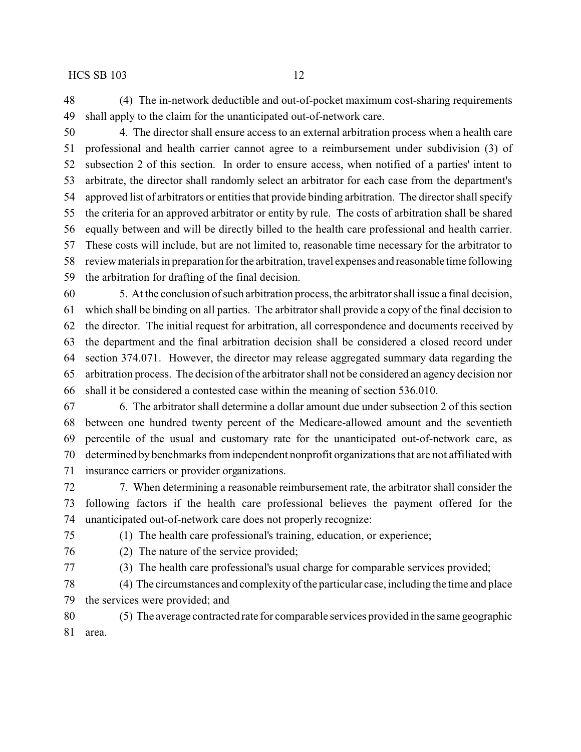(4) The in-network deductible and out-of-pocket maximum cost-sharing requirements shall apply to the claim for the unanticipated out-of-network care.

4. The director shall ensure access to an external arbitration process when a health care professional and health carrier cannot agree to a reimbursement under subdivision (3) of subsection 2 of this section. In order to ensure access, when notified of a parties' intent to arbitrate, the director shall randomly select an arbitrator for each case from the department's approved list of arbitrators or entities that provide binding arbitration. The director shall specify the criteria for an approved arbitrator or entity by rule. The costs of arbitration shall be shared equally between and will be directly billed to the health care professional and health carrier. These costs will include, but are not limited to, reasonable time necessary for the arbitrator to review materials in preparation for the arbitration, travel expenses and reasonable time following the arbitration for drafting of the final decision.

5. At the conclusion of such arbitration process, the arbitrator shall issue a final decision, which shall be binding on all parties. The arbitrator shall provide a copy of the final decision to the director. The initial request for arbitration, all correspondence and documents received by the department and the final arbitration decision shall be considered a closed record under section 374.071. However, the director may release aggregated summary data regarding the arbitration process. The decision of the arbitrator shall not be considered an agency decision nor shall it be considered a contested case within the meaning of section 536.010.

6. The arbitrator shall determine a dollar amount due under subsection 2 of this section between one hundred twenty percent of the Medicare-allowed amount and the seventieth percentile of the usual and customary rate for the unanticipated out-of-network care, as determined by benchmarks from independent nonprofit organizations that are not affiliated with insurance carriers or provider organizations.

7. When determining a reasonable reimbursement rate, the arbitrator shall consider the following factors if the health care professional believes the payment offered for the unanticipated out-of-network care does not properly recognize:

(1) The health care professional's training, education, or experience;

(2) The nature of the service provided;

(3) The health care professional's usual charge for comparable services provided;

(4) The circumstances and complexity of the particular case, including the time and place the services were provided; and

(5) The average contracted rate for comparable services provided in the same geographic area.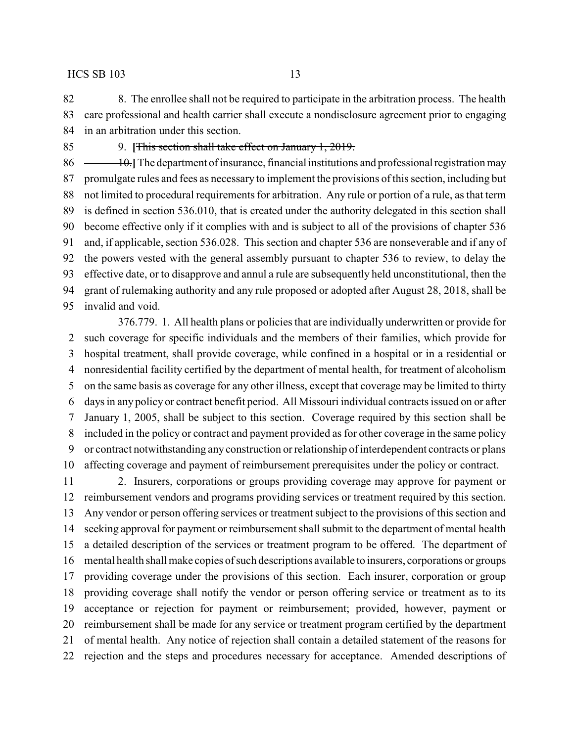8. The enrollee shall not be required to participate in the arbitration process. The health care professional and health carrier shall execute a nondisclosure agreement prior to engaging in an arbitration under this section.

9. **[**~~This section shall take effect on January 1, 2019.~~

~~10.~~**]** The department of insurance, financial institutions and professional registration may promulgate rules and fees as necessary to implement the provisions of this section, including but not limited to procedural requirements for arbitration. Any rule or portion of a rule, as that term is defined in section 536.010, that is created under the authority delegated in this section shall become effective only if it complies with and is subject to all of the provisions of chapter 536 and, if applicable, section 536.028. This section and chapter 536 are nonseverable and if any of the powers vested with the general assembly pursuant to chapter 536 to review, to delay the effective date, or to disapprove and annul a rule are subsequently held unconstitutional, then the grant of rulemaking authority and any rule proposed or adopted after August 28, 2018, shall be invalid and void.

376.779. 1. All health plans or policies that are individually underwritten or provide for such coverage for specific individuals and the members of their families, which provide for hospital treatment, shall provide coverage, while confined in a hospital or in a residential or nonresidential facility certified by the department of mental health, for treatment of alcoholism on the same basis as coverage for any other illness, except that coverage may be limited to thirty days in any policy or contract benefit period. All Missouri individual contracts issued on or after January 1, 2005, shall be subject to this section. Coverage required by this section shall be included in the policy or contract and payment provided as for other coverage in the same policy or contract notwithstanding any construction or relationship of interdependent contracts or plans affecting coverage and payment of reimbursement prerequisites under the policy or contract.

2. Insurers, corporations or groups providing coverage may approve for payment or reimbursement vendors and programs providing services or treatment required by this section. Any vendor or person offering services or treatment subject to the provisions of this section and seeking approval for payment or reimbursement shall submit to the department of mental health a detailed description of the services or treatment program to be offered. The department of mental health shall make copies of such descriptions available to insurers, corporations or groups providing coverage under the provisions of this section. Each insurer, corporation or group providing coverage shall notify the vendor or person offering service or treatment as to its acceptance or rejection for payment or reimbursement; provided, however, payment or reimbursement shall be made for any service or treatment program certified by the department of mental health. Any notice of rejection shall contain a detailed statement of the reasons for rejection and the steps and procedures necessary for acceptance. Amended descriptions of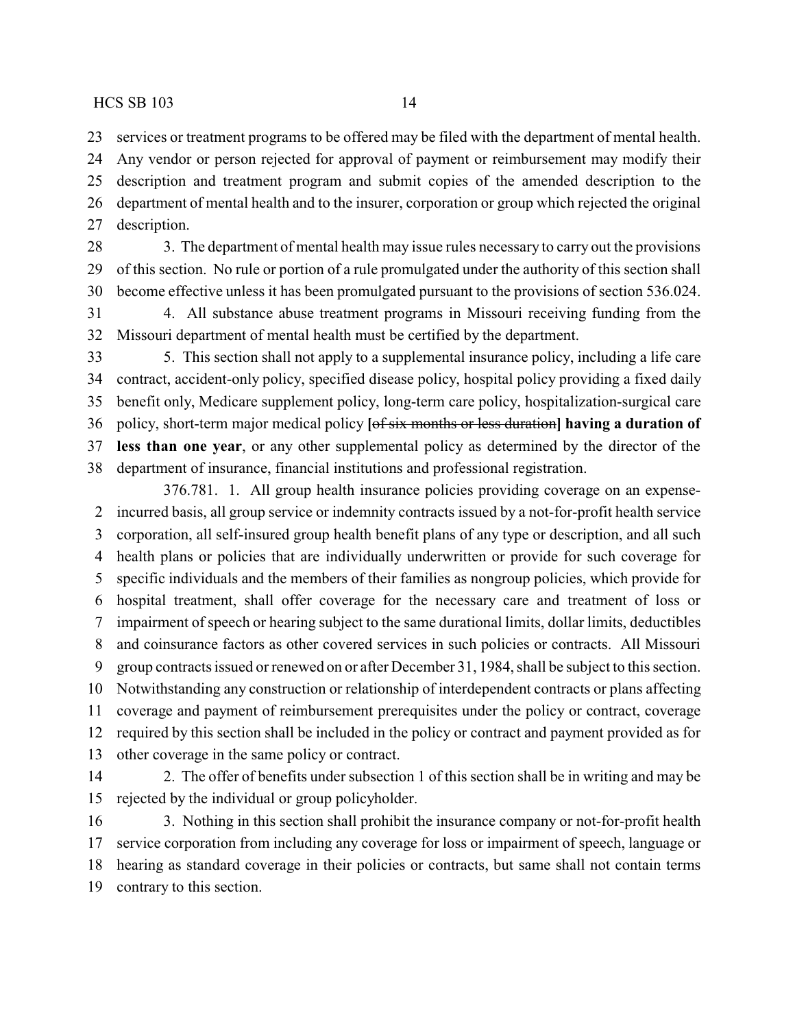services or treatment programs to be offered may be filed with the department of mental health. Any vendor or person rejected for approval of payment or reimbursement may modify their description and treatment program and submit copies of the amended description to the department of mental health and to the insurer, corporation or group which rejected the original description.

3. The department of mental health may issue rules necessary to carry out the provisions of this section. No rule or portion of a rule promulgated under the authority of this section shall become effective unless it has been promulgated pursuant to the provisions of section 536.024.

4. All substance abuse treatment programs in Missouri receiving funding from the Missouri department of mental health must be certified by the department.

5. This section shall not apply to a supplemental insurance policy, including a life care contract, accident-only policy, specified disease policy, hospital policy providing a fixed daily benefit only, Medicare supplement policy, long-term care policy, hospitalization-surgical care policy, short-term major medical policy **[**~~of six months or less duration~~**] having a duration of less than one year**, or any other supplemental policy as determined by the director of the department of insurance, financial institutions and professional registration.

376.781. 1. All group health insurance policies providing coverage on an expense-incurred basis, all group service or indemnity contracts issued by a not-for-profit health service corporation, all self-insured group health benefit plans of any type or description, and all such health plans or policies that are individually underwritten or provide for such coverage for specific individuals and the members of their families as nongroup policies, which provide for hospital treatment, shall offer coverage for the necessary care and treatment of loss or impairment of speech or hearing subject to the same durational limits, dollar limits, deductibles and coinsurance factors as other covered services in such policies or contracts. All Missouri group contracts issued or renewed on or after December 31, 1984, shall be subject to this section. Notwithstanding any construction or relationship of interdependent contracts or plans affecting coverage and payment of reimbursement prerequisites under the policy or contract, coverage required by this section shall be included in the policy or contract and payment provided as for other coverage in the same policy or contract.

2. The offer of benefits under subsection 1 of this section shall be in writing and may be rejected by the individual or group policyholder.

3. Nothing in this section shall prohibit the insurance company or not-for-profit health service corporation from including any coverage for loss or impairment of speech, language or hearing as standard coverage in their policies or contracts, but same shall not contain terms contrary to this section.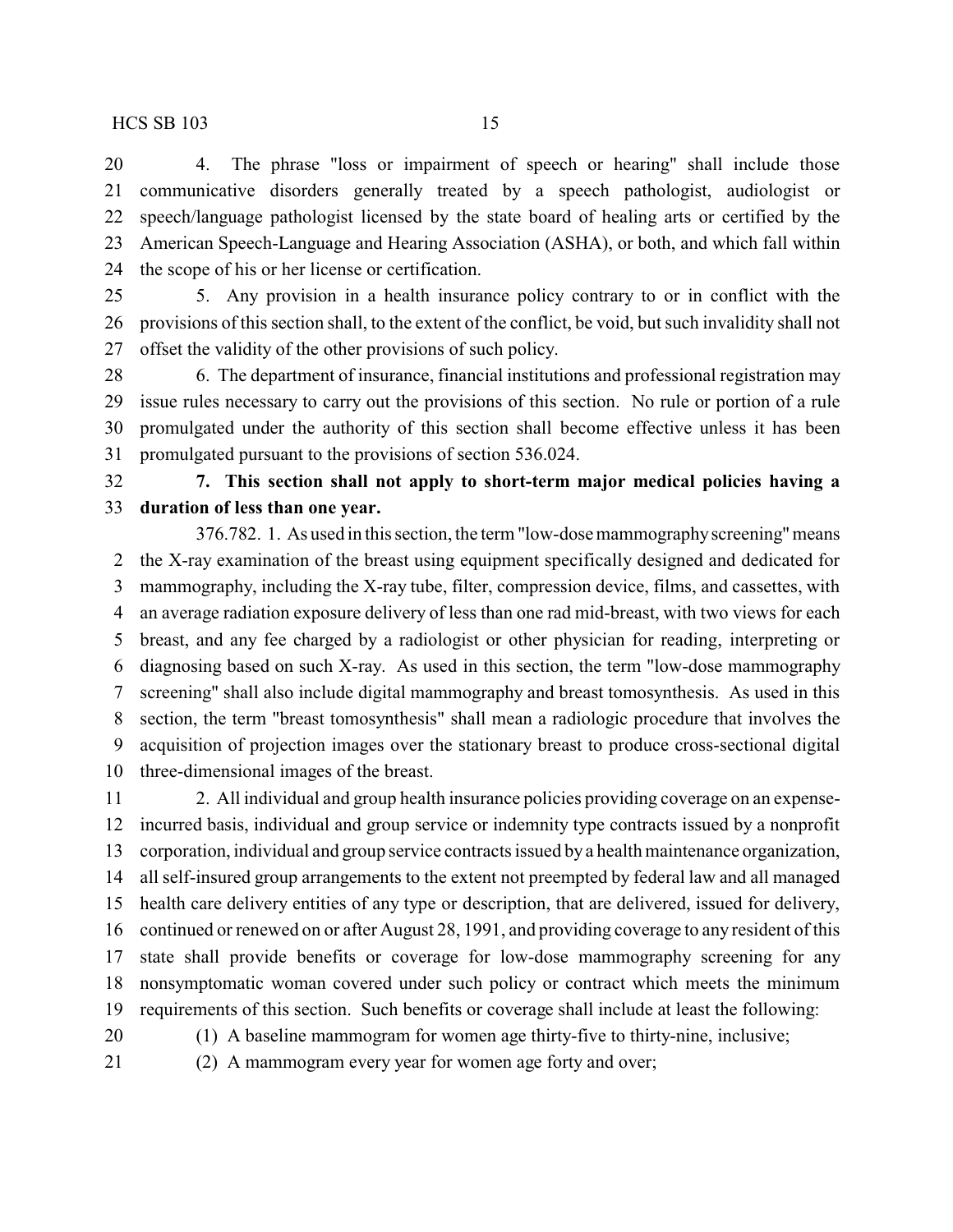4. The phrase "loss or impairment of speech or hearing" shall include those communicative disorders generally treated by a speech pathologist, audiologist or speech/language pathologist licensed by the state board of healing arts or certified by the American Speech-Language and Hearing Association (ASHA), or both, and which fall within the scope of his or her license or certification.

5. Any provision in a health insurance policy contrary to or in conflict with the provisions of this section shall, to the extent of the conflict, be void, but such invalidity shall not offset the validity of the other provisions of such policy.

6. The department of insurance, financial institutions and professional registration may issue rules necessary to carry out the provisions of this section. No rule or portion of a rule promulgated under the authority of this section shall become effective unless it has been promulgated pursuant to the provisions of section 536.024.

**7. This section shall not apply to short-term major medical policies having a duration of less than one year.**

376.782. 1. As used in this section, the term "low-dose mammography screening" means the X-ray examination of the breast using equipment specifically designed and dedicated for mammography, including the X-ray tube, filter, compression device, films, and cassettes, with an average radiation exposure delivery of less than one rad mid-breast, with two views for each breast, and any fee charged by a radiologist or other physician for reading, interpreting or diagnosing based on such X-ray. As used in this section, the term "low-dose mammography screening" shall also include digital mammography and breast tomosynthesis. As used in this section, the term "breast tomosynthesis" shall mean a radiologic procedure that involves the acquisition of projection images over the stationary breast to produce cross-sectional digital three-dimensional images of the breast.

2. All individual and group health insurance policies providing coverage on an expense-incurred basis, individual and group service or indemnity type contracts issued by a nonprofit corporation, individual and group service contracts issued by a health maintenance organization, all self-insured group arrangements to the extent not preempted by federal law and all managed health care delivery entities of any type or description, that are delivered, issued for delivery, continued or renewed on or after August 28, 1991, and providing coverage to any resident of this state shall provide benefits or coverage for low-dose mammography screening for any nonsymptomatic woman covered under such policy or contract which meets the minimum requirements of this section. Such benefits or coverage shall include at least the following:

(1) A baseline mammogram for women age thirty-five to thirty-nine, inclusive;

(2) A mammogram every year for women age forty and over;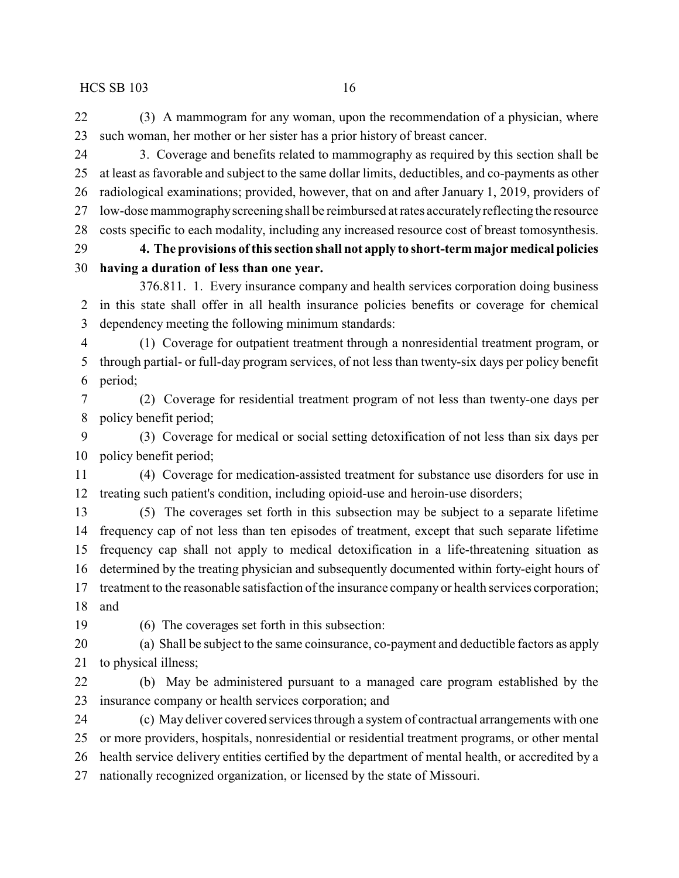(3) A mammogram for any woman, upon the recommendation of a physician, where such woman, her mother or her sister has a prior history of breast cancer.

3. Coverage and benefits related to mammography as required by this section shall be at least as favorable and subject to the same dollar limits, deductibles, and co-payments as other radiological examinations; provided, however, that on and after January 1, 2019, providers of low-dose mammography screening shall be reimbursed at rates accurately reflecting the resource costs specific to each modality, including any increased resource cost of breast tomosynthesis.

**4. The provisions of this section shall not apply to short-term major medical policies having a duration of less than one year.**

376.811. 1. Every insurance company and health services corporation doing business in this state shall offer in all health insurance policies benefits or coverage for chemical dependency meeting the following minimum standards:

(1) Coverage for outpatient treatment through a nonresidential treatment program, or through partial- or full-day program services, of not less than twenty-six days per policy benefit period;

(2) Coverage for residential treatment program of not less than twenty-one days per policy benefit period;

(3) Coverage for medical or social setting detoxification of not less than six days per policy benefit period;

(4) Coverage for medication-assisted treatment for substance use disorders for use in treating such patient's condition, including opioid-use and heroin-use disorders;

(5) The coverages set forth in this subsection may be subject to a separate lifetime frequency cap of not less than ten episodes of treatment, except that such separate lifetime frequency cap shall not apply to medical detoxification in a life-threatening situation as determined by the treating physician and subsequently documented within forty-eight hours of treatment to the reasonable satisfaction of the insurance company or health services corporation; and

(6) The coverages set forth in this subsection:

(a) Shall be subject to the same coinsurance, co-payment and deductible factors as apply to physical illness;

(b) May be administered pursuant to a managed care program established by the insurance company or health services corporation; and

(c) May deliver covered services through a system of contractual arrangements with one or more providers, hospitals, nonresidential or residential treatment programs, or other mental health service delivery entities certified by the department of mental health, or accredited by a nationally recognized organization, or licensed by the state of Missouri.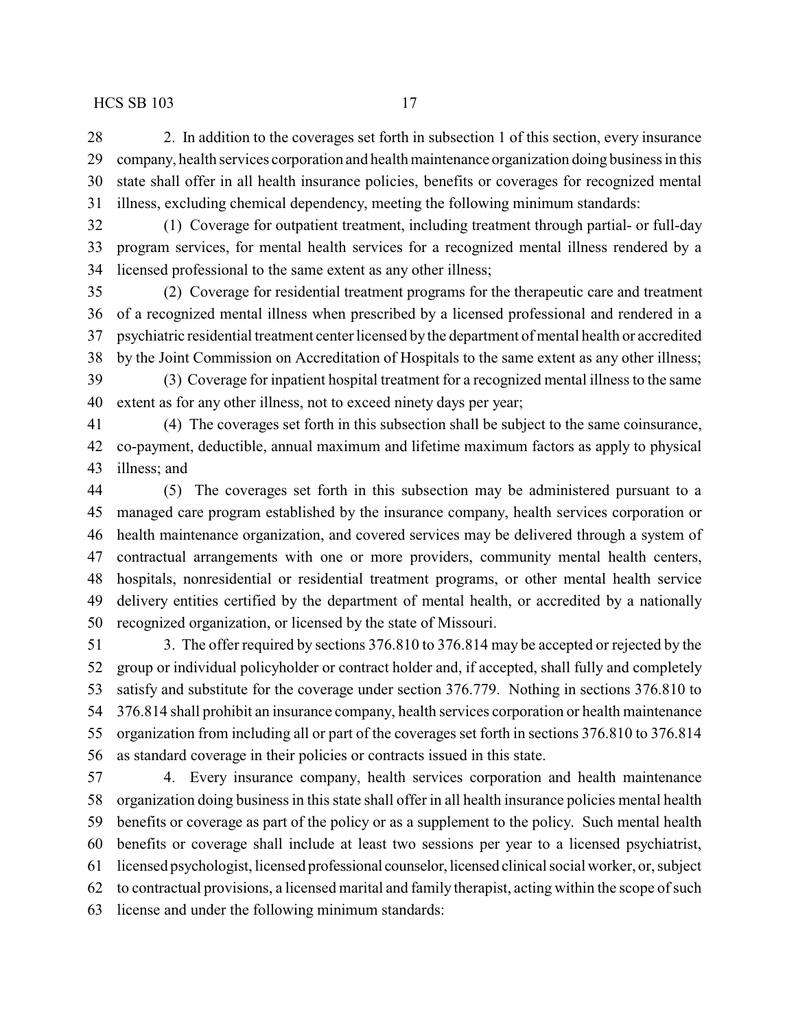2. In addition to the coverages set forth in subsection 1 of this section, every insurance company, health services corporation and health maintenance organization doing business in this state shall offer in all health insurance policies, benefits or coverages for recognized mental illness, excluding chemical dependency, meeting the following minimum standards:

(1) Coverage for outpatient treatment, including treatment through partial- or full-day program services, for mental health services for a recognized mental illness rendered by a licensed professional to the same extent as any other illness;

(2) Coverage for residential treatment programs for the therapeutic care and treatment of a recognized mental illness when prescribed by a licensed professional and rendered in a psychiatric residential treatment center licensed by the department of mental health or accredited by the Joint Commission on Accreditation of Hospitals to the same extent as any other illness;

(3) Coverage for inpatient hospital treatment for a recognized mental illness to the same extent as for any other illness, not to exceed ninety days per year;

(4) The coverages set forth in this subsection shall be subject to the same coinsurance, co-payment, deductible, annual maximum and lifetime maximum factors as apply to physical illness; and

(5) The coverages set forth in this subsection may be administered pursuant to a managed care program established by the insurance company, health services corporation or health maintenance organization, and covered services may be delivered through a system of contractual arrangements with one or more providers, community mental health centers, hospitals, nonresidential or residential treatment programs, or other mental health service delivery entities certified by the department of mental health, or accredited by a nationally recognized organization, or licensed by the state of Missouri.

3. The offer required by sections 376.810 to 376.814 may be accepted or rejected by the group or individual policyholder or contract holder and, if accepted, shall fully and completely satisfy and substitute for the coverage under section 376.779. Nothing in sections 376.810 to 376.814 shall prohibit an insurance company, health services corporation or health maintenance organization from including all or part of the coverages set forth in sections 376.810 to 376.814 as standard coverage in their policies or contracts issued in this state.

4. Every insurance company, health services corporation and health maintenance organization doing business in this state shall offer in all health insurance policies mental health benefits or coverage as part of the policy or as a supplement to the policy. Such mental health benefits or coverage shall include at least two sessions per year to a licensed psychiatrist, licensed psychologist, licensed professional counselor, licensed clinical social worker, or, subject to contractual provisions, a licensed marital and family therapist, acting within the scope of such license and under the following minimum standards: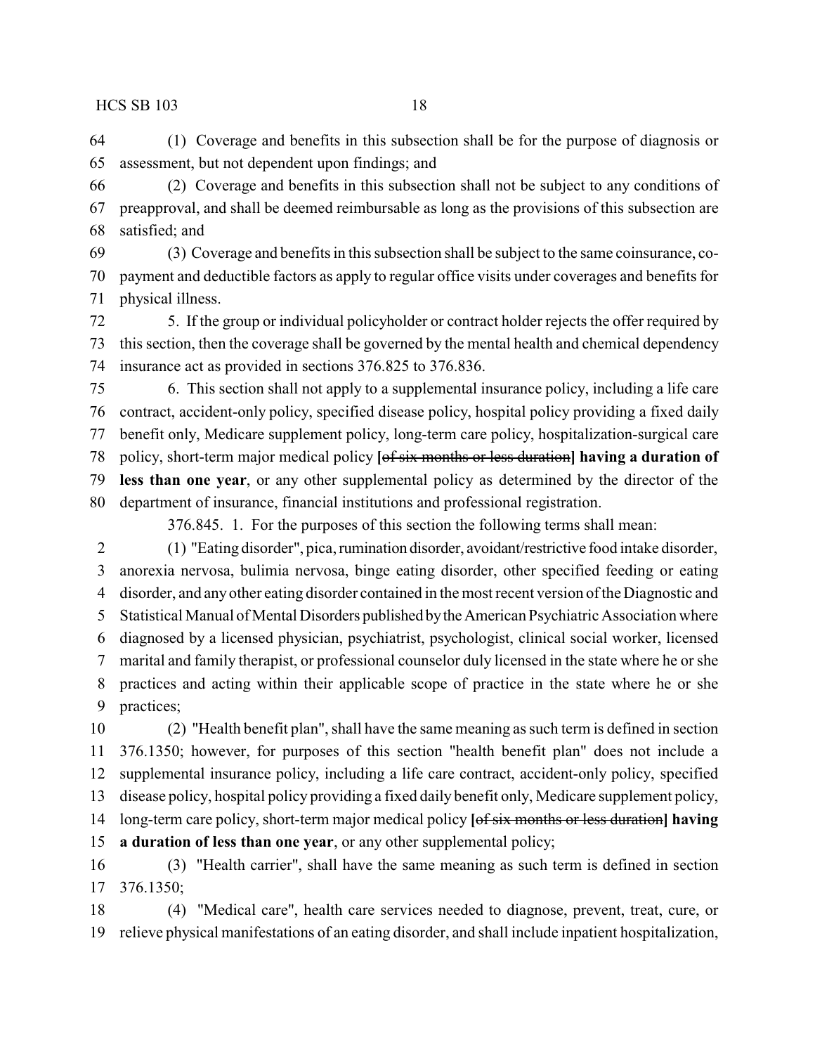(1) Coverage and benefits in this subsection shall be for the purpose of diagnosis or assessment, but not dependent upon findings; and

(2) Coverage and benefits in this subsection shall not be subject to any conditions of preapproval, and shall be deemed reimbursable as long as the provisions of this subsection are satisfied; and

(3) Coverage and benefits in this subsection shall be subject to the same coinsurance, co-payment and deductible factors as apply to regular office visits under coverages and benefits for physical illness.

5. If the group or individual policyholder or contract holder rejects the offer required by this section, then the coverage shall be governed by the mental health and chemical dependency insurance act as provided in sections 376.825 to 376.836.

6. This section shall not apply to a supplemental insurance policy, including a life care contract, accident-only policy, specified disease policy, hospital policy providing a fixed daily benefit only, Medicare supplement policy, long-term care policy, hospitalization-surgical care policy, short-term major medical policy **[**~~of six months or less duration~~**] having a duration of less than one year**, or any other supplemental policy as determined by the director of the department of insurance, financial institutions and professional registration.

376.845. 1. For the purposes of this section the following terms shall mean:

(1) "Eating disorder", pica, rumination disorder, avoidant/restrictive food intake disorder, anorexia nervosa, bulimia nervosa, binge eating disorder, other specified feeding or eating disorder, and any other eating disorder contained in the most recent version of the Diagnostic and Statistical Manual of Mental Disorders published by the American Psychiatric Association where diagnosed by a licensed physician, psychiatrist, psychologist, clinical social worker, licensed marital and family therapist, or professional counselor duly licensed in the state where he or she practices and acting within their applicable scope of practice in the state where he or she practices;

(2) "Health benefit plan", shall have the same meaning as such term is defined in section 376.1350; however, for purposes of this section "health benefit plan" does not include a supplemental insurance policy, including a life care contract, accident-only policy, specified disease policy, hospital policy providing a fixed daily benefit only, Medicare supplement policy, long-term care policy, short-term major medical policy **[**~~of six months or less duration~~**] having a duration of less than one year**, or any other supplemental policy;

(3) "Health carrier", shall have the same meaning as such term is defined in section 376.1350;

(4) "Medical care", health care services needed to diagnose, prevent, treat, cure, or relieve physical manifestations of an eating disorder, and shall include inpatient hospitalization,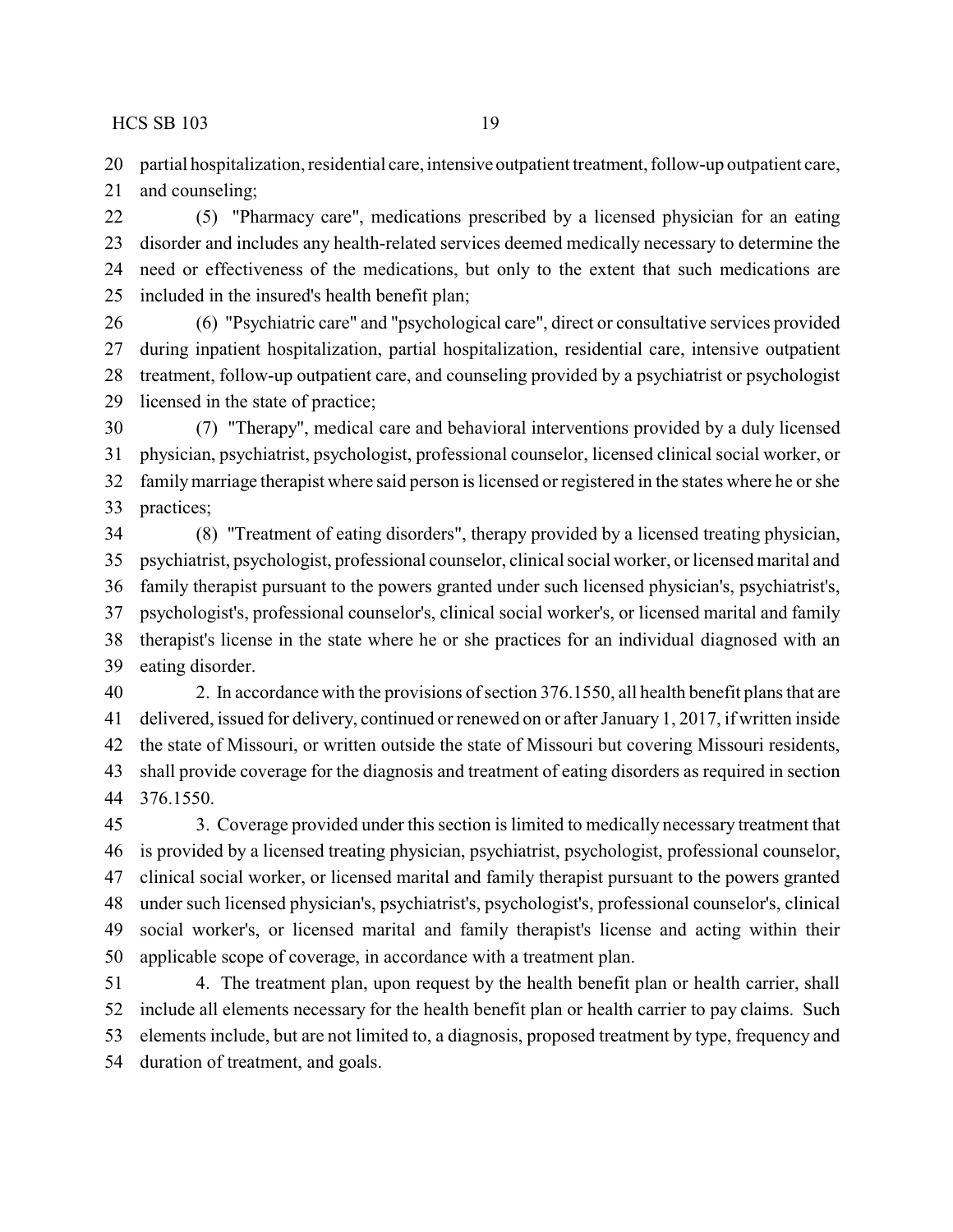partial hospitalization, residential care, intensive outpatient treatment, follow-up outpatient care, and counseling;

(5) "Pharmacy care", medications prescribed by a licensed physician for an eating disorder and includes any health-related services deemed medically necessary to determine the need or effectiveness of the medications, but only to the extent that such medications are included in the insured's health benefit plan;

(6) "Psychiatric care" and "psychological care", direct or consultative services provided during inpatient hospitalization, partial hospitalization, residential care, intensive outpatient treatment, follow-up outpatient care, and counseling provided by a psychiatrist or psychologist licensed in the state of practice;

(7) "Therapy", medical care and behavioral interventions provided by a duly licensed physician, psychiatrist, psychologist, professional counselor, licensed clinical social worker, or family marriage therapist where said person is licensed or registered in the states where he or she practices;

(8) "Treatment of eating disorders", therapy provided by a licensed treating physician, psychiatrist, psychologist, professional counselor, clinical social worker, or licensed marital and family therapist pursuant to the powers granted under such licensed physician's, psychiatrist's, psychologist's, professional counselor's, clinical social worker's, or licensed marital and family therapist's license in the state where he or she practices for an individual diagnosed with an eating disorder.

2. In accordance with the provisions of section 376.1550, all health benefit plans that are delivered, issued for delivery, continued or renewed on or after January 1, 2017, if written inside the state of Missouri, or written outside the state of Missouri but covering Missouri residents, shall provide coverage for the diagnosis and treatment of eating disorders as required in section 376.1550.

3. Coverage provided under this section is limited to medically necessary treatment that is provided by a licensed treating physician, psychiatrist, psychologist, professional counselor, clinical social worker, or licensed marital and family therapist pursuant to the powers granted under such licensed physician's, psychiatrist's, psychologist's, professional counselor's, clinical social worker's, or licensed marital and family therapist's license and acting within their applicable scope of coverage, in accordance with a treatment plan.

4. The treatment plan, upon request by the health benefit plan or health carrier, shall include all elements necessary for the health benefit plan or health carrier to pay claims. Such elements include, but are not limited to, a diagnosis, proposed treatment by type, frequency and duration of treatment, and goals.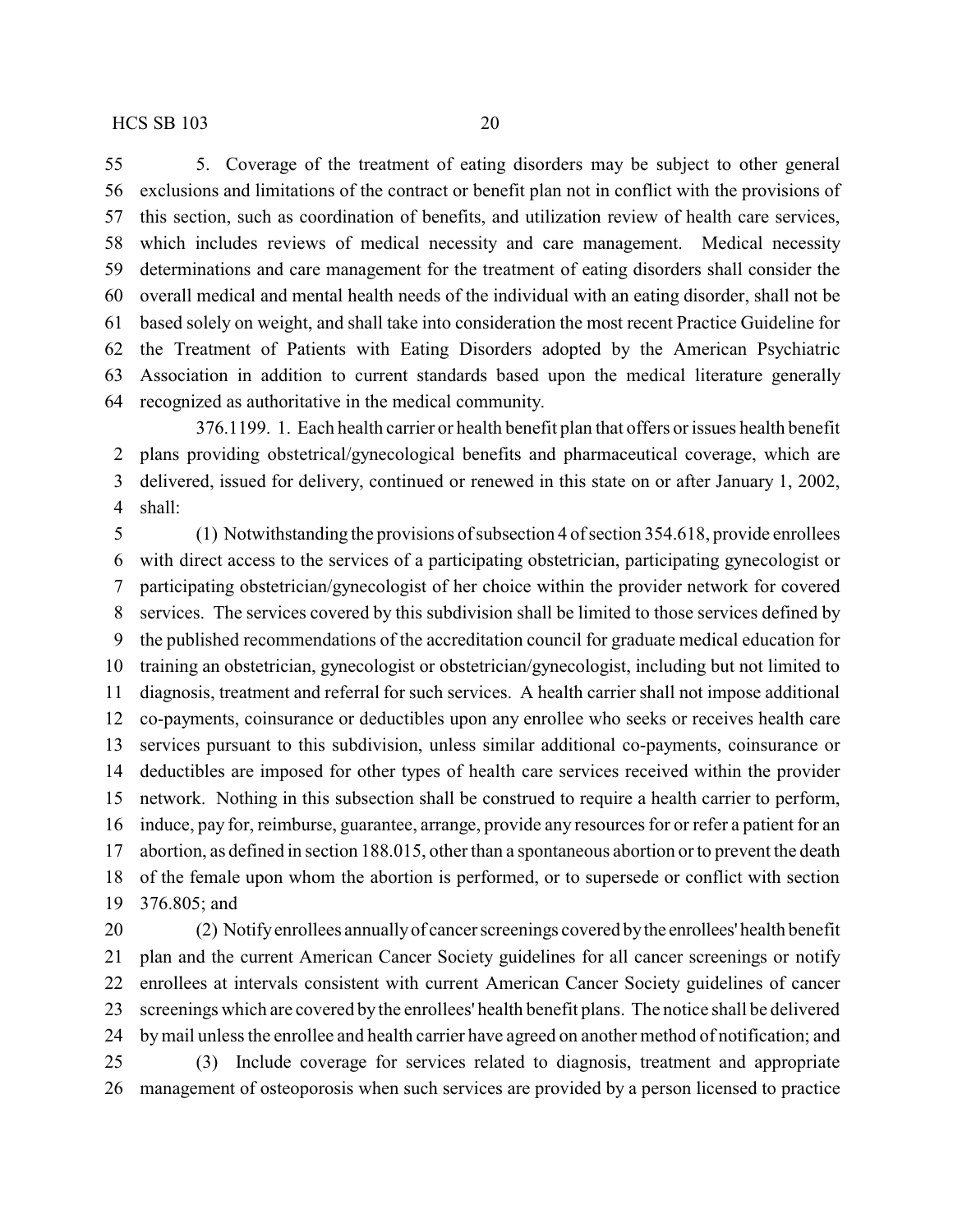5. Coverage of the treatment of eating disorders may be subject to other general exclusions and limitations of the contract or benefit plan not in conflict with the provisions of this section, such as coordination of benefits, and utilization review of health care services, which includes reviews of medical necessity and care management. Medical necessity determinations and care management for the treatment of eating disorders shall consider the overall medical and mental health needs of the individual with an eating disorder, shall not be based solely on weight, and shall take into consideration the most recent Practice Guideline for the Treatment of Patients with Eating Disorders adopted by the American Psychiatric Association in addition to current standards based upon the medical literature generally recognized as authoritative in the medical community.

376.1199. 1. Each health carrier or health benefit plan that offers or issues health benefit plans providing obstetrical/gynecological benefits and pharmaceutical coverage, which are delivered, issued for delivery, continued or renewed in this state on or after January 1, 2002, shall:

(1) Notwithstanding the provisions of subsection 4 of section 354.618, provide enrollees with direct access to the services of a participating obstetrician, participating gynecologist or participating obstetrician/gynecologist of her choice within the provider network for covered services. The services covered by this subdivision shall be limited to those services defined by the published recommendations of the accreditation council for graduate medical education for training an obstetrician, gynecologist or obstetrician/gynecologist, including but not limited to diagnosis, treatment and referral for such services. A health carrier shall not impose additional co-payments, coinsurance or deductibles upon any enrollee who seeks or receives health care services pursuant to this subdivision, unless similar additional co-payments, coinsurance or deductibles are imposed for other types of health care services received within the provider network. Nothing in this subsection shall be construed to require a health carrier to perform, induce, pay for, reimburse, guarantee, arrange, provide any resources for or refer a patient for an abortion, as defined in section 188.015, other than a spontaneous abortion or to prevent the death of the female upon whom the abortion is performed, or to supersede or conflict with section 376.805; and

(2) Notify enrollees annually of cancer screenings covered by the enrollees' health benefit plan and the current American Cancer Society guidelines for all cancer screenings or notify enrollees at intervals consistent with current American Cancer Society guidelines of cancer screenings which are covered by the enrollees' health benefit plans. The notice shall be delivered by mail unless the enrollee and health carrier have agreed on another method of notification; and

(3) Include coverage for services related to diagnosis, treatment and appropriate management of osteoporosis when such services are provided by a person licensed to practice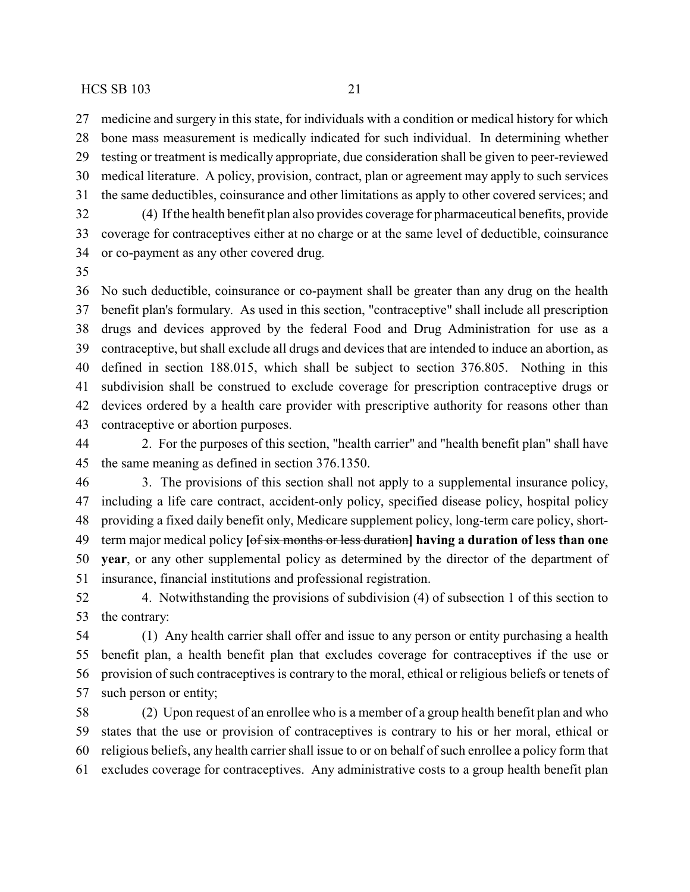27 medicine and surgery in this state, for individuals with a condition or medical history for which
28 bone mass measurement is medically indicated for such individual. In determining whether
29 testing or treatment is medically appropriate, due consideration shall be given to peer-reviewed
30 medical literature. A policy, provision, contract, plan or agreement may apply to such services
31 the same deductibles, coinsurance and other limitations as apply to other covered services; and
32 (4) If the health benefit plan also provides coverage for pharmaceutical benefits, provide
33 coverage for contraceptives either at no charge or at the same level of deductible, coinsurance
34 or co-payment as any other covered drug.
35
36 No such deductible, coinsurance or co-payment shall be greater than any drug on the health
37 benefit plan's formulary. As used in this section, "contraceptive" shall include all prescription
38 drugs and devices approved by the federal Food and Drug Administration for use as a
39 contraceptive, but shall exclude all drugs and devices that are intended to induce an abortion, as
40 defined in section 188.015, which shall be subject to section 376.805. Nothing in this
41 subdivision shall be construed to exclude coverage for prescription contraceptive drugs or
42 devices ordered by a health care provider with prescriptive authority for reasons other than
43 contraceptive or abortion purposes.
44 2. For the purposes of this section, "health carrier" and "health benefit plan" shall have
45 the same meaning as defined in section 376.1350.
46 3. The provisions of this section shall not apply to a supplemental insurance policy,
47 including a life care contract, accident-only policy, specified disease policy, hospital policy
48 providing a fixed daily benefit only, Medicare supplement policy, long-term care policy, short-
49 term major medical policy [~~of six months or less duration~~] **having a duration of less than one**
50 **year**, or any other supplemental policy as determined by the director of the department of
51 insurance, financial institutions and professional registration.
52 4. Notwithstanding the provisions of subdivision (4) of subsection 1 of this section to
53 the contrary:
54 (1) Any health carrier shall offer and issue to any person or entity purchasing a health
55 benefit plan, a health benefit plan that excludes coverage for contraceptives if the use or
56 provision of such contraceptives is contrary to the moral, ethical or religious beliefs or tenets of
57 such person or entity;
58 (2) Upon request of an enrollee who is a member of a group health benefit plan and who
59 states that the use or provision of contraceptives is contrary to his or her moral, ethical or
60 religious beliefs, any health carrier shall issue to or on behalf of such enrollee a policy form that
61 excludes coverage for contraceptives. Any administrative costs to a group health benefit plan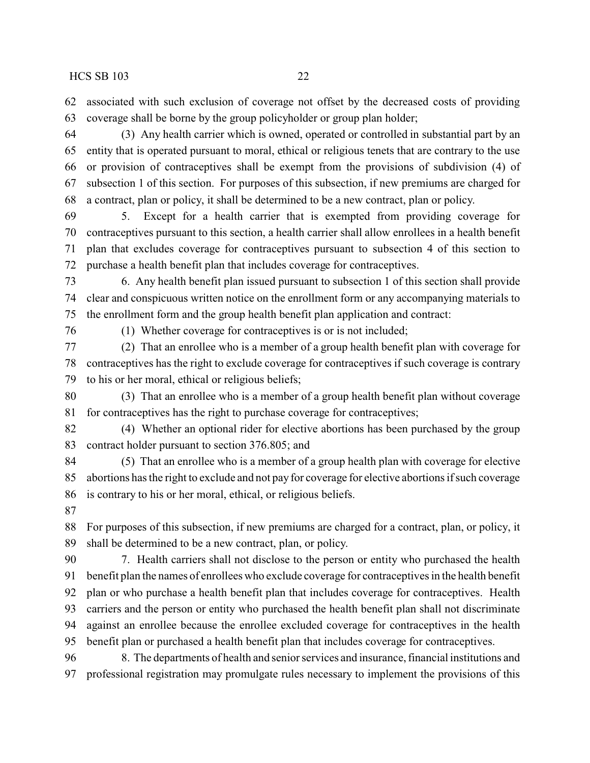associated with such exclusion of coverage not offset by the decreased costs of providing coverage shall be borne by the group policyholder or group plan holder;

(3) Any health carrier which is owned, operated or controlled in substantial part by an entity that is operated pursuant to moral, ethical or religious tenets that are contrary to the use or provision of contraceptives shall be exempt from the provisions of subdivision (4) of subsection 1 of this section. For purposes of this subsection, if new premiums are charged for a contract, plan or policy, it shall be determined to be a new contract, plan or policy.

5. Except for a health carrier that is exempted from providing coverage for contraceptives pursuant to this section, a health carrier shall allow enrollees in a health benefit plan that excludes coverage for contraceptives pursuant to subsection 4 of this section to purchase a health benefit plan that includes coverage for contraceptives.

6. Any health benefit plan issued pursuant to subsection 1 of this section shall provide clear and conspicuous written notice on the enrollment form or any accompanying materials to the enrollment form and the group health benefit plan application and contract:

(1) Whether coverage for contraceptives is or is not included;

(2) That an enrollee who is a member of a group health benefit plan with coverage for contraceptives has the right to exclude coverage for contraceptives if such coverage is contrary to his or her moral, ethical or religious beliefs;

(3) That an enrollee who is a member of a group health benefit plan without coverage for contraceptives has the right to purchase coverage for contraceptives;

(4) Whether an optional rider for elective abortions has been purchased by the group contract holder pursuant to section 376.805; and

(5) That an enrollee who is a member of a group health plan with coverage for elective abortions has the right to exclude and not pay for coverage for elective abortions if such coverage is contrary to his or her moral, ethical, or religious beliefs.

For purposes of this subsection, if new premiums are charged for a contract, plan, or policy, it shall be determined to be a new contract, plan, or policy.

7. Health carriers shall not disclose to the person or entity who purchased the health benefit plan the names of enrollees who exclude coverage for contraceptives in the health benefit plan or who purchase a health benefit plan that includes coverage for contraceptives. Health carriers and the person or entity who purchased the health benefit plan shall not discriminate against an enrollee because the enrollee excluded coverage for contraceptives in the health benefit plan or purchased a health benefit plan that includes coverage for contraceptives.

8. The departments of health and senior services and insurance, financial institutions and professional registration may promulgate rules necessary to implement the provisions of this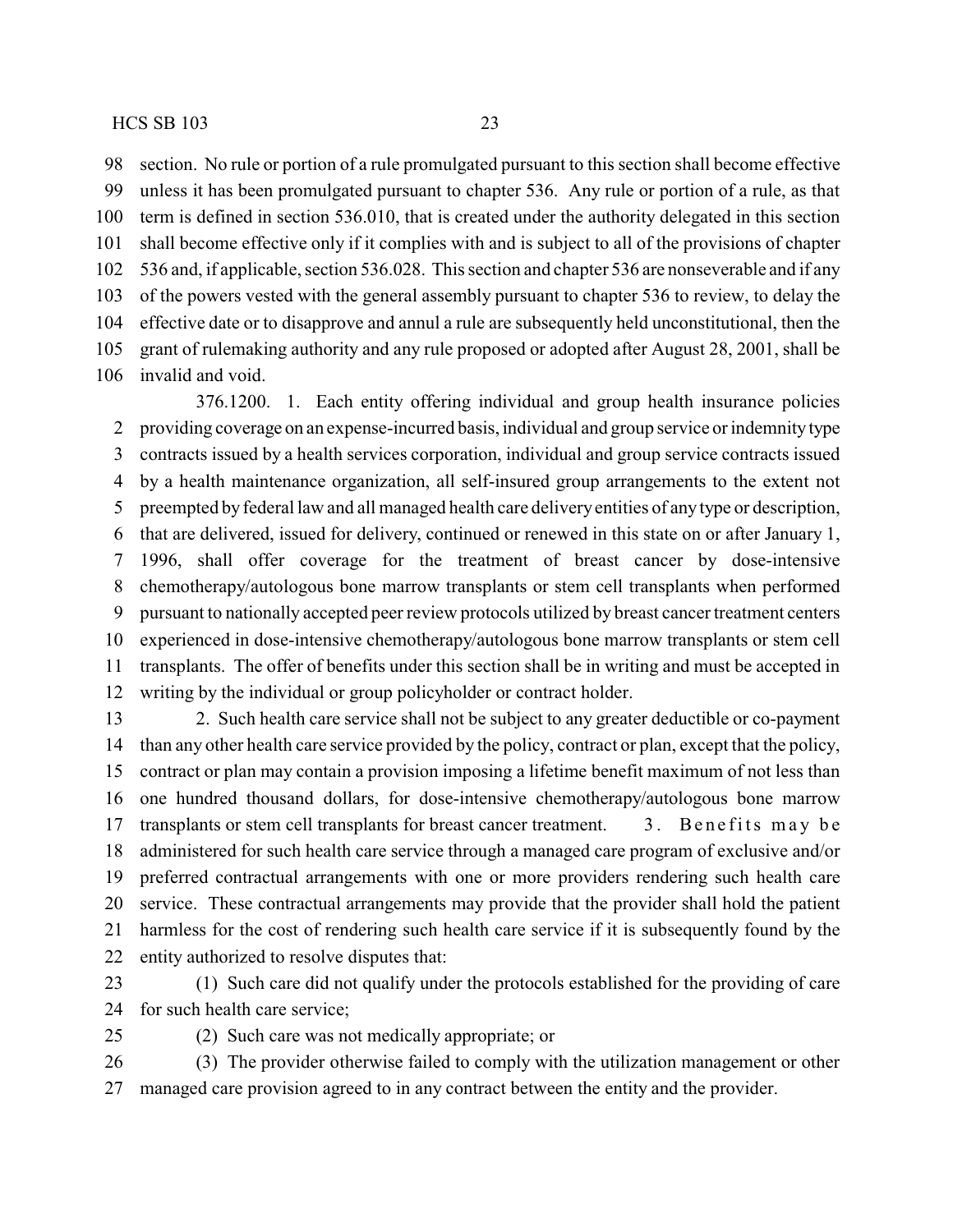section. No rule or portion of a rule promulgated pursuant to this section shall become effective unless it has been promulgated pursuant to chapter 536. Any rule or portion of a rule, as that term is defined in section 536.010, that is created under the authority delegated in this section shall become effective only if it complies with and is subject to all of the provisions of chapter 536 and, if applicable, section 536.028. This section and chapter 536 are nonseverable and if any of the powers vested with the general assembly pursuant to chapter 536 to review, to delay the effective date or to disapprove and annul a rule are subsequently held unconstitutional, then the grant of rulemaking authority and any rule proposed or adopted after August 28, 2001, shall be invalid and void.

376.1200. 1. Each entity offering individual and group health insurance policies providing coverage on an expense-incurred basis, individual and group service or indemnity type contracts issued by a health services corporation, individual and group service contracts issued by a health maintenance organization, all self-insured group arrangements to the extent not preempted by federal law and all managed health care delivery entities of any type or description, that are delivered, issued for delivery, continued or renewed in this state on or after January 1, 1996, shall offer coverage for the treatment of breast cancer by dose-intensive chemotherapy/autologous bone marrow transplants or stem cell transplants when performed pursuant to nationally accepted peer review protocols utilized by breast cancer treatment centers experienced in dose-intensive chemotherapy/autologous bone marrow transplants or stem cell transplants. The offer of benefits under this section shall be in writing and must be accepted in writing by the individual or group policyholder or contract holder.

2. Such health care service shall not be subject to any greater deductible or co-payment than any other health care service provided by the policy, contract or plan, except that the policy, contract or plan may contain a provision imposing a lifetime benefit maximum of not less than one hundred thousand dollars, for dose-intensive chemotherapy/autologous bone marrow transplants or stem cell transplants for breast cancer treatment. 3. Benefits may be administered for such health care service through a managed care program of exclusive and/or preferred contractual arrangements with one or more providers rendering such health care service. These contractual arrangements may provide that the provider shall hold the patient harmless for the cost of rendering such health care service if it is subsequently found by the entity authorized to resolve disputes that:

(1) Such care did not qualify under the protocols established for the providing of care for such health care service;

(2) Such care was not medically appropriate; or

(3) The provider otherwise failed to comply with the utilization management or other managed care provision agreed to in any contract between the entity and the provider.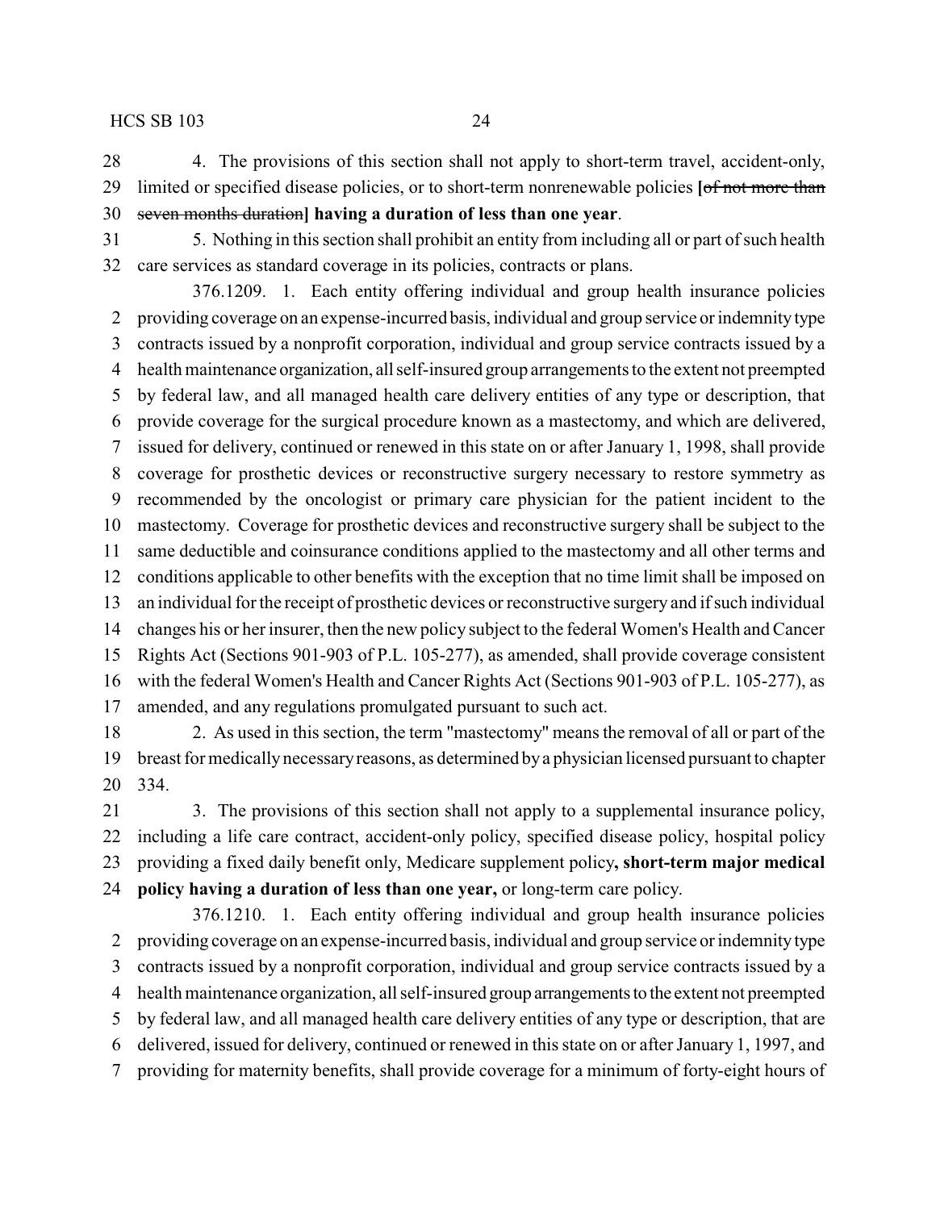4. The provisions of this section shall not apply to short-term travel, accident-only, limited or specified disease policies, or to short-term nonrenewable policies **[**~~of not more than seven months duration~~**] having a duration of less than one year**.

5. Nothing in this section shall prohibit an entity from including all or part of such health care services as standard coverage in its policies, contracts or plans.

376.1209. 1. Each entity offering individual and group health insurance policies providing coverage on an expense-incurred basis, individual and group service or indemnity type contracts issued by a nonprofit corporation, individual and group service contracts issued by a health maintenance organization, all self-insured group arrangements to the extent not preempted by federal law, and all managed health care delivery entities of any type or description, that provide coverage for the surgical procedure known as a mastectomy, and which are delivered, issued for delivery, continued or renewed in this state on or after January 1, 1998, shall provide coverage for prosthetic devices or reconstructive surgery necessary to restore symmetry as recommended by the oncologist or primary care physician for the patient incident to the mastectomy. Coverage for prosthetic devices and reconstructive surgery shall be subject to the same deductible and coinsurance conditions applied to the mastectomy and all other terms and conditions applicable to other benefits with the exception that no time limit shall be imposed on an individual for the receipt of prosthetic devices or reconstructive surgery and if such individual changes his or her insurer, then the new policy subject to the federal Women's Health and Cancer Rights Act (Sections 901-903 of P.L. 105-277), as amended, shall provide coverage consistent with the federal Women's Health and Cancer Rights Act (Sections 901-903 of P.L. 105-277), as amended, and any regulations promulgated pursuant to such act.

2. As used in this section, the term "mastectomy" means the removal of all or part of the breast for medically necessary reasons, as determined by a physician licensed pursuant to chapter 334.

3. The provisions of this section shall not apply to a supplemental insurance policy, including a life care contract, accident-only policy, specified disease policy, hospital policy providing a fixed daily benefit only, Medicare supplement policy**, short-term major medical policy having a duration of less than one year,** or long-term care policy.

376.1210. 1. Each entity offering individual and group health insurance policies providing coverage on an expense-incurred basis, individual and group service or indemnity type contracts issued by a nonprofit corporation, individual and group service contracts issued by a health maintenance organization, all self-insured group arrangements to the extent not preempted by federal law, and all managed health care delivery entities of any type or description, that are delivered, issued for delivery, continued or renewed in this state on or after January 1, 1997, and providing for maternity benefits, shall provide coverage for a minimum of forty-eight hours of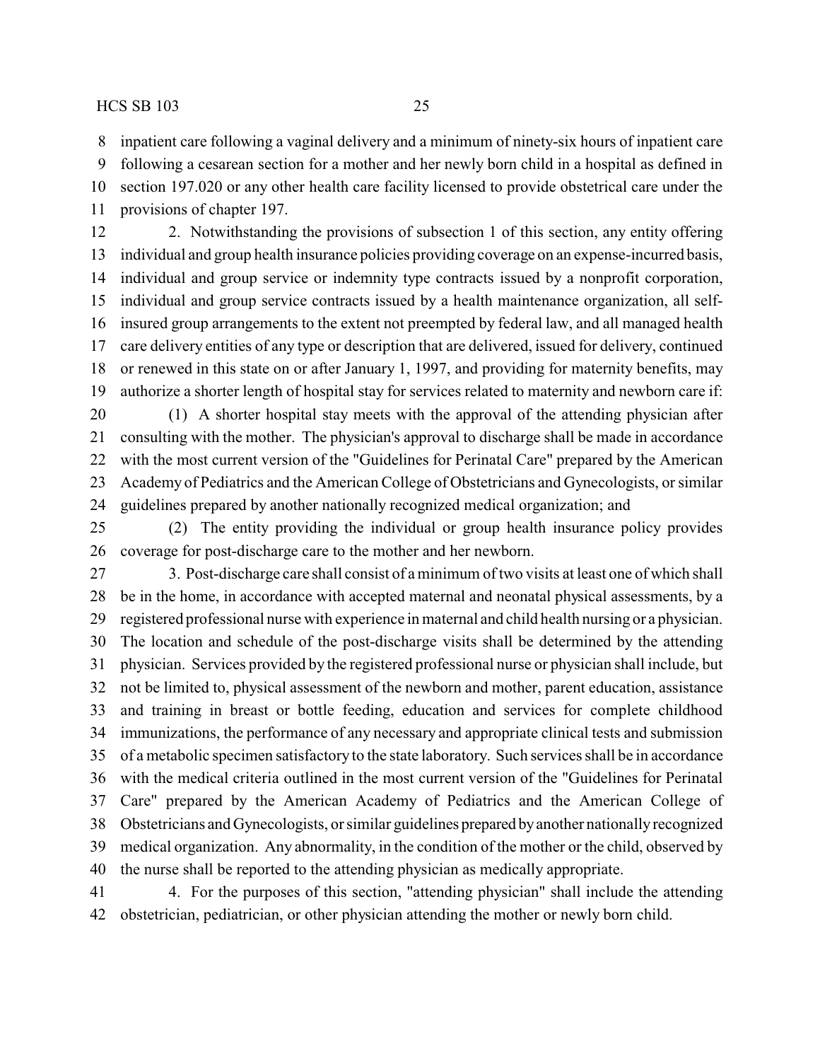inpatient care following a vaginal delivery and a minimum of ninety-six hours of inpatient care following a cesarean section for a mother and her newly born child in a hospital as defined in section 197.020 or any other health care facility licensed to provide obstetrical care under the provisions of chapter 197.

2. Notwithstanding the provisions of subsection 1 of this section, any entity offering individual and group health insurance policies providing coverage on an expense-incurred basis, individual and group service or indemnity type contracts issued by a nonprofit corporation, individual and group service contracts issued by a health maintenance organization, all self-insured group arrangements to the extent not preempted by federal law, and all managed health care delivery entities of any type or description that are delivered, issued for delivery, continued or renewed in this state on or after January 1, 1997, and providing for maternity benefits, may authorize a shorter length of hospital stay for services related to maternity and newborn care if:

(1) A shorter hospital stay meets with the approval of the attending physician after consulting with the mother. The physician's approval to discharge shall be made in accordance with the most current version of the "Guidelines for Perinatal Care" prepared by the American Academy of Pediatrics and the American College of Obstetricians and Gynecologists, or similar guidelines prepared by another nationally recognized medical organization; and

(2) The entity providing the individual or group health insurance policy provides coverage for post-discharge care to the mother and her newborn.

3. Post-discharge care shall consist of a minimum of two visits at least one of which shall be in the home, in accordance with accepted maternal and neonatal physical assessments, by a registered professional nurse with experience in maternal and child health nursing or a physician. The location and schedule of the post-discharge visits shall be determined by the attending physician. Services provided by the registered professional nurse or physician shall include, but not be limited to, physical assessment of the newborn and mother, parent education, assistance and training in breast or bottle feeding, education and services for complete childhood immunizations, the performance of any necessary and appropriate clinical tests and submission of a metabolic specimen satisfactory to the state laboratory. Such services shall be in accordance with the medical criteria outlined in the most current version of the "Guidelines for Perinatal Care" prepared by the American Academy of Pediatrics and the American College of Obstetricians and Gynecologists, or similar guidelines prepared by another nationally recognized medical organization. Any abnormality, in the condition of the mother or the child, observed by the nurse shall be reported to the attending physician as medically appropriate.

4. For the purposes of this section, "attending physician" shall include the attending obstetrician, pediatrician, or other physician attending the mother or newly born child.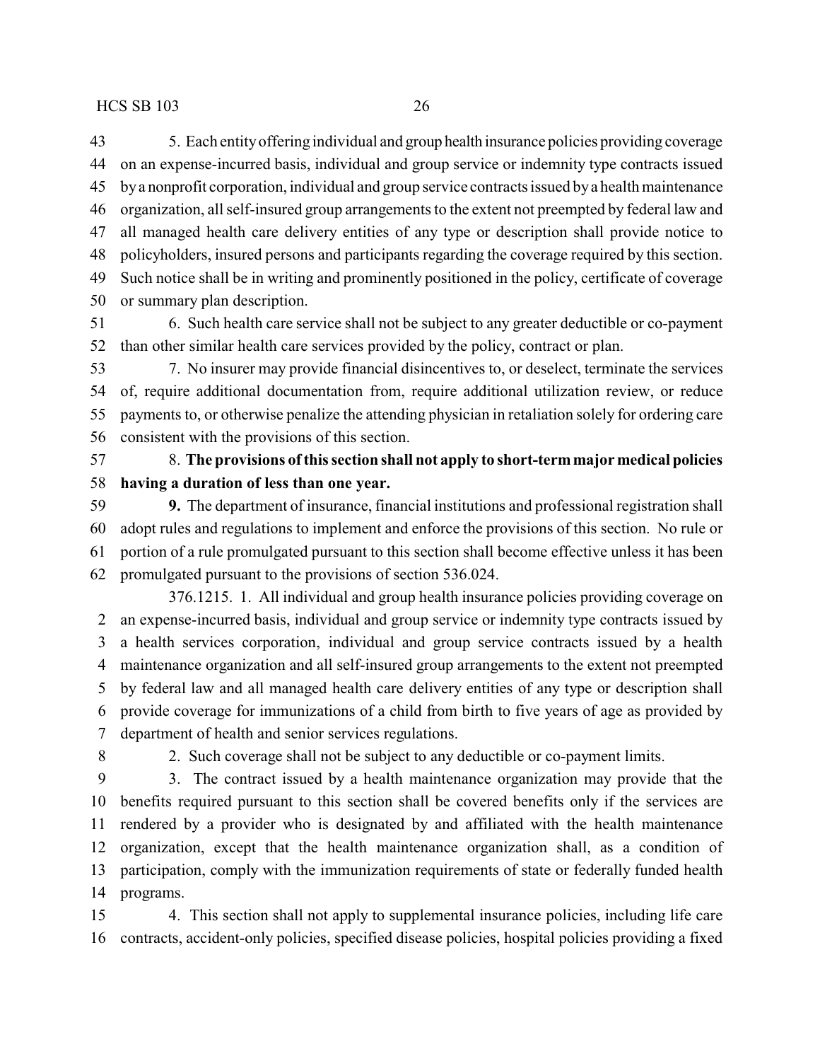5. Each entity offering individual and group health insurance policies providing coverage on an expense-incurred basis, individual and group service or indemnity type contracts issued by a nonprofit corporation, individual and group service contracts issued by a health maintenance organization, all self-insured group arrangements to the extent not preempted by federal law and all managed health care delivery entities of any type or description shall provide notice to policyholders, insured persons and participants regarding the coverage required by this section. Such notice shall be in writing and prominently positioned in the policy, certificate of coverage or summary plan description.

6. Such health care service shall not be subject to any greater deductible or co-payment than other similar health care services provided by the policy, contract or plan.

7. No insurer may provide financial disincentives to, or deselect, terminate the services of, require additional documentation from, require additional utilization review, or reduce payments to, or otherwise penalize the attending physician in retaliation solely for ordering care consistent with the provisions of this section.

8. **The provisions of this section shall not apply to short-term major medical policies having a duration of less than one year.**

**9.** The department of insurance, financial institutions and professional registration shall adopt rules and regulations to implement and enforce the provisions of this section. No rule or portion of a rule promulgated pursuant to this section shall become effective unless it has been promulgated pursuant to the provisions of section 536.024.

376.1215. 1. All individual and group health insurance policies providing coverage on an expense-incurred basis, individual and group service or indemnity type contracts issued by a health services corporation, individual and group service contracts issued by a health maintenance organization and all self-insured group arrangements to the extent not preempted by federal law and all managed health care delivery entities of any type or description shall provide coverage for immunizations of a child from birth to five years of age as provided by department of health and senior services regulations.

2. Such coverage shall not be subject to any deductible or co-payment limits.

3. The contract issued by a health maintenance organization may provide that the benefits required pursuant to this section shall be covered benefits only if the services are rendered by a provider who is designated by and affiliated with the health maintenance organization, except that the health maintenance organization shall, as a condition of participation, comply with the immunization requirements of state or federally funded health programs.

4. This section shall not apply to supplemental insurance policies, including life care contracts, accident-only policies, specified disease policies, hospital policies providing a fixed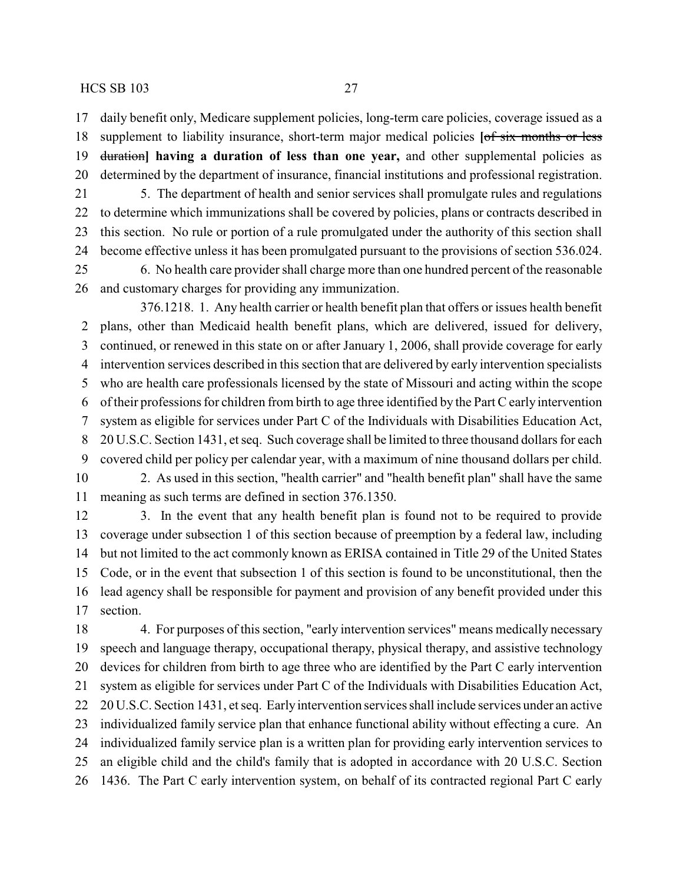daily benefit only, Medicare supplement policies, long-term care policies, coverage issued as a supplement to liability insurance, short-term major medical policies **[**~~of six months or less duration~~**] having a duration of less than one year,** and other supplemental policies as determined by the department of insurance, financial institutions and professional registration.

5. The department of health and senior services shall promulgate rules and regulations to determine which immunizations shall be covered by policies, plans or contracts described in this section. No rule or portion of a rule promulgated under the authority of this section shall become effective unless it has been promulgated pursuant to the provisions of section 536.024.

6. No health care provider shall charge more than one hundred percent of the reasonable and customary charges for providing any immunization.

376.1218. 1. Any health carrier or health benefit plan that offers or issues health benefit plans, other than Medicaid health benefit plans, which are delivered, issued for delivery, continued, or renewed in this state on or after January 1, 2006, shall provide coverage for early intervention services described in this section that are delivered by early intervention specialists who are health care professionals licensed by the state of Missouri and acting within the scope of their professions for children from birth to age three identified by the Part C early intervention system as eligible for services under Part C of the Individuals with Disabilities Education Act, 20 U.S.C. Section 1431, et seq. Such coverage shall be limited to three thousand dollars for each covered child per policy per calendar year, with a maximum of nine thousand dollars per child.

2. As used in this section, "health carrier" and "health benefit plan" shall have the same meaning as such terms are defined in section 376.1350.

3. In the event that any health benefit plan is found not to be required to provide coverage under subsection 1 of this section because of preemption by a federal law, including but not limited to the act commonly known as ERISA contained in Title 29 of the United States Code, or in the event that subsection 1 of this section is found to be unconstitutional, then the lead agency shall be responsible for payment and provision of any benefit provided under this section.

4. For purposes of this section, "early intervention services" means medically necessary speech and language therapy, occupational therapy, physical therapy, and assistive technology devices for children from birth to age three who are identified by the Part C early intervention system as eligible for services under Part C of the Individuals with Disabilities Education Act, 20 U.S.C. Section 1431, et seq. Early intervention services shall include services under an active individualized family service plan that enhance functional ability without effecting a cure. An individualized family service plan is a written plan for providing early intervention services to an eligible child and the child's family that is adopted in accordance with 20 U.S.C. Section 1436. The Part C early intervention system, on behalf of its contracted regional Part C early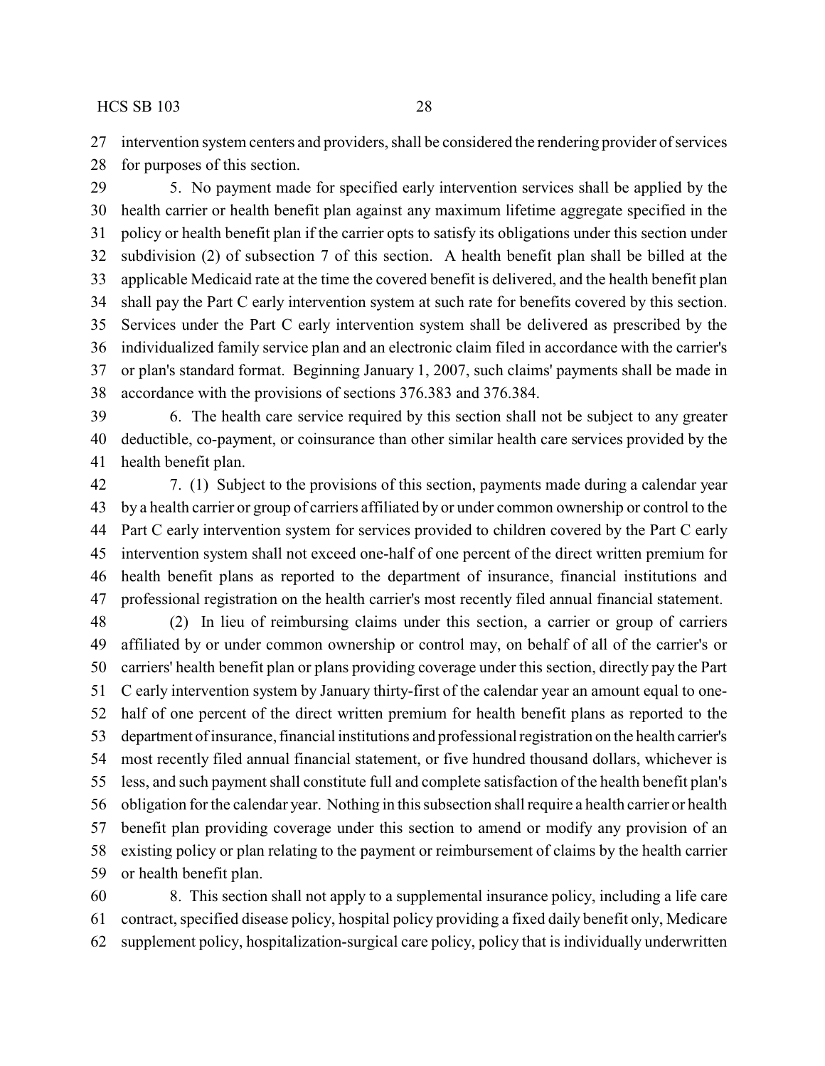intervention system centers and providers, shall be considered the rendering provider of services for purposes of this section.

5. No payment made for specified early intervention services shall be applied by the health carrier or health benefit plan against any maximum lifetime aggregate specified in the policy or health benefit plan if the carrier opts to satisfy its obligations under this section under subdivision (2) of subsection 7 of this section. A health benefit plan shall be billed at the applicable Medicaid rate at the time the covered benefit is delivered, and the health benefit plan shall pay the Part C early intervention system at such rate for benefits covered by this section. Services under the Part C early intervention system shall be delivered as prescribed by the individualized family service plan and an electronic claim filed in accordance with the carrier's or plan's standard format. Beginning January 1, 2007, such claims' payments shall be made in accordance with the provisions of sections 376.383 and 376.384.

6. The health care service required by this section shall not be subject to any greater deductible, co-payment, or coinsurance than other similar health care services provided by the health benefit plan.

7. (1) Subject to the provisions of this section, payments made during a calendar year by a health carrier or group of carriers affiliated by or under common ownership or control to the Part C early intervention system for services provided to children covered by the Part C early intervention system shall not exceed one-half of one percent of the direct written premium for health benefit plans as reported to the department of insurance, financial institutions and professional registration on the health carrier's most recently filed annual financial statement.

(2) In lieu of reimbursing claims under this section, a carrier or group of carriers affiliated by or under common ownership or control may, on behalf of all of the carrier's or carriers' health benefit plan or plans providing coverage under this section, directly pay the Part C early intervention system by January thirty-first of the calendar year an amount equal to one-half of one percent of the direct written premium for health benefit plans as reported to the department of insurance, financial institutions and professional registration on the health carrier's most recently filed annual financial statement, or five hundred thousand dollars, whichever is less, and such payment shall constitute full and complete satisfaction of the health benefit plan's obligation for the calendar year. Nothing in this subsection shall require a health carrier or health benefit plan providing coverage under this section to amend or modify any provision of an existing policy or plan relating to the payment or reimbursement of claims by the health carrier or health benefit plan.

8. This section shall not apply to a supplemental insurance policy, including a life care contract, specified disease policy, hospital policy providing a fixed daily benefit only, Medicare supplement policy, hospitalization-surgical care policy, policy that is individually underwritten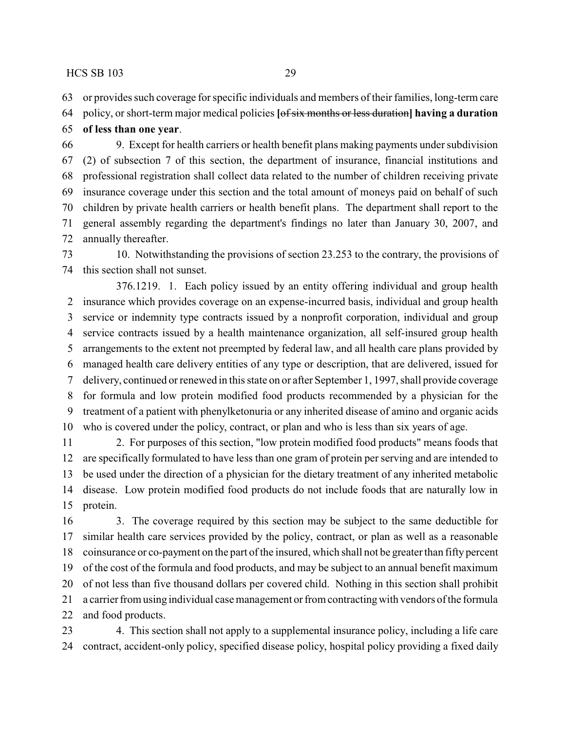or provides such coverage for specific individuals and members of their families, long-term care policy, or short-term major medical policies **[~~of six months or less duration~~] having a duration of less than one year**.

9. Except for health carriers or health benefit plans making payments under subdivision (2) of subsection 7 of this section, the department of insurance, financial institutions and professional registration shall collect data related to the number of children receiving private insurance coverage under this section and the total amount of moneys paid on behalf of such children by private health carriers or health benefit plans. The department shall report to the general assembly regarding the department's findings no later than January 30, 2007, and annually thereafter.

10. Notwithstanding the provisions of section 23.253 to the contrary, the provisions of this section shall not sunset.

376.1219. 1. Each policy issued by an entity offering individual and group health insurance which provides coverage on an expense-incurred basis, individual and group health service or indemnity type contracts issued by a nonprofit corporation, individual and group service contracts issued by a health maintenance organization, all self-insured group health arrangements to the extent not preempted by federal law, and all health care plans provided by managed health care delivery entities of any type or description, that are delivered, issued for delivery, continued or renewed in this state on or after September 1, 1997, shall provide coverage for formula and low protein modified food products recommended by a physician for the treatment of a patient with phenylketonuria or any inherited disease of amino and organic acids who is covered under the policy, contract, or plan and who is less than six years of age.

2. For purposes of this section, "low protein modified food products" means foods that are specifically formulated to have less than one gram of protein per serving and are intended to be used under the direction of a physician for the dietary treatment of any inherited metabolic disease. Low protein modified food products do not include foods that are naturally low in protein.

3. The coverage required by this section may be subject to the same deductible for similar health care services provided by the policy, contract, or plan as well as a reasonable coinsurance or co-payment on the part of the insured, which shall not be greater than fifty percent of the cost of the formula and food products, and may be subject to an annual benefit maximum of not less than five thousand dollars per covered child. Nothing in this section shall prohibit a carrier from using individual case management or from contracting with vendors of the formula and food products.

4. This section shall not apply to a supplemental insurance policy, including a life care contract, accident-only policy, specified disease policy, hospital policy providing a fixed daily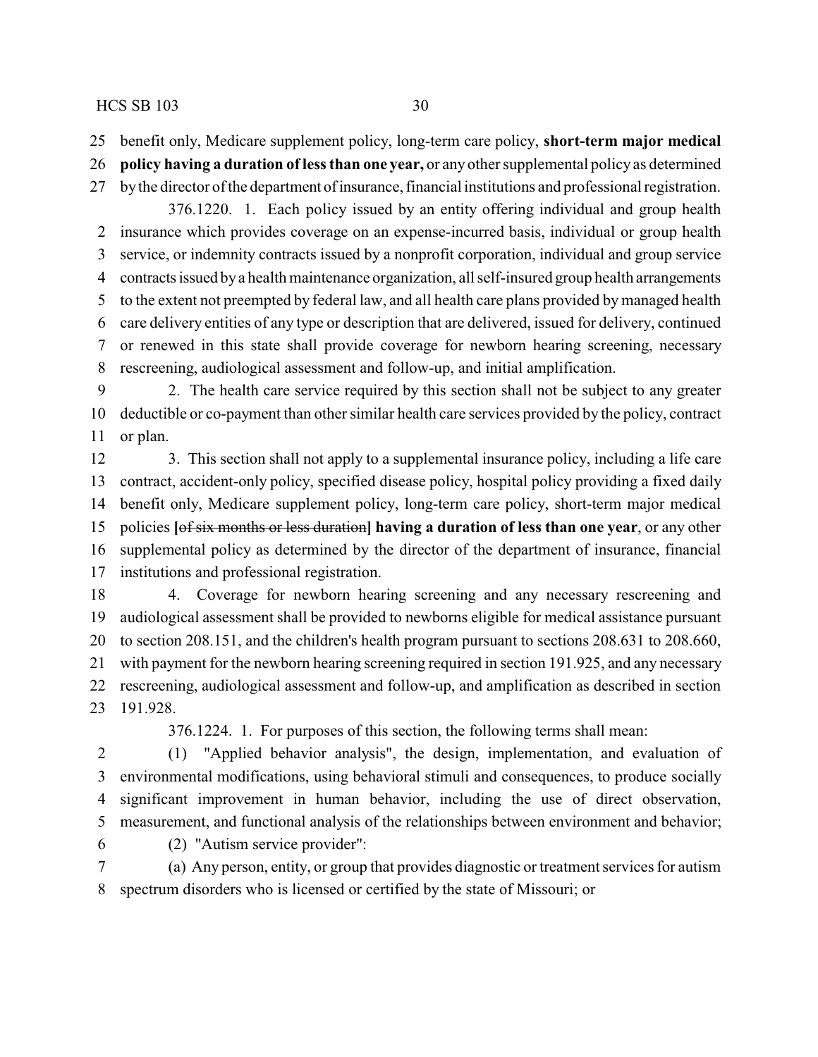benefit only, Medicare supplement policy, long-term care policy, **short-term major medical policy having a duration of less than one year,** or any other supplemental policy as determined by the director of the department of insurance, financial institutions and professional registration.

376.1220. 1. Each policy issued by an entity offering individual and group health insurance which provides coverage on an expense-incurred basis, individual or group health service, or indemnity contracts issued by a nonprofit corporation, individual and group service contracts issued by a health maintenance organization, all self-insured group health arrangements to the extent not preempted by federal law, and all health care plans provided by managed health care delivery entities of any type or description that are delivered, issued for delivery, continued or renewed in this state shall provide coverage for newborn hearing screening, necessary rescreening, audiological assessment and follow-up, and initial amplification.

2. The health care service required by this section shall not be subject to any greater deductible or co-payment than other similar health care services provided by the policy, contract or plan.

3. This section shall not apply to a supplemental insurance policy, including a life care contract, accident-only policy, specified disease policy, hospital policy providing a fixed daily benefit only, Medicare supplement policy, long-term care policy, short-term major medical policies **[**~~of six months or less duration~~**] having a duration of less than one year**, or any other supplemental policy as determined by the director of the department of insurance, financial institutions and professional registration.

4. Coverage for newborn hearing screening and any necessary rescreening and audiological assessment shall be provided to newborns eligible for medical assistance pursuant to section 208.151, and the children's health program pursuant to sections 208.631 to 208.660, with payment for the newborn hearing screening required in section 191.925, and any necessary rescreening, audiological assessment and follow-up, and amplification as described in section 191.928.

376.1224. 1. For purposes of this section, the following terms shall mean:

(1) "Applied behavior analysis", the design, implementation, and evaluation of environmental modifications, using behavioral stimuli and consequences, to produce socially significant improvement in human behavior, including the use of direct observation, measurement, and functional analysis of the relationships between environment and behavior;

(2) "Autism service provider":

(a) Any person, entity, or group that provides diagnostic or treatment services for autism spectrum disorders who is licensed or certified by the state of Missouri; or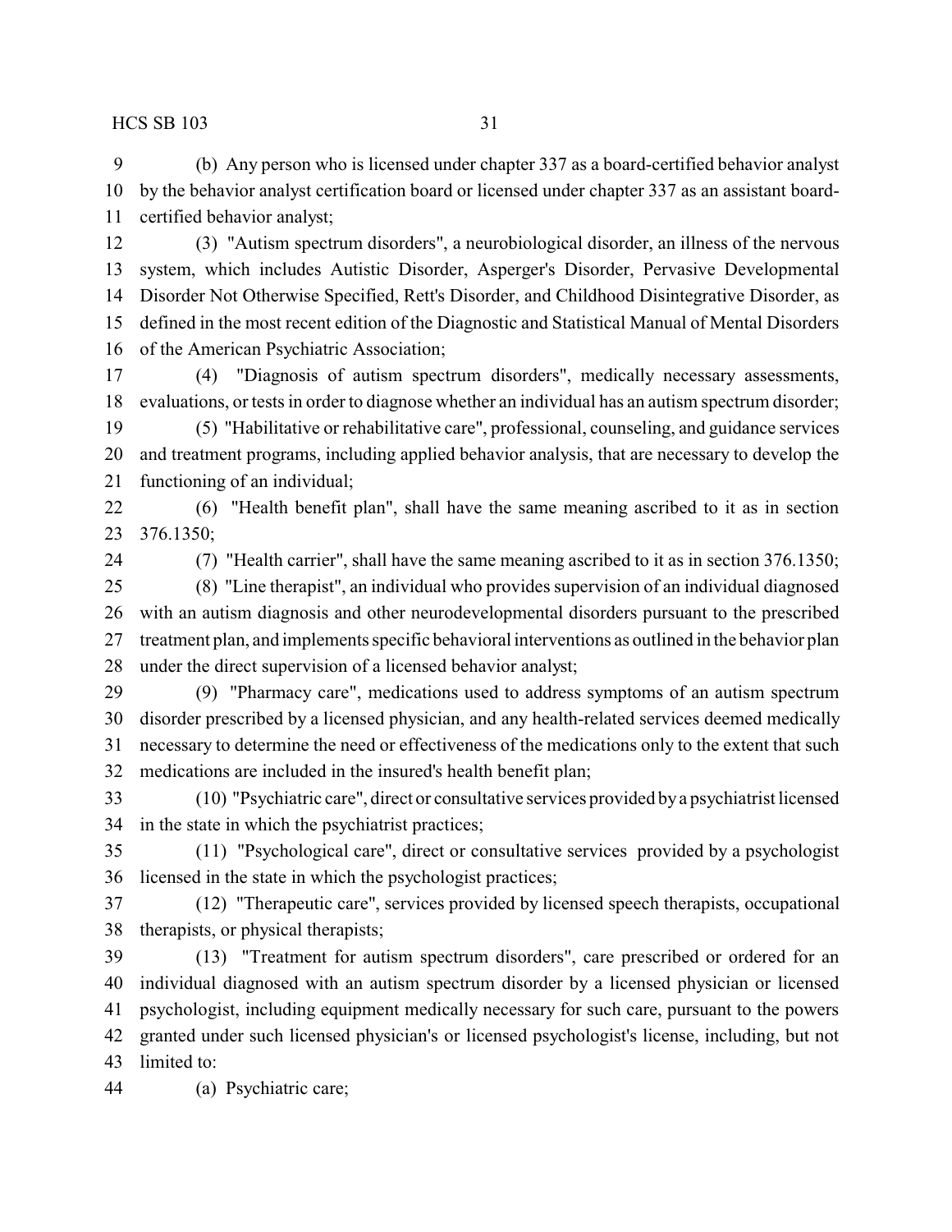(b) Any person who is licensed under chapter 337 as a board-certified behavior analyst by the behavior analyst certification board or licensed under chapter 337 as an assistant board-certified behavior analyst;

(3) "Autism spectrum disorders", a neurobiological disorder, an illness of the nervous system, which includes Autistic Disorder, Asperger's Disorder, Pervasive Developmental Disorder Not Otherwise Specified, Rett's Disorder, and Childhood Disintegrative Disorder, as defined in the most recent edition of the Diagnostic and Statistical Manual of Mental Disorders of the American Psychiatric Association;

(4) "Diagnosis of autism spectrum disorders", medically necessary assessments, evaluations, or tests in order to diagnose whether an individual has an autism spectrum disorder;

(5) "Habilitative or rehabilitative care", professional, counseling, and guidance services and treatment programs, including applied behavior analysis, that are necessary to develop the functioning of an individual;

(6) "Health benefit plan", shall have the same meaning ascribed to it as in section 376.1350;

(7) "Health carrier", shall have the same meaning ascribed to it as in section 376.1350;

(8) "Line therapist", an individual who provides supervision of an individual diagnosed with an autism diagnosis and other neurodevelopmental disorders pursuant to the prescribed treatment plan, and implements specific behavioral interventions as outlined in the behavior plan under the direct supervision of a licensed behavior analyst;

(9) "Pharmacy care", medications used to address symptoms of an autism spectrum disorder prescribed by a licensed physician, and any health-related services deemed medically necessary to determine the need or effectiveness of the medications only to the extent that such medications are included in the insured's health benefit plan;

(10) "Psychiatric care", direct or consultative services provided by a psychiatrist licensed in the state in which the psychiatrist practices;

(11) "Psychological care", direct or consultative services provided by a psychologist licensed in the state in which the psychologist practices;

(12) "Therapeutic care", services provided by licensed speech therapists, occupational therapists, or physical therapists;

(13) "Treatment for autism spectrum disorders", care prescribed or ordered for an individual diagnosed with an autism spectrum disorder by a licensed physician or licensed psychologist, including equipment medically necessary for such care, pursuant to the powers granted under such licensed physician's or licensed psychologist's license, including, but not limited to:

(a) Psychiatric care;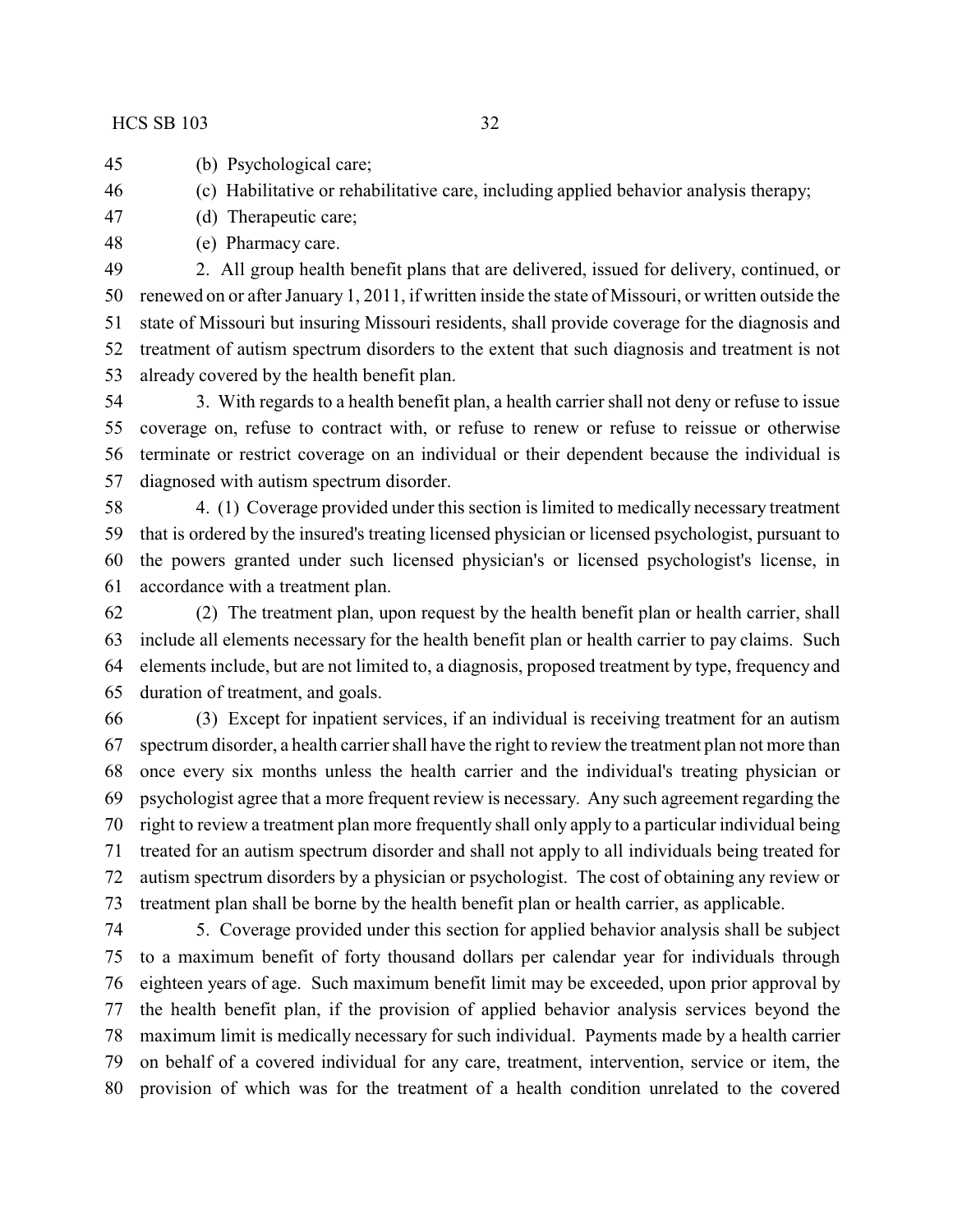(b) Psychological care;

(c) Habilitative or rehabilitative care, including applied behavior analysis therapy;

(d) Therapeutic care;

(e) Pharmacy care.

2. All group health benefit plans that are delivered, issued for delivery, continued, or renewed on or after January 1, 2011, if written inside the state of Missouri, or written outside the state of Missouri but insuring Missouri residents, shall provide coverage for the diagnosis and treatment of autism spectrum disorders to the extent that such diagnosis and treatment is not already covered by the health benefit plan.

3. With regards to a health benefit plan, a health carrier shall not deny or refuse to issue coverage on, refuse to contract with, or refuse to renew or refuse to reissue or otherwise terminate or restrict coverage on an individual or their dependent because the individual is diagnosed with autism spectrum disorder.

4. (1) Coverage provided under this section is limited to medically necessary treatment that is ordered by the insured's treating licensed physician or licensed psychologist, pursuant to the powers granted under such licensed physician's or licensed psychologist's license, in accordance with a treatment plan.

(2) The treatment plan, upon request by the health benefit plan or health carrier, shall include all elements necessary for the health benefit plan or health carrier to pay claims. Such elements include, but are not limited to, a diagnosis, proposed treatment by type, frequency and duration of treatment, and goals.

(3) Except for inpatient services, if an individual is receiving treatment for an autism spectrum disorder, a health carrier shall have the right to review the treatment plan not more than once every six months unless the health carrier and the individual's treating physician or psychologist agree that a more frequent review is necessary. Any such agreement regarding the right to review a treatment plan more frequently shall only apply to a particular individual being treated for an autism spectrum disorder and shall not apply to all individuals being treated for autism spectrum disorders by a physician or psychologist. The cost of obtaining any review or treatment plan shall be borne by the health benefit plan or health carrier, as applicable.

5. Coverage provided under this section for applied behavior analysis shall be subject to a maximum benefit of forty thousand dollars per calendar year for individuals through eighteen years of age. Such maximum benefit limit may be exceeded, upon prior approval by the health benefit plan, if the provision of applied behavior analysis services beyond the maximum limit is medically necessary for such individual. Payments made by a health carrier on behalf of a covered individual for any care, treatment, intervention, service or item, the provision of which was for the treatment of a health condition unrelated to the covered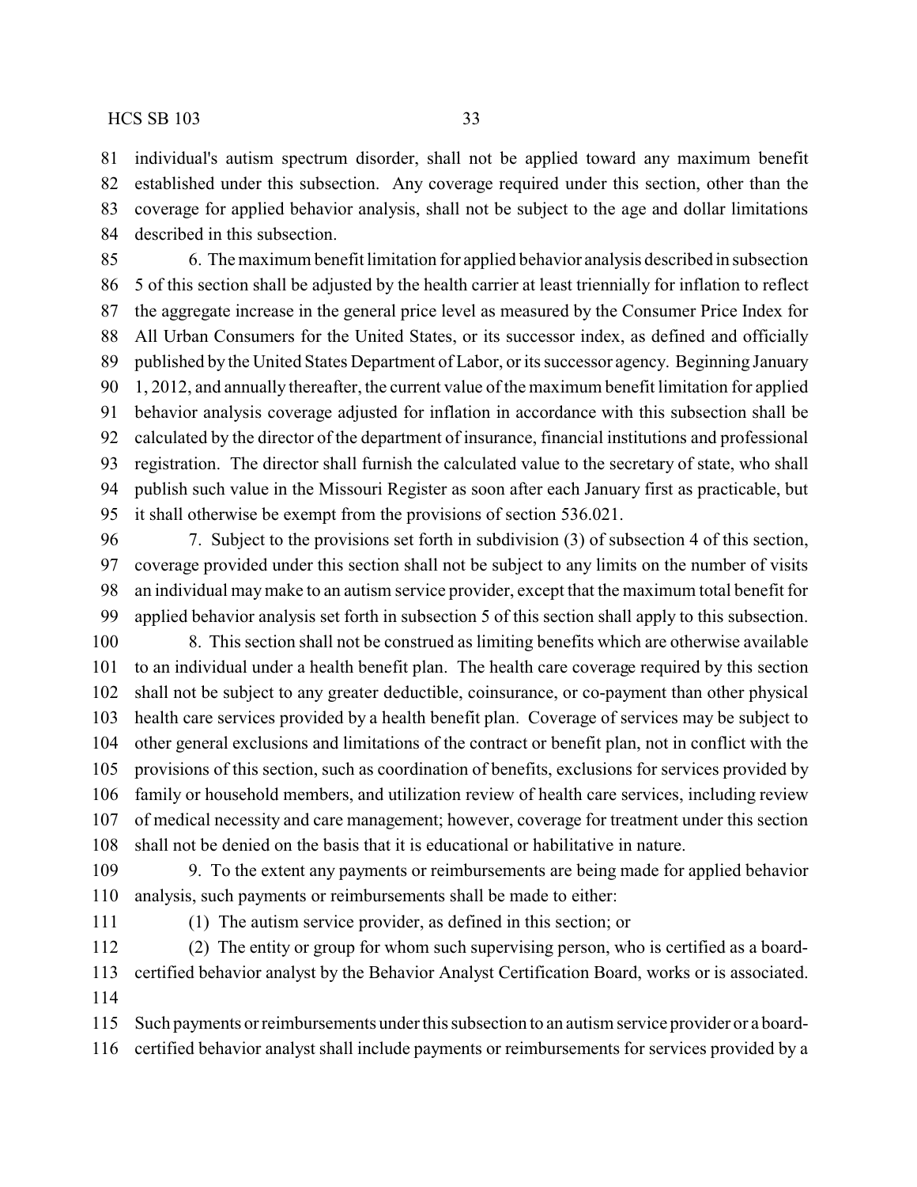individual's autism spectrum disorder, shall not be applied toward any maximum benefit established under this subsection. Any coverage required under this section, other than the coverage for applied behavior analysis, shall not be subject to the age and dollar limitations described in this subsection.

6. The maximum benefit limitation for applied behavior analysis described in subsection 5 of this section shall be adjusted by the health carrier at least triennially for inflation to reflect the aggregate increase in the general price level as measured by the Consumer Price Index for All Urban Consumers for the United States, or its successor index, as defined and officially published by the United States Department of Labor, or its successor agency. Beginning January 1, 2012, and annually thereafter, the current value of the maximum benefit limitation for applied behavior analysis coverage adjusted for inflation in accordance with this subsection shall be calculated by the director of the department of insurance, financial institutions and professional registration. The director shall furnish the calculated value to the secretary of state, who shall publish such value in the Missouri Register as soon after each January first as practicable, but it shall otherwise be exempt from the provisions of section 536.021.

7. Subject to the provisions set forth in subdivision (3) of subsection 4 of this section, coverage provided under this section shall not be subject to any limits on the number of visits an individual may make to an autism service provider, except that the maximum total benefit for applied behavior analysis set forth in subsection 5 of this section shall apply to this subsection.

8. This section shall not be construed as limiting benefits which are otherwise available to an individual under a health benefit plan. The health care coverage required by this section shall not be subject to any greater deductible, coinsurance, or co-payment than other physical health care services provided by a health benefit plan. Coverage of services may be subject to other general exclusions and limitations of the contract or benefit plan, not in conflict with the provisions of this section, such as coordination of benefits, exclusions for services provided by family or household members, and utilization review of health care services, including review of medical necessity and care management; however, coverage for treatment under this section shall not be denied on the basis that it is educational or habilitative in nature.

9. To the extent any payments or reimbursements are being made for applied behavior analysis, such payments or reimbursements shall be made to either:

(1) The autism service provider, as defined in this section; or

(2) The entity or group for whom such supervising person, who is certified as a board-certified behavior analyst by the Behavior Analyst Certification Board, works or is associated.

Such payments or reimbursements under this subsection to an autism service provider or a board-certified behavior analyst shall include payments or reimbursements for services provided by a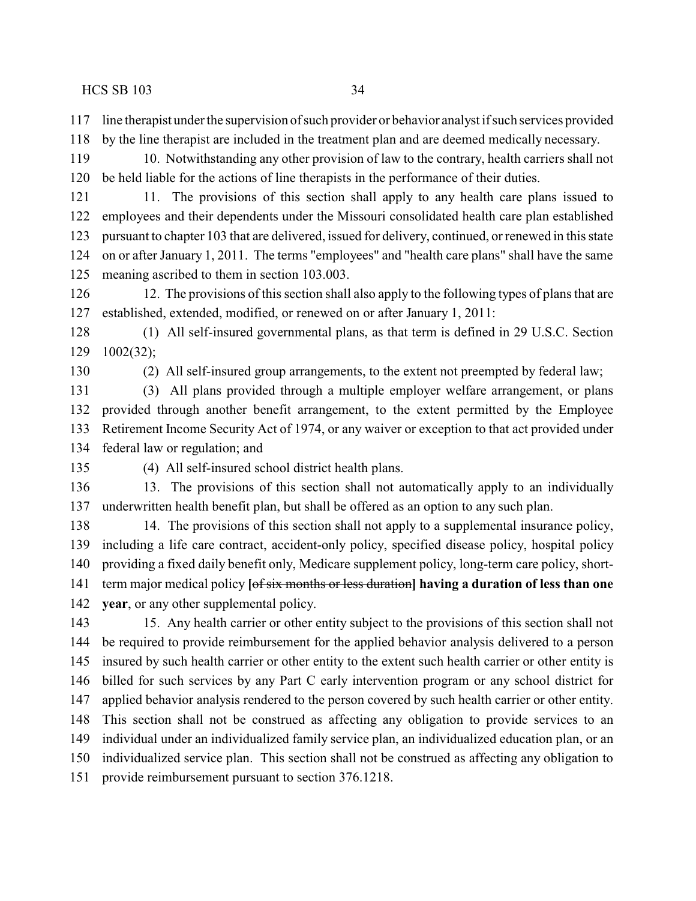line therapist under the supervision of such provider or behavior analyst if such services provided by the line therapist are included in the treatment plan and are deemed medically necessary.

10. Notwithstanding any other provision of law to the contrary, health carriers shall not be held liable for the actions of line therapists in the performance of their duties.

11. The provisions of this section shall apply to any health care plans issued to employees and their dependents under the Missouri consolidated health care plan established pursuant to chapter 103 that are delivered, issued for delivery, continued, or renewed in this state on or after January 1, 2011. The terms "employees" and "health care plans" shall have the same meaning ascribed to them in section 103.003.

12. The provisions of this section shall also apply to the following types of plans that are established, extended, modified, or renewed on or after January 1, 2011:

(1) All self-insured governmental plans, as that term is defined in 29 U.S.C. Section 1002(32);

(2) All self-insured group arrangements, to the extent not preempted by federal law;

(3) All plans provided through a multiple employer welfare arrangement, or plans provided through another benefit arrangement, to the extent permitted by the Employee Retirement Income Security Act of 1974, or any waiver or exception to that act provided under federal law or regulation; and

(4) All self-insured school district health plans.

13. The provisions of this section shall not automatically apply to an individually underwritten health benefit plan, but shall be offered as an option to any such plan.

14. The provisions of this section shall not apply to a supplemental insurance policy, including a life care contract, accident-only policy, specified disease policy, hospital policy providing a fixed daily benefit only, Medicare supplement policy, long-term care policy, short-term major medical policy **[**~~of six months or less duration~~**] having a duration of less than one year**, or any other supplemental policy.

15. Any health carrier or other entity subject to the provisions of this section shall not be required to provide reimbursement for the applied behavior analysis delivered to a person insured by such health carrier or other entity to the extent such health carrier or other entity is billed for such services by any Part C early intervention program or any school district for applied behavior analysis rendered to the person covered by such health carrier or other entity. This section shall not be construed as affecting any obligation to provide services to an individual under an individualized family service plan, an individualized education plan, or an individualized service plan. This section shall not be construed as affecting any obligation to provide reimbursement pursuant to section 376.1218.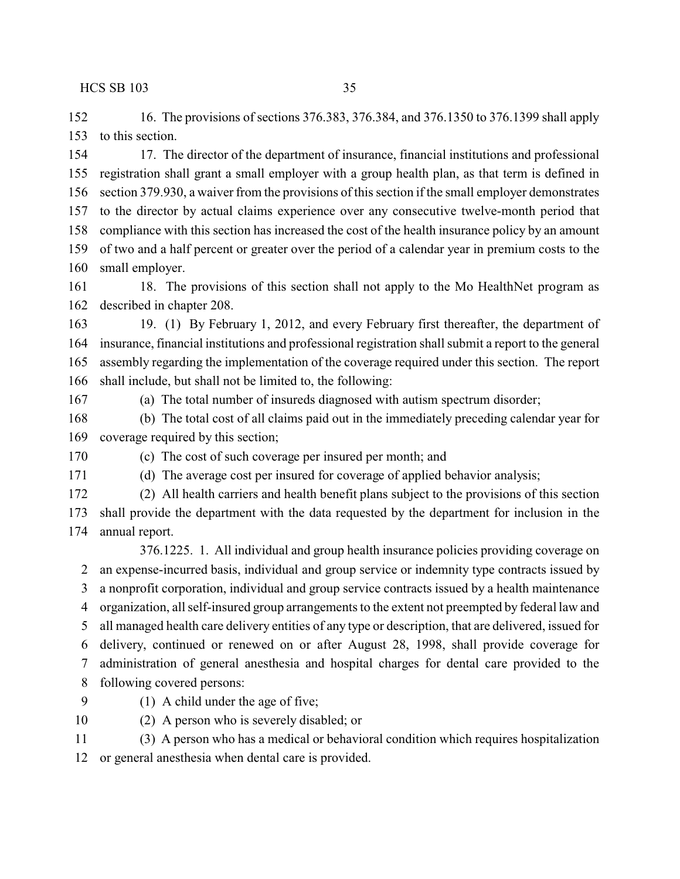16. The provisions of sections 376.383, 376.384, and 376.1350 to 376.1399 shall apply to this section.

17. The director of the department of insurance, financial institutions and professional registration shall grant a small employer with a group health plan, as that term is defined in section 379.930, a waiver from the provisions of this section if the small employer demonstrates to the director by actual claims experience over any consecutive twelve-month period that compliance with this section has increased the cost of the health insurance policy by an amount of two and a half percent or greater over the period of a calendar year in premium costs to the small employer.

18. The provisions of this section shall not apply to the Mo HealthNet program as described in chapter 208.

19. (1) By February 1, 2012, and every February first thereafter, the department of insurance, financial institutions and professional registration shall submit a report to the general assembly regarding the implementation of the coverage required under this section. The report shall include, but shall not be limited to, the following:

(a) The total number of insureds diagnosed with autism spectrum disorder;

(b) The total cost of all claims paid out in the immediately preceding calendar year for coverage required by this section;

(c) The cost of such coverage per insured per month; and

(d) The average cost per insured for coverage of applied behavior analysis;

(2) All health carriers and health benefit plans subject to the provisions of this section shall provide the department with the data requested by the department for inclusion in the annual report.

376.1225. 1. All individual and group health insurance policies providing coverage on an expense-incurred basis, individual and group service or indemnity type contracts issued by a nonprofit corporation, individual and group service contracts issued by a health maintenance organization, all self-insured group arrangements to the extent not preempted by federal law and all managed health care delivery entities of any type or description, that are delivered, issued for delivery, continued or renewed on or after August 28, 1998, shall provide coverage for administration of general anesthesia and hospital charges for dental care provided to the following covered persons:

(1) A child under the age of five;

(2) A person who is severely disabled; or

(3) A person who has a medical or behavioral condition which requires hospitalization or general anesthesia when dental care is provided.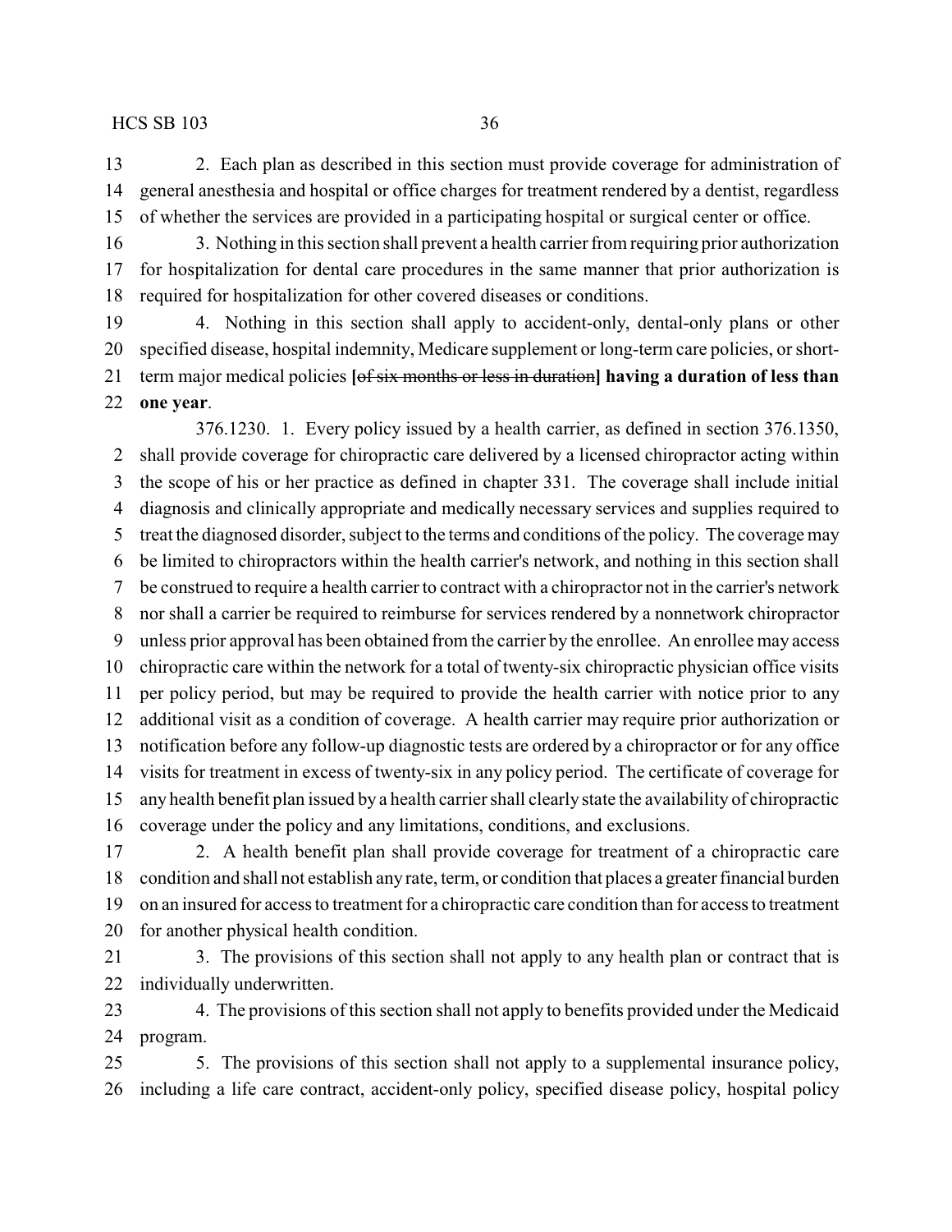2. Each plan as described in this section must provide coverage for administration of general anesthesia and hospital or office charges for treatment rendered by a dentist, regardless of whether the services are provided in a participating hospital or surgical center or office.

3. Nothing in this section shall prevent a health carrier from requiring prior authorization for hospitalization for dental care procedures in the same manner that prior authorization is required for hospitalization for other covered diseases or conditions.

4. Nothing in this section shall apply to accident-only, dental-only plans or other specified disease, hospital indemnity, Medicare supplement or long-term care policies, or short-term major medical policies [~~of six months or less in duration~~] **having a duration of less than one year**.

376.1230. 1. Every policy issued by a health carrier, as defined in section 376.1350, shall provide coverage for chiropractic care delivered by a licensed chiropractor acting within the scope of his or her practice as defined in chapter 331. The coverage shall include initial diagnosis and clinically appropriate and medically necessary services and supplies required to treat the diagnosed disorder, subject to the terms and conditions of the policy. The coverage may be limited to chiropractors within the health carrier's network, and nothing in this section shall be construed to require a health carrier to contract with a chiropractor not in the carrier's network nor shall a carrier be required to reimburse for services rendered by a nonnetwork chiropractor unless prior approval has been obtained from the carrier by the enrollee. An enrollee may access chiropractic care within the network for a total of twenty-six chiropractic physician office visits per policy period, but may be required to provide the health carrier with notice prior to any additional visit as a condition of coverage. A health carrier may require prior authorization or notification before any follow-up diagnostic tests are ordered by a chiropractor or for any office visits for treatment in excess of twenty-six in any policy period. The certificate of coverage for any health benefit plan issued by a health carrier shall clearly state the availability of chiropractic coverage under the policy and any limitations, conditions, and exclusions.

2. A health benefit plan shall provide coverage for treatment of a chiropractic care condition and shall not establish any rate, term, or condition that places a greater financial burden on an insured for access to treatment for a chiropractic care condition than for access to treatment for another physical health condition.

3. The provisions of this section shall not apply to any health plan or contract that is individually underwritten.

4. The provisions of this section shall not apply to benefits provided under the Medicaid program.

5. The provisions of this section shall not apply to a supplemental insurance policy, including a life care contract, accident-only policy, specified disease policy, hospital policy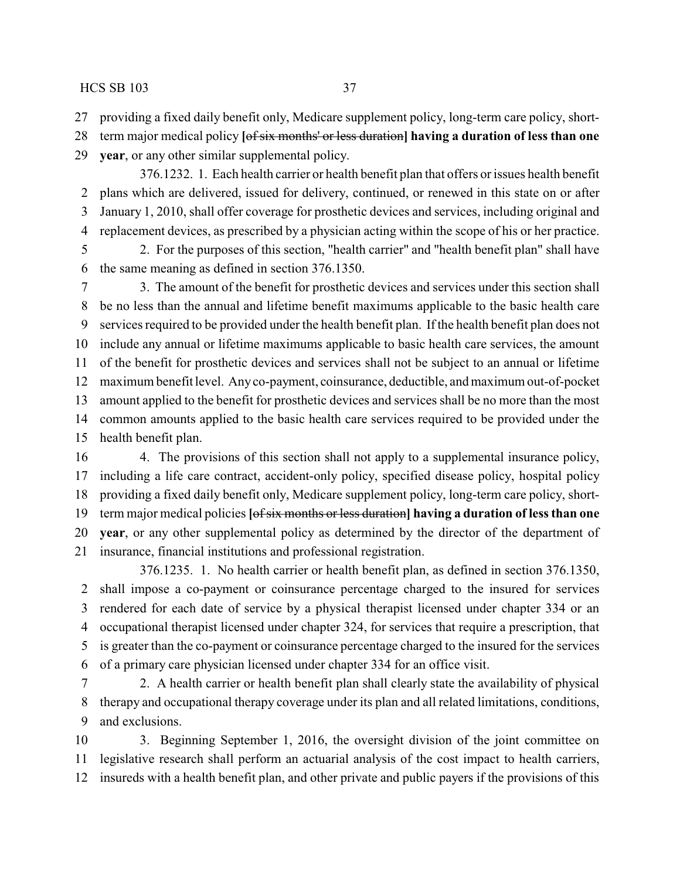providing a fixed daily benefit only, Medicare supplement policy, long-term care policy, short-term major medical policy **[**~~of six months' or less duration~~**] having a duration of less than one year**, or any other similar supplemental policy.

376.1232. 1. Each health carrier or health benefit plan that offers or issues health benefit plans which are delivered, issued for delivery, continued, or renewed in this state on or after January 1, 2010, shall offer coverage for prosthetic devices and services, including original and replacement devices, as prescribed by a physician acting within the scope of his or her practice.

2. For the purposes of this section, "health carrier" and "health benefit plan" shall have the same meaning as defined in section 376.1350.

3. The amount of the benefit for prosthetic devices and services under this section shall be no less than the annual and lifetime benefit maximums applicable to the basic health care services required to be provided under the health benefit plan. If the health benefit plan does not include any annual or lifetime maximums applicable to basic health care services, the amount of the benefit for prosthetic devices and services shall not be subject to an annual or lifetime maximum benefit level. Any co-payment, coinsurance, deductible, and maximum out-of-pocket amount applied to the benefit for prosthetic devices and services shall be no more than the most common amounts applied to the basic health care services required to be provided under the health benefit plan.

4. The provisions of this section shall not apply to a supplemental insurance policy, including a life care contract, accident-only policy, specified disease policy, hospital policy providing a fixed daily benefit only, Medicare supplement policy, long-term care policy, short-term major medical policies **[**~~of six months or less duration~~**] having a duration of less than one year**, or any other supplemental policy as determined by the director of the department of insurance, financial institutions and professional registration.

376.1235. 1. No health carrier or health benefit plan, as defined in section 376.1350, shall impose a co-payment or coinsurance percentage charged to the insured for services rendered for each date of service by a physical therapist licensed under chapter 334 or an occupational therapist licensed under chapter 324, for services that require a prescription, that is greater than the co-payment or coinsurance percentage charged to the insured for the services of a primary care physician licensed under chapter 334 for an office visit.

2. A health carrier or health benefit plan shall clearly state the availability of physical therapy and occupational therapy coverage under its plan and all related limitations, conditions, and exclusions.

3. Beginning September 1, 2016, the oversight division of the joint committee on legislative research shall perform an actuarial analysis of the cost impact to health carriers, insureds with a health benefit plan, and other private and public payers if the provisions of this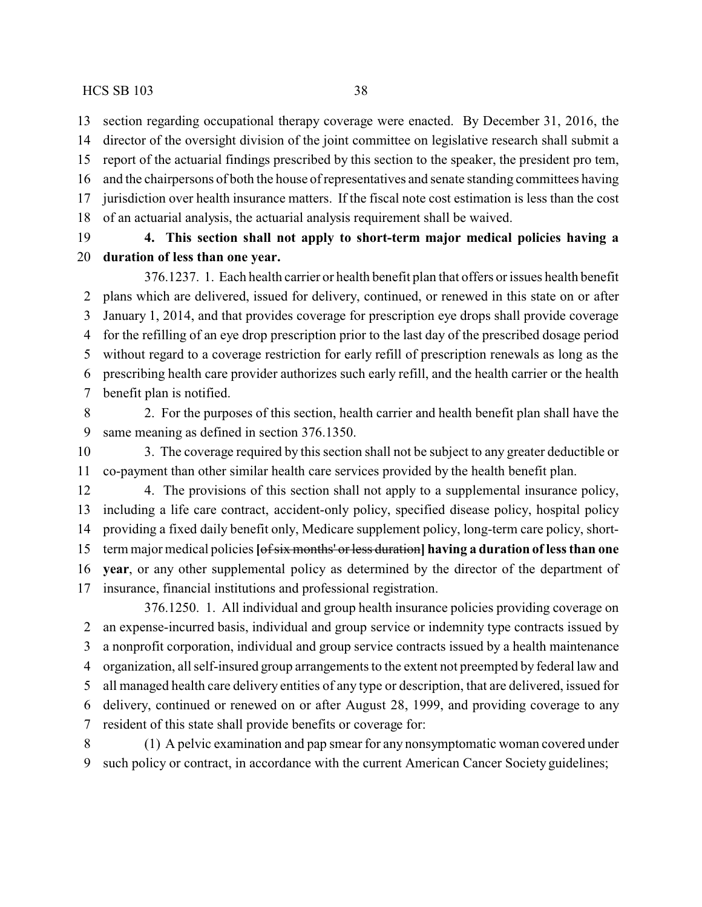section regarding occupational therapy coverage were enacted. By December 31, 2016, the director of the oversight division of the joint committee on legislative research shall submit a report of the actuarial findings prescribed by this section to the speaker, the president pro tem, and the chairpersons of both the house of representatives and senate standing committees having jurisdiction over health insurance matters. If the fiscal note cost estimation is less than the cost of an actuarial analysis, the actuarial analysis requirement shall be waived.

**4. This section shall not apply to short-term major medical policies having a duration of less than one year.**

376.1237. 1. Each health carrier or health benefit plan that offers or issues health benefit plans which are delivered, issued for delivery, continued, or renewed in this state on or after January 1, 2014, and that provides coverage for prescription eye drops shall provide coverage for the refilling of an eye drop prescription prior to the last day of the prescribed dosage period without regard to a coverage restriction for early refill of prescription renewals as long as the prescribing health care provider authorizes such early refill, and the health carrier or the health benefit plan is notified.

2. For the purposes of this section, health carrier and health benefit plan shall have the same meaning as defined in section 376.1350.

3. The coverage required by this section shall not be subject to any greater deductible or co-payment than other similar health care services provided by the health benefit plan.

4. The provisions of this section shall not apply to a supplemental insurance policy, including a life care contract, accident-only policy, specified disease policy, hospital policy providing a fixed daily benefit only, Medicare supplement policy, long-term care policy, short-term major medical policies **[**~~of six months' or less duration~~**] having a duration of less than one year**, or any other supplemental policy as determined by the director of the department of insurance, financial institutions and professional registration.

376.1250. 1. All individual and group health insurance policies providing coverage on an expense-incurred basis, individual and group service or indemnity type contracts issued by a nonprofit corporation, individual and group service contracts issued by a health maintenance organization, all self-insured group arrangements to the extent not preempted by federal law and all managed health care delivery entities of any type or description, that are delivered, issued for delivery, continued or renewed on or after August 28, 1999, and providing coverage to any resident of this state shall provide benefits or coverage for:

(1) A pelvic examination and pap smear for any nonsymptomatic woman covered under such policy or contract, in accordance with the current American Cancer Society guidelines;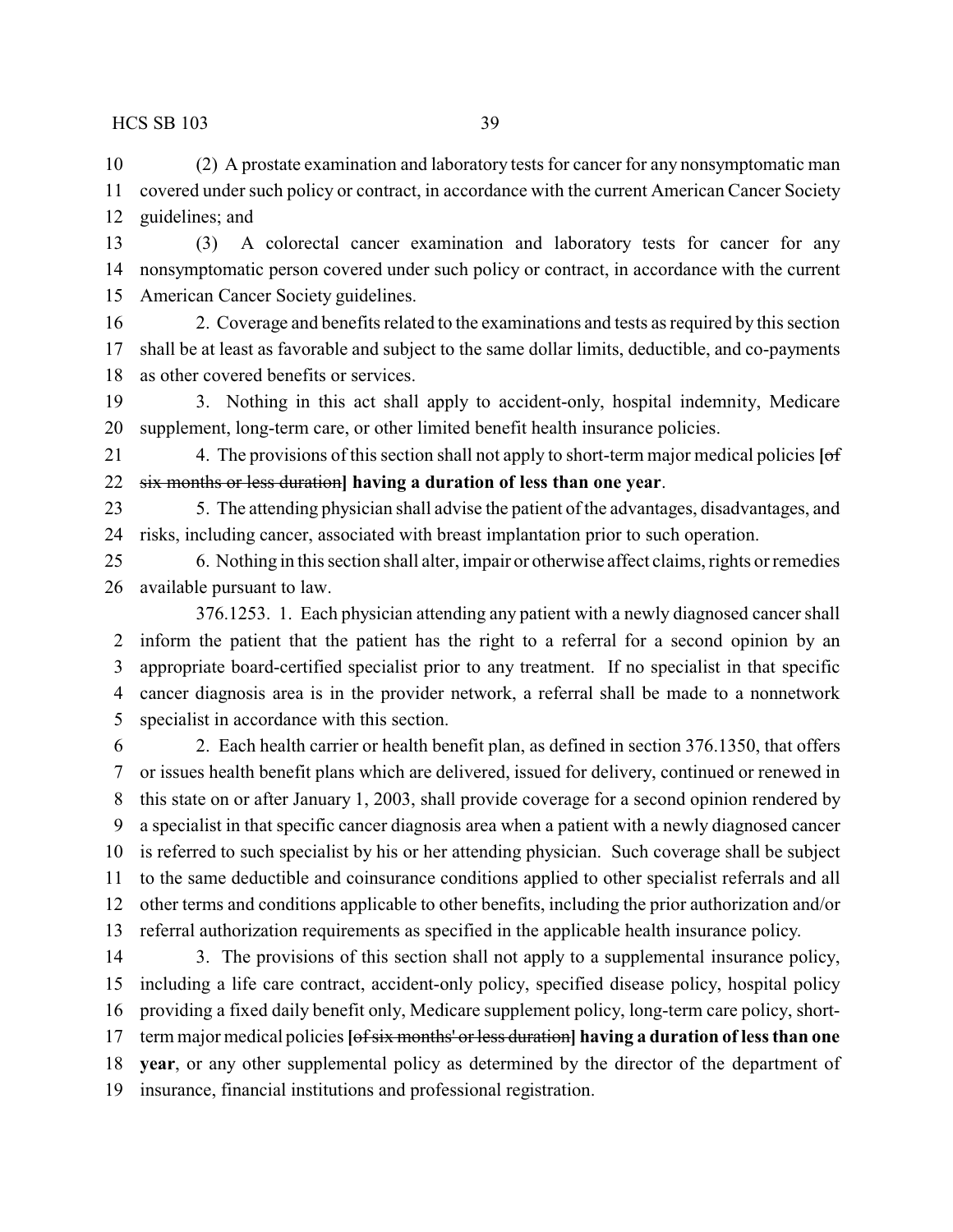(2) A prostate examination and laboratory tests for cancer for any nonsymptomatic man covered under such policy or contract, in accordance with the current American Cancer Society guidelines; and

(3) A colorectal cancer examination and laboratory tests for cancer for any nonsymptomatic person covered under such policy or contract, in accordance with the current American Cancer Society guidelines.

2. Coverage and benefits related to the examinations and tests as required by this section shall be at least as favorable and subject to the same dollar limits, deductible, and co-payments as other covered benefits or services.

3. Nothing in this act shall apply to accident-only, hospital indemnity, Medicare supplement, long-term care, or other limited benefit health insurance policies.

4. The provisions of this section shall not apply to short-term major medical policies **[**~~of six months or less duration~~**] having a duration of less than one year**.

5. The attending physician shall advise the patient of the advantages, disadvantages, and risks, including cancer, associated with breast implantation prior to such operation.

6. Nothing in this section shall alter, impair or otherwise affect claims, rights or remedies available pursuant to law.

376.1253. 1. Each physician attending any patient with a newly diagnosed cancer shall inform the patient that the patient has the right to a referral for a second opinion by an appropriate board-certified specialist prior to any treatment. If no specialist in that specific cancer diagnosis area is in the provider network, a referral shall be made to a nonnetwork specialist in accordance with this section.

2. Each health carrier or health benefit plan, as defined in section 376.1350, that offers or issues health benefit plans which are delivered, issued for delivery, continued or renewed in this state on or after January 1, 2003, shall provide coverage for a second opinion rendered by a specialist in that specific cancer diagnosis area when a patient with a newly diagnosed cancer is referred to such specialist by his or her attending physician. Such coverage shall be subject to the same deductible and coinsurance conditions applied to other specialist referrals and all other terms and conditions applicable to other benefits, including the prior authorization and/or referral authorization requirements as specified in the applicable health insurance policy.

3. The provisions of this section shall not apply to a supplemental insurance policy, including a life care contract, accident-only policy, specified disease policy, hospital policy providing a fixed daily benefit only, Medicare supplement policy, long-term care policy, short-term major medical policies **[**~~of six months' or less duration~~**] having a duration of less than one year**, or any other supplemental policy as determined by the director of the department of insurance, financial institutions and professional registration.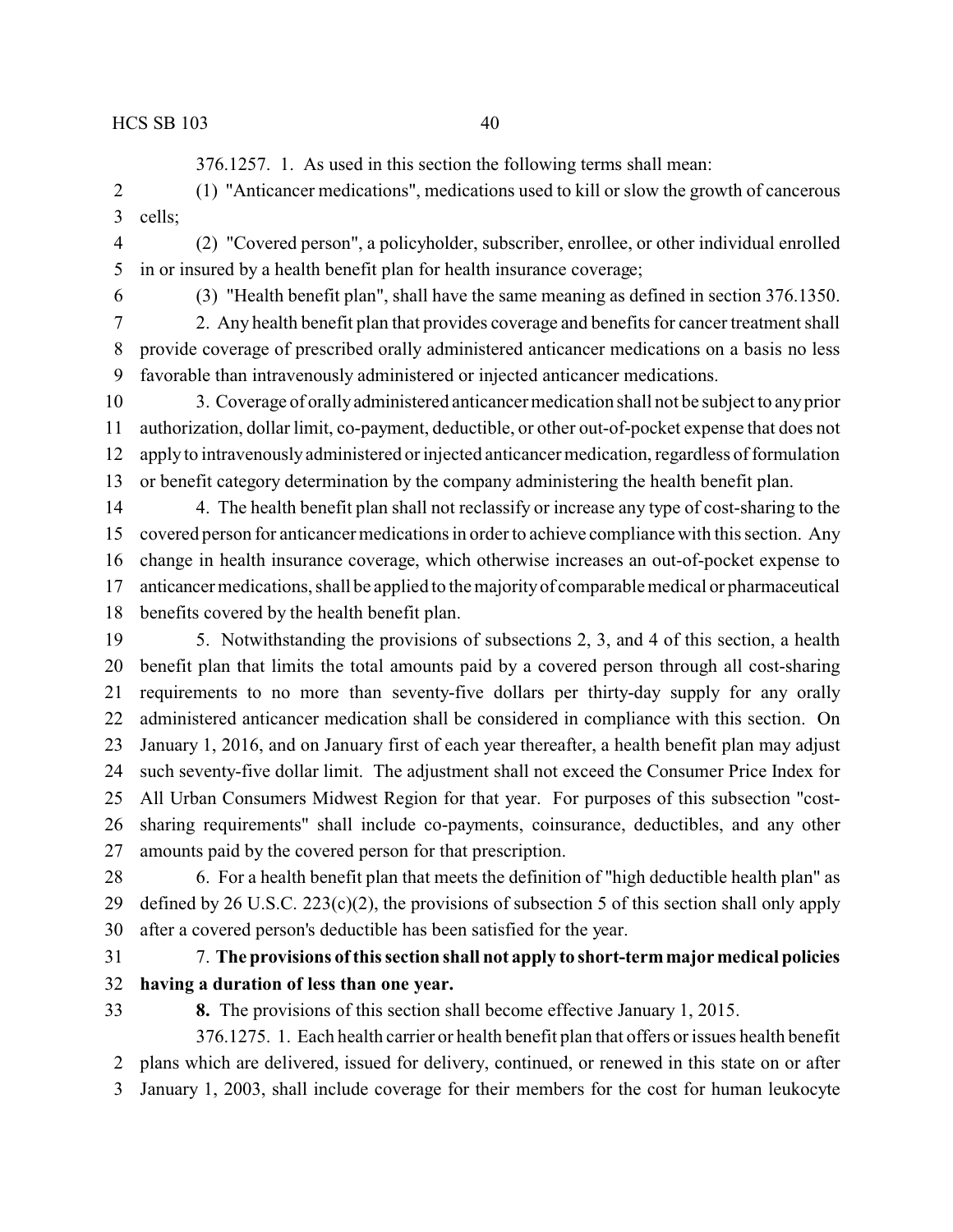376.1257. 1. As used in this section the following terms shall mean:

(1) "Anticancer medications", medications used to kill or slow the growth of cancerous cells;

(2) "Covered person", a policyholder, subscriber, enrollee, or other individual enrolled in or insured by a health benefit plan for health insurance coverage;

(3) "Health benefit plan", shall have the same meaning as defined in section 376.1350.

2. Any health benefit plan that provides coverage and benefits for cancer treatment shall provide coverage of prescribed orally administered anticancer medications on a basis no less favorable than intravenously administered or injected anticancer medications.

3. Coverage of orally administered anticancer medication shall not be subject to any prior authorization, dollar limit, co-payment, deductible, or other out-of-pocket expense that does not apply to intravenously administered or injected anticancer medication, regardless of formulation or benefit category determination by the company administering the health benefit plan.

4. The health benefit plan shall not reclassify or increase any type of cost-sharing to the covered person for anticancer medications in order to achieve compliance with this section. Any change in health insurance coverage, which otherwise increases an out-of-pocket expense to anticancer medications, shall be applied to the majority of comparable medical or pharmaceutical benefits covered by the health benefit plan.

5. Notwithstanding the provisions of subsections 2, 3, and 4 of this section, a health benefit plan that limits the total amounts paid by a covered person through all cost-sharing requirements to no more than seventy-five dollars per thirty-day supply for any orally administered anticancer medication shall be considered in compliance with this section. On January 1, 2016, and on January first of each year thereafter, a health benefit plan may adjust such seventy-five dollar limit. The adjustment shall not exceed the Consumer Price Index for All Urban Consumers Midwest Region for that year. For purposes of this subsection "cost-sharing requirements" shall include co-payments, coinsurance, deductibles, and any other amounts paid by the covered person for that prescription.

6. For a health benefit plan that meets the definition of "high deductible health plan" as defined by 26 U.S.C. 223(c)(2), the provisions of subsection 5 of this section shall only apply after a covered person's deductible has been satisfied for the year.

7. **The provisions of this section shall not apply to short-term major medical policies having a duration of less than one year.**

**8.** The provisions of this section shall become effective January 1, 2015.

376.1275. 1. Each health carrier or health benefit plan that offers or issues health benefit plans which are delivered, issued for delivery, continued, or renewed in this state on or after January 1, 2003, shall include coverage for their members for the cost for human leukocyte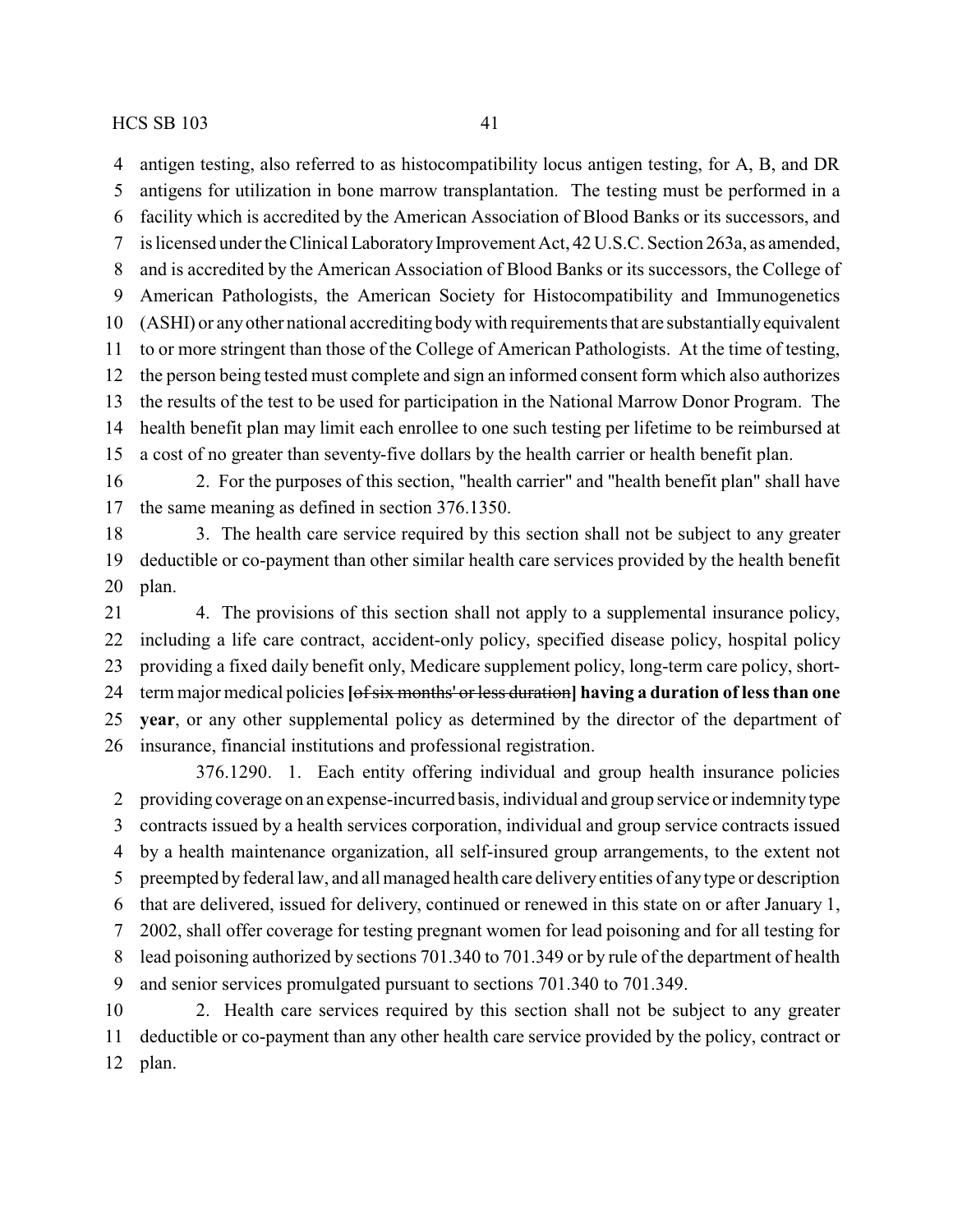antigen testing, also referred to as histocompatibility locus antigen testing, for A, B, and DR antigens for utilization in bone marrow transplantation. The testing must be performed in a facility which is accredited by the American Association of Blood Banks or its successors, and is licensed under the Clinical Laboratory Improvement Act, 42 U.S.C. Section 263a, as amended, and is accredited by the American Association of Blood Banks or its successors, the College of American Pathologists, the American Society for Histocompatibility and Immunogenetics (ASHI) or any other national accrediting body with requirements that are substantially equivalent to or more stringent than those of the College of American Pathologists. At the time of testing, the person being tested must complete and sign an informed consent form which also authorizes the results of the test to be used for participation in the National Marrow Donor Program. The health benefit plan may limit each enrollee to one such testing per lifetime to be reimbursed at a cost of no greater than seventy-five dollars by the health carrier or health benefit plan.

2. For the purposes of this section, "health carrier" and "health benefit plan" shall have the same meaning as defined in section 376.1350.

3. The health care service required by this section shall not be subject to any greater deductible or co-payment than other similar health care services provided by the health benefit plan.

4. The provisions of this section shall not apply to a supplemental insurance policy, including a life care contract, accident-only policy, specified disease policy, hospital policy providing a fixed daily benefit only, Medicare supplement policy, long-term care policy, short-term major medical policies **[**~~of six months' or less duration~~**] having a duration of less than one year**, or any other supplemental policy as determined by the director of the department of insurance, financial institutions and professional registration.

376.1290. 1. Each entity offering individual and group health insurance policies providing coverage on an expense-incurred basis, individual and group service or indemnity type contracts issued by a health services corporation, individual and group service contracts issued by a health maintenance organization, all self-insured group arrangements, to the extent not preempted by federal law, and all managed health care delivery entities of any type or description that are delivered, issued for delivery, continued or renewed in this state on or after January 1, 2002, shall offer coverage for testing pregnant women for lead poisoning and for all testing for lead poisoning authorized by sections 701.340 to 701.349 or by rule of the department of health and senior services promulgated pursuant to sections 701.340 to 701.349.

2. Health care services required by this section shall not be subject to any greater deductible or co-payment than any other health care service provided by the policy, contract or plan.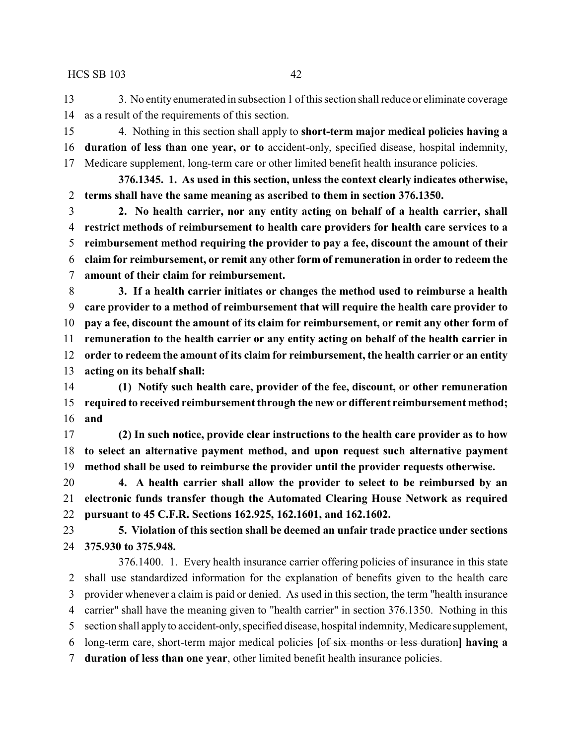3. No entity enumerated in subsection 1 of this section shall reduce or eliminate coverage as a result of the requirements of this section.

4. Nothing in this section shall apply to **short-term major medical policies having a duration of less than one year, or to** accident-only, specified disease, hospital indemnity, Medicare supplement, long-term care or other limited benefit health insurance policies.

**376.1345. 1. As used in this section, unless the context clearly indicates otherwise, terms shall have the same meaning as ascribed to them in section 376.1350.**

**2. No health carrier, nor any entity acting on behalf of a health carrier, shall restrict methods of reimbursement to health care providers for health care services to a reimbursement method requiring the provider to pay a fee, discount the amount of their claim for reimbursement, or remit any other form of remuneration in order to redeem the amount of their claim for reimbursement.**

**3. If a health carrier initiates or changes the method used to reimburse a health care provider to a method of reimbursement that will require the health care provider to pay a fee, discount the amount of its claim for reimbursement, or remit any other form of remuneration to the health carrier or any entity acting on behalf of the health carrier in order to redeem the amount of its claim for reimbursement, the health carrier or an entity acting on its behalf shall:**

**(1) Notify such health care, provider of the fee, discount, or other remuneration required to received reimbursement through the new or different reimbursement method; and**

**(2) In such notice, provide clear instructions to the health care provider as to how to select an alternative payment method, and upon request such alternative payment method shall be used to reimburse the provider until the provider requests otherwise.**

**4. A health carrier shall allow the provider to select to be reimbursed by an electronic funds transfer though the Automated Clearing House Network as required pursuant to 45 C.F.R. Sections 162.925, 162.1601, and 162.1602.**

**5. Violation of this section shall be deemed an unfair trade practice under sections 375.930 to 375.948.**

376.1400. 1. Every health insurance carrier offering policies of insurance in this state shall use standardized information for the explanation of benefits given to the health care provider whenever a claim is paid or denied. As used in this section, the term "health insurance carrier" shall have the meaning given to "health carrier" in section 376.1350. Nothing in this section shall apply to accident-only, specified disease, hospital indemnity, Medicare supplement, long-term care, short-term major medical policies [~~of six months or less duration~~] **having a duration of less than one year**, other limited benefit health insurance policies.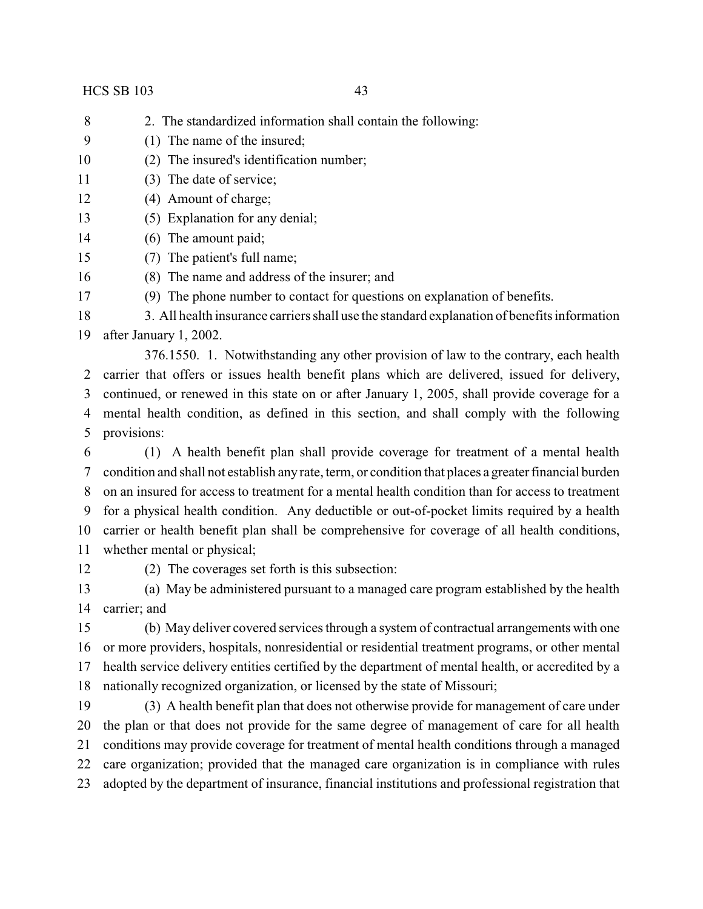2. The standardized information shall contain the following:

(1) The name of the insured;

(2) The insured's identification number;

(3) The date of service;

(4) Amount of charge;

(5) Explanation for any denial;

(6) The amount paid;

(7) The patient's full name;

(8) The name and address of the insurer; and

(9) The phone number to contact for questions on explanation of benefits.

3. All health insurance carriers shall use the standard explanation of benefits information after January 1, 2002.

376.1550. 1. Notwithstanding any other provision of law to the contrary, each health carrier that offers or issues health benefit plans which are delivered, issued for delivery, continued, or renewed in this state on or after January 1, 2005, shall provide coverage for a mental health condition, as defined in this section, and shall comply with the following provisions:

(1) A health benefit plan shall provide coverage for treatment of a mental health condition and shall not establish any rate, term, or condition that places a greater financial burden on an insured for access to treatment for a mental health condition than for access to treatment for a physical health condition. Any deductible or out-of-pocket limits required by a health carrier or health benefit plan shall be comprehensive for coverage of all health conditions, whether mental or physical;

(2) The coverages set forth is this subsection:

(a) May be administered pursuant to a managed care program established by the health carrier; and

(b) May deliver covered services through a system of contractual arrangements with one or more providers, hospitals, nonresidential or residential treatment programs, or other mental health service delivery entities certified by the department of mental health, or accredited by a nationally recognized organization, or licensed by the state of Missouri;

(3) A health benefit plan that does not otherwise provide for management of care under the plan or that does not provide for the same degree of management of care for all health conditions may provide coverage for treatment of mental health conditions through a managed care organization; provided that the managed care organization is in compliance with rules adopted by the department of insurance, financial institutions and professional registration that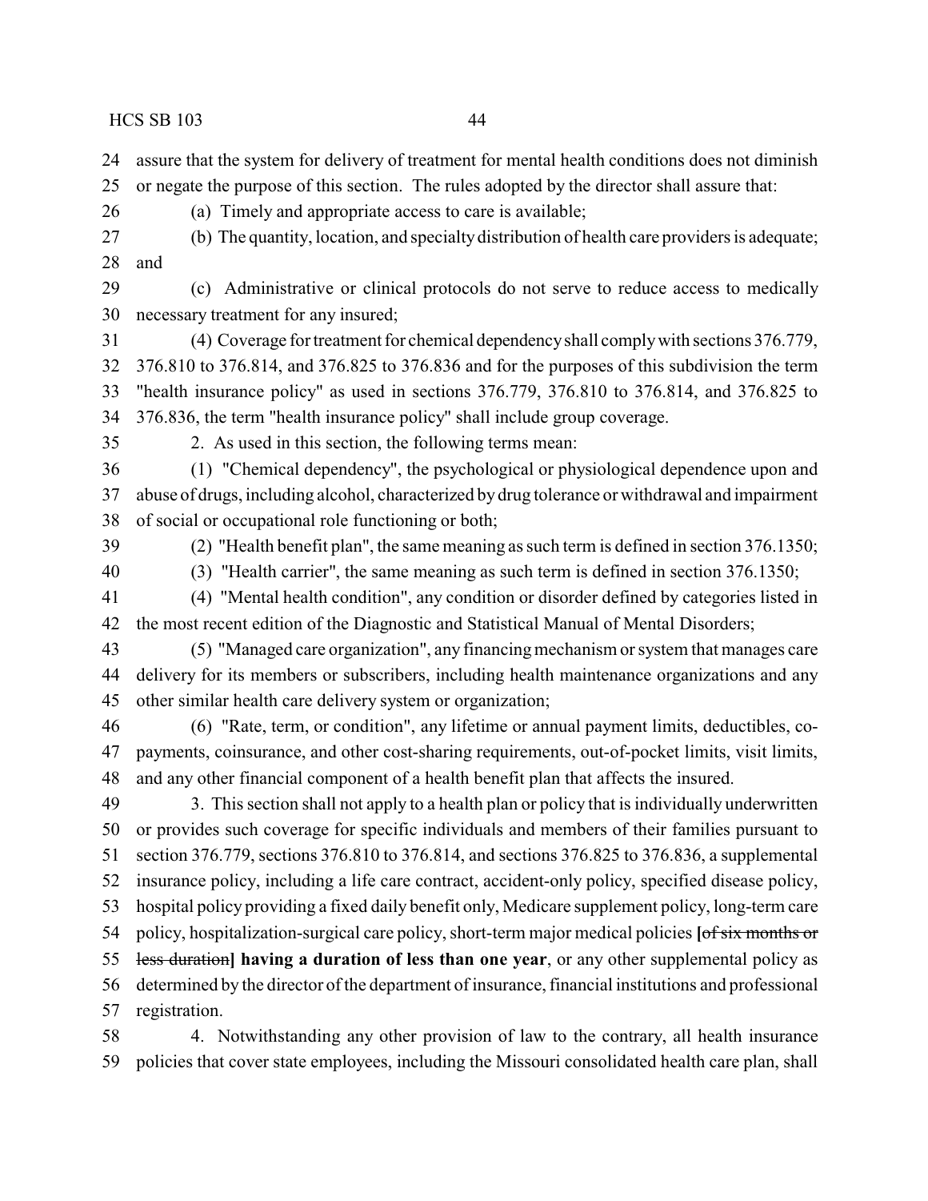assure that the system for delivery of treatment for mental health conditions does not diminish or negate the purpose of this section. The rules adopted by the director shall assure that:

(a) Timely and appropriate access to care is available;

(b) The quantity, location, and specialty distribution of health care providers is adequate; and

(c) Administrative or clinical protocols do not serve to reduce access to medically necessary treatment for any insured;

(4) Coverage for treatment for chemical dependency shall comply with sections 376.779, 376.810 to 376.814, and 376.825 to 376.836 and for the purposes of this subdivision the term "health insurance policy" as used in sections 376.779, 376.810 to 376.814, and 376.825 to 376.836, the term "health insurance policy" shall include group coverage.

2. As used in this section, the following terms mean:

(1) "Chemical dependency", the psychological or physiological dependence upon and abuse of drugs, including alcohol, characterized by drug tolerance or withdrawal and impairment of social or occupational role functioning or both;

(2) "Health benefit plan", the same meaning as such term is defined in section 376.1350;

(3) "Health carrier", the same meaning as such term is defined in section 376.1350;

(4) "Mental health condition", any condition or disorder defined by categories listed in the most recent edition of the Diagnostic and Statistical Manual of Mental Disorders;

(5) "Managed care organization", any financing mechanism or system that manages care delivery for its members or subscribers, including health maintenance organizations and any other similar health care delivery system or organization;

(6) "Rate, term, or condition", any lifetime or annual payment limits, deductibles, co-payments, coinsurance, and other cost-sharing requirements, out-of-pocket limits, visit limits, and any other financial component of a health benefit plan that affects the insured.

3. This section shall not apply to a health plan or policy that is individually underwritten or provides such coverage for specific individuals and members of their families pursuant to section 376.779, sections 376.810 to 376.814, and sections 376.825 to 376.836, a supplemental insurance policy, including a life care contract, accident-only policy, specified disease policy, hospital policy providing a fixed daily benefit only, Medicare supplement policy, long-term care policy, hospitalization-surgical care policy, short-term major medical policies [~~of six months or less duration~~] **having a duration of less than one year**, or any other supplemental policy as determined by the director of the department of insurance, financial institutions and professional registration.

4. Notwithstanding any other provision of law to the contrary, all health insurance policies that cover state employees, including the Missouri consolidated health care plan, shall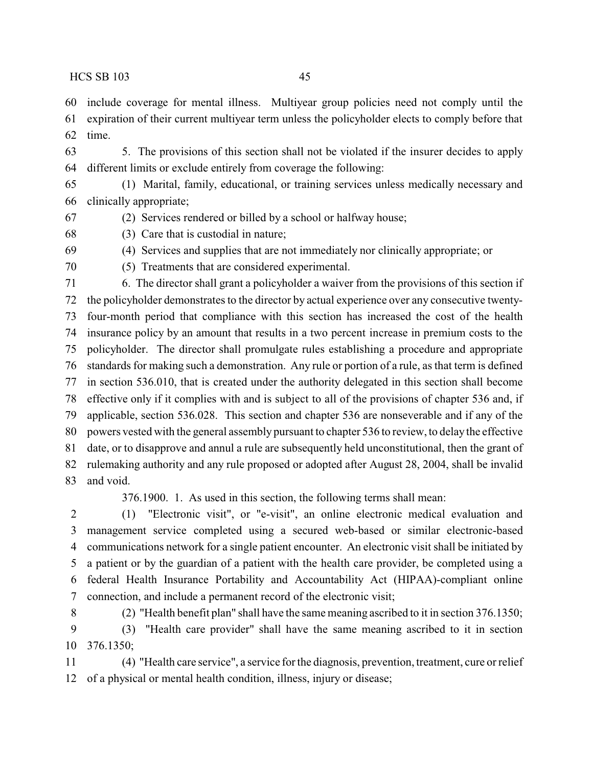include coverage for mental illness. Multiyear group policies need not comply until the expiration of their current multiyear term unless the policyholder elects to comply before that time.

5. The provisions of this section shall not be violated if the insurer decides to apply different limits or exclude entirely from coverage the following:

(1) Marital, family, educational, or training services unless medically necessary and clinically appropriate;

(2) Services rendered or billed by a school or halfway house;

(3) Care that is custodial in nature;

(4) Services and supplies that are not immediately nor clinically appropriate; or

(5) Treatments that are considered experimental.

6. The director shall grant a policyholder a waiver from the provisions of this section if the policyholder demonstrates to the director by actual experience over any consecutive twenty-four-month period that compliance with this section has increased the cost of the health insurance policy by an amount that results in a two percent increase in premium costs to the policyholder. The director shall promulgate rules establishing a procedure and appropriate standards for making such a demonstration. Any rule or portion of a rule, as that term is defined in section 536.010, that is created under the authority delegated in this section shall become effective only if it complies with and is subject to all of the provisions of chapter 536 and, if applicable, section 536.028. This section and chapter 536 are nonseverable and if any of the powers vested with the general assembly pursuant to chapter 536 to review, to delay the effective date, or to disapprove and annul a rule are subsequently held unconstitutional, then the grant of rulemaking authority and any rule proposed or adopted after August 28, 2004, shall be invalid and void.

376.1900. 1. As used in this section, the following terms shall mean:

(1) "Electronic visit", or "e-visit", an online electronic medical evaluation and management service completed using a secured web-based or similar electronic-based communications network for a single patient encounter. An electronic visit shall be initiated by a patient or by the guardian of a patient with the health care provider, be completed using a federal Health Insurance Portability and Accountability Act (HIPAA)-compliant online connection, and include a permanent record of the electronic visit;

(2) "Health benefit plan" shall have the same meaning ascribed to it in section 376.1350;

(3) "Health care provider" shall have the same meaning ascribed to it in section 376.1350;

(4) "Health care service", a service for the diagnosis, prevention, treatment, cure or relief of a physical or mental health condition, illness, injury or disease;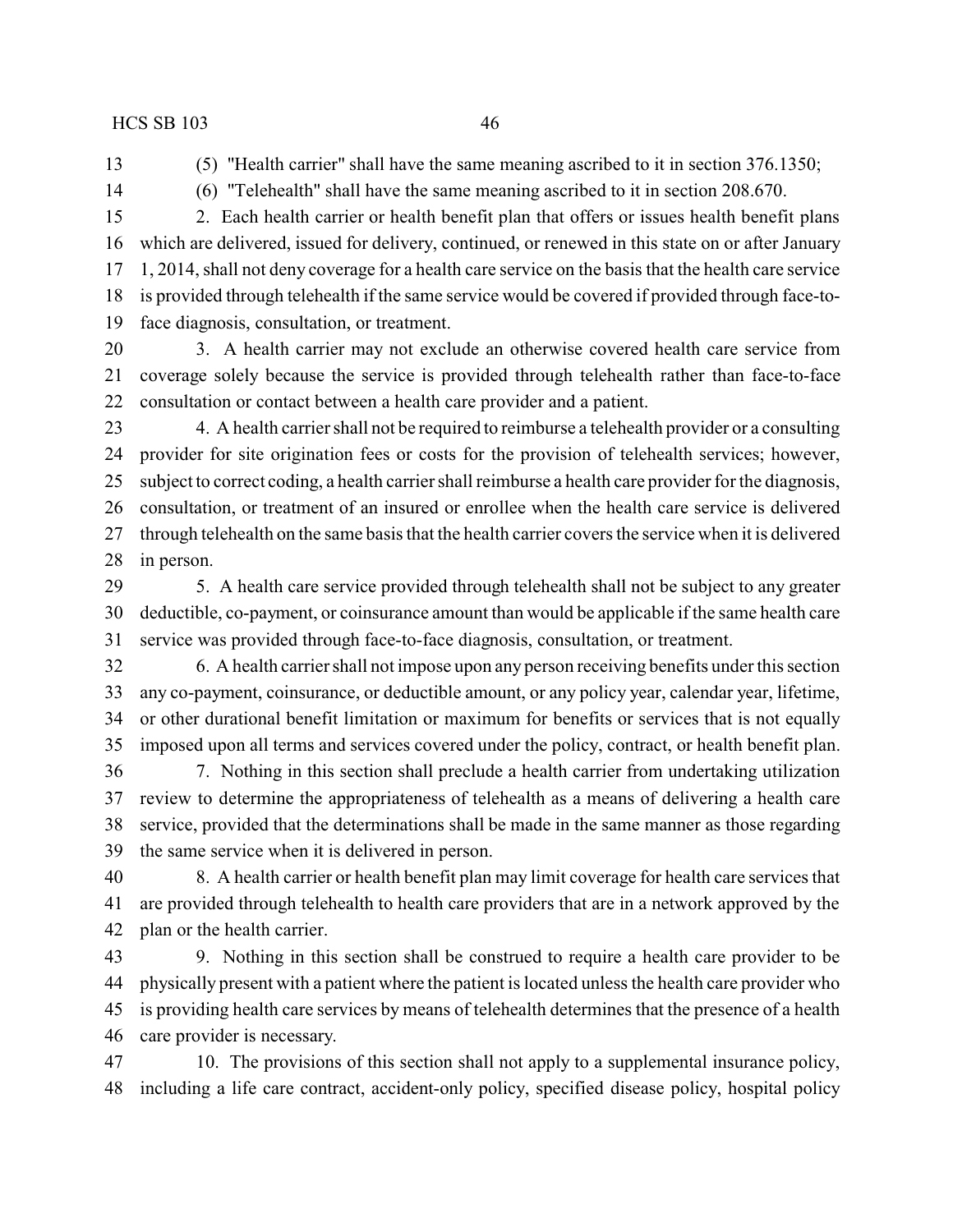(5) "Health carrier" shall have the same meaning ascribed to it in section 376.1350;

(6) "Telehealth" shall have the same meaning ascribed to it in section 208.670.

2. Each health carrier or health benefit plan that offers or issues health benefit plans which are delivered, issued for delivery, continued, or renewed in this state on or after January 1, 2014, shall not deny coverage for a health care service on the basis that the health care service is provided through telehealth if the same service would be covered if provided through face-to-face diagnosis, consultation, or treatment.

3. A health carrier may not exclude an otherwise covered health care service from coverage solely because the service is provided through telehealth rather than face-to-face consultation or contact between a health care provider and a patient.

4. A health carrier shall not be required to reimburse a telehealth provider or a consulting provider for site origination fees or costs for the provision of telehealth services; however, subject to correct coding, a health carrier shall reimburse a health care provider for the diagnosis, consultation, or treatment of an insured or enrollee when the health care service is delivered through telehealth on the same basis that the health carrier covers the service when it is delivered in person.

5. A health care service provided through telehealth shall not be subject to any greater deductible, co-payment, or coinsurance amount than would be applicable if the same health care service was provided through face-to-face diagnosis, consultation, or treatment.

6. A health carrier shall not impose upon any person receiving benefits under this section any co-payment, coinsurance, or deductible amount, or any policy year, calendar year, lifetime, or other durational benefit limitation or maximum for benefits or services that is not equally imposed upon all terms and services covered under the policy, contract, or health benefit plan.

7. Nothing in this section shall preclude a health carrier from undertaking utilization review to determine the appropriateness of telehealth as a means of delivering a health care service, provided that the determinations shall be made in the same manner as those regarding the same service when it is delivered in person.

8. A health carrier or health benefit plan may limit coverage for health care services that are provided through telehealth to health care providers that are in a network approved by the plan or the health carrier.

9. Nothing in this section shall be construed to require a health care provider to be physically present with a patient where the patient is located unless the health care provider who is providing health care services by means of telehealth determines that the presence of a health care provider is necessary.

10. The provisions of this section shall not apply to a supplemental insurance policy, including a life care contract, accident-only policy, specified disease policy, hospital policy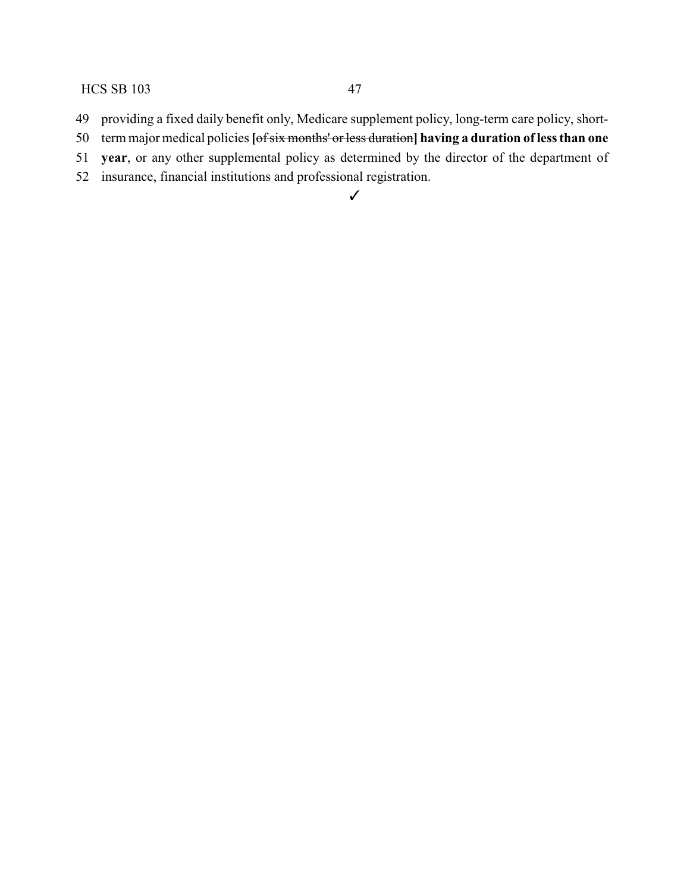49 providing a fixed daily benefit only, Medicare supplement policy, long-term care policy, short-
50 term major medical policies [~~of six months' or less duration~~] **having a duration of less than one**
51 **year**, or any other supplemental policy as determined by the director of the department of
52 insurance, financial institutions and professional registration.

✓